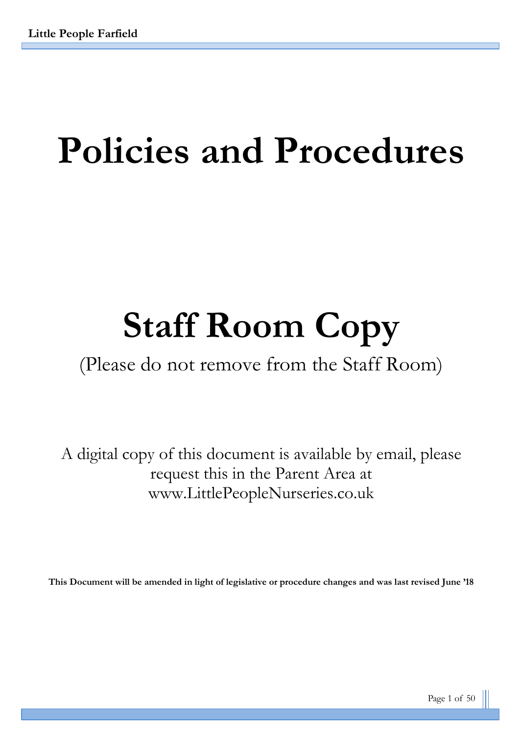# Policies and Procedures

# Staff Room Copy

(Please do not remove from the Staff Room)

A digital copy of this document is available by email, please request this in the Parent Area at www.LittlePeopleNurseries.co.uk

**This Document will be amended in light of legislative or procedure changes and was last revised June '18**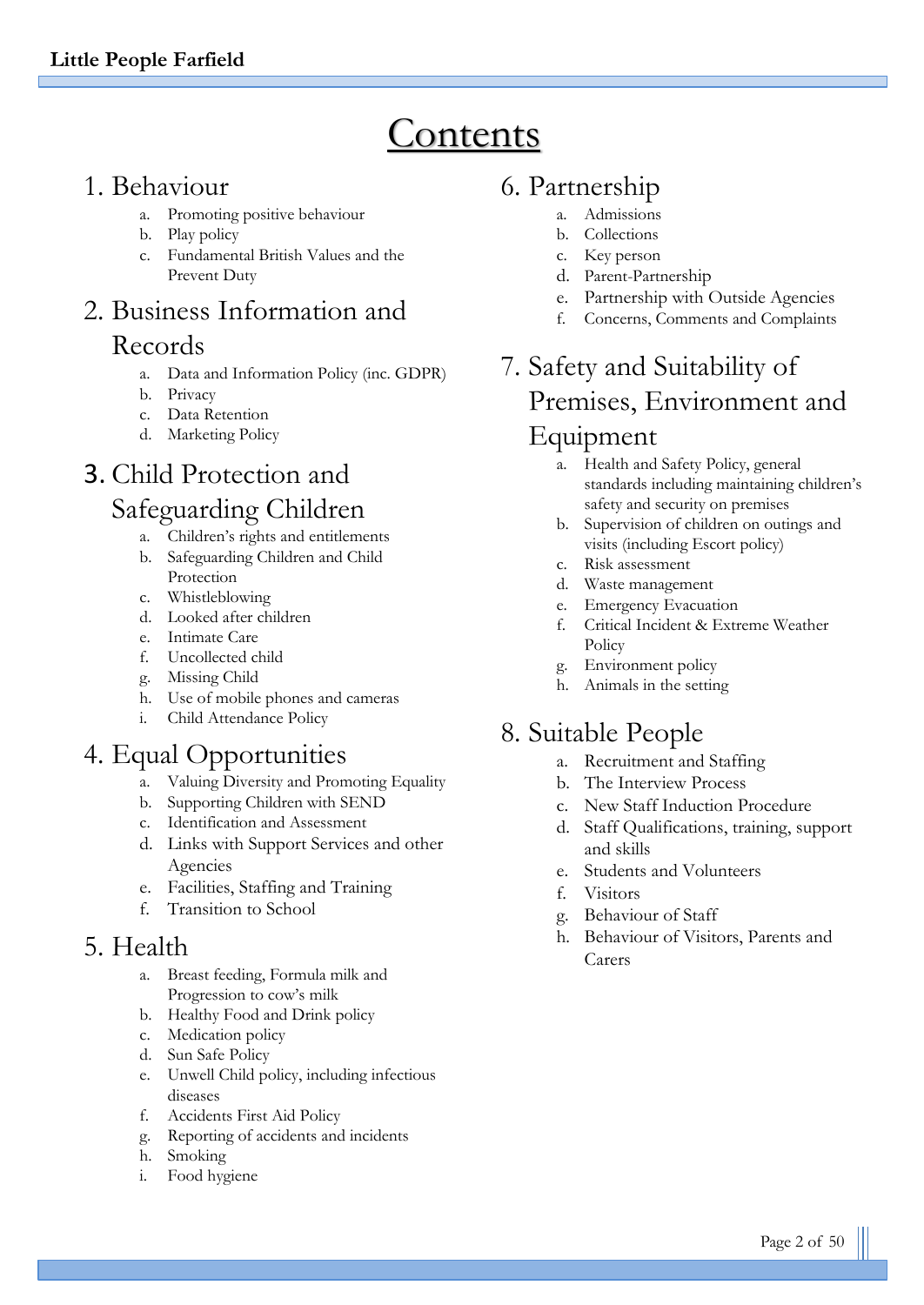# Contents

## 1. Behaviour

a. Promoting positive behaviour
b. Play policy
c. Fundamental British Values and the Prevent Duty

## 2. Business Information and Records

a. Data and Information Policy (inc. GDPR)
b. Privacy
c. Data Retention
d. Marketing Policy

## 3. Child Protection and Safeguarding Children

a. Children's rights and entitlements
b. Safeguarding Children and Child Protection
c. Whistleblowing
d. Looked after children
e. Intimate Care
f. Uncollected child
g. Missing Child
h. Use of mobile phones and cameras
i. Child Attendance Policy

## 4. Equal Opportunities

a. Valuing Diversity and Promoting Equality
b. Supporting Children with SEND
c. Identification and Assessment
d. Links with Support Services and other Agencies
e. Facilities, Staffing and Training
f. Transition to School

## 5. Health

a. Breast feeding, Formula milk and Progression to cow's milk
b. Healthy Food and Drink policy
c. Medication policy
d. Sun Safe Policy
e. Unwell Child policy, including infectious diseases
f. Accidents First Aid Policy
g. Reporting of accidents and incidents
h. Smoking
i. Food hygiene

## 6. Partnership

a. Admissions
b. Collections
c. Key person
d. Parent-Partnership
e. Partnership with Outside Agencies
f. Concerns, Comments and Complaints

## 7. Safety and Suitability of Premises, Environment and Equipment

a. Health and Safety Policy, general standards including maintaining children's safety and security on premises
b. Supervision of children on outings and visits (including Escort policy)
c. Risk assessment
d. Waste management
e. Emergency Evacuation
f. Critical Incident & Extreme Weather Policy
g. Environment policy
h. Animals in the setting

## 8. Suitable People

a. Recruitment and Staffing
b. The Interview Process
c. New Staff Induction Procedure
d. Staff Qualifications, training, support and skills
e. Students and Volunteers
f. Visitors
g. Behaviour of Staff
h. Behaviour of Visitors, Parents and Carers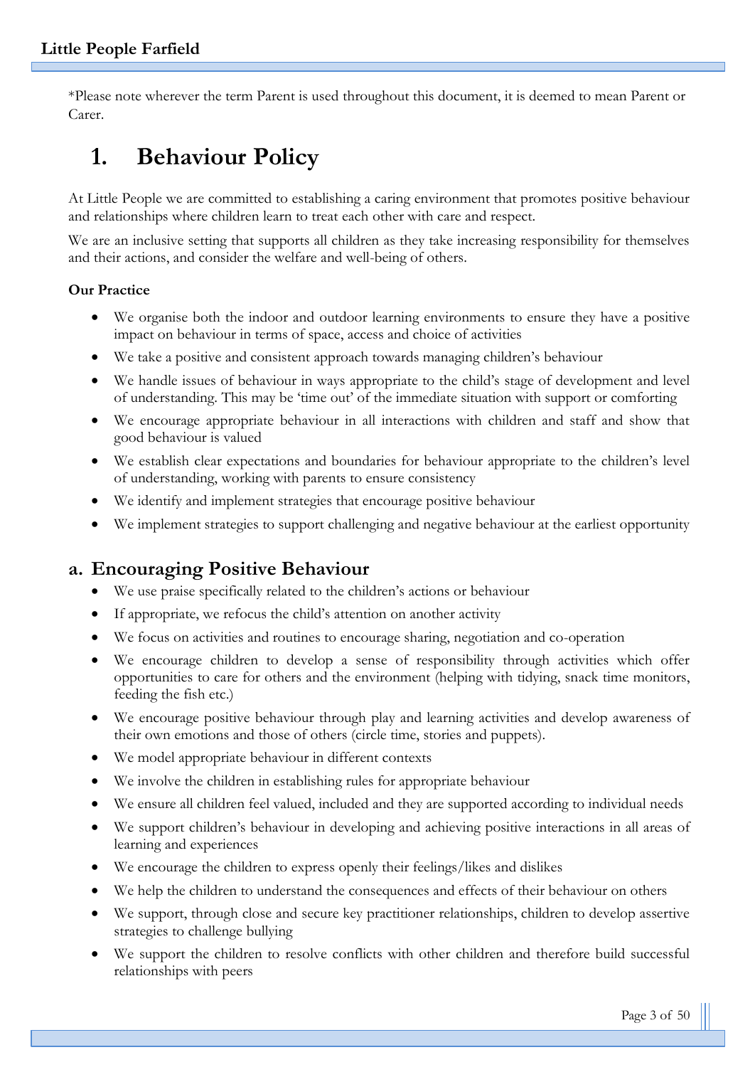*Please note wherever the term Parent is used throughout this document, it is deemed to mean Parent or Carer.

# 1. Behaviour Policy

At Little People we are committed to establishing a caring environment that promotes positive behaviour and relationships where children learn to treat each other with care and respect.

We are an inclusive setting that supports all children as they take increasing responsibility for themselves and their actions, and consider the welfare and well-being of others.

**Our Practice**

- We organise both the indoor and outdoor learning environments to ensure they have a positive impact on behaviour in terms of space, access and choice of activities
- We take a positive and consistent approach towards managing children's behaviour
- We handle issues of behaviour in ways appropriate to the child's stage of development and level of understanding. This may be 'time out' of the immediate situation with support or comforting
- We encourage appropriate behaviour in all interactions with children and staff and show that good behaviour is valued
- We establish clear expectations and boundaries for behaviour appropriate to the children's level of understanding, working with parents to ensure consistency
- We identify and implement strategies that encourage positive behaviour
- We implement strategies to support challenging and negative behaviour at the earliest opportunity

## a. Encouraging Positive Behaviour

- We use praise specifically related to the children's actions or behaviour
- If appropriate, we refocus the child's attention on another activity
- We focus on activities and routines to encourage sharing, negotiation and co-operation
- We encourage children to develop a sense of responsibility through activities which offer opportunities to care for others and the environment (helping with tidying, snack time monitors, feeding the fish etc.)
- We encourage positive behaviour through play and learning activities and develop awareness of their own emotions and those of others (circle time, stories and puppets).
- We model appropriate behaviour in different contexts
- We involve the children in establishing rules for appropriate behaviour
- We ensure all children feel valued, included and they are supported according to individual needs
- We support children's behaviour in developing and achieving positive interactions in all areas of learning and experiences
- We encourage the children to express openly their feelings/likes and dislikes
- We help the children to understand the consequences and effects of their behaviour on others
- We support, through close and secure key practitioner relationships, children to develop assertive strategies to challenge bullying
- We support the children to resolve conflicts with other children and therefore build successful relationships with peers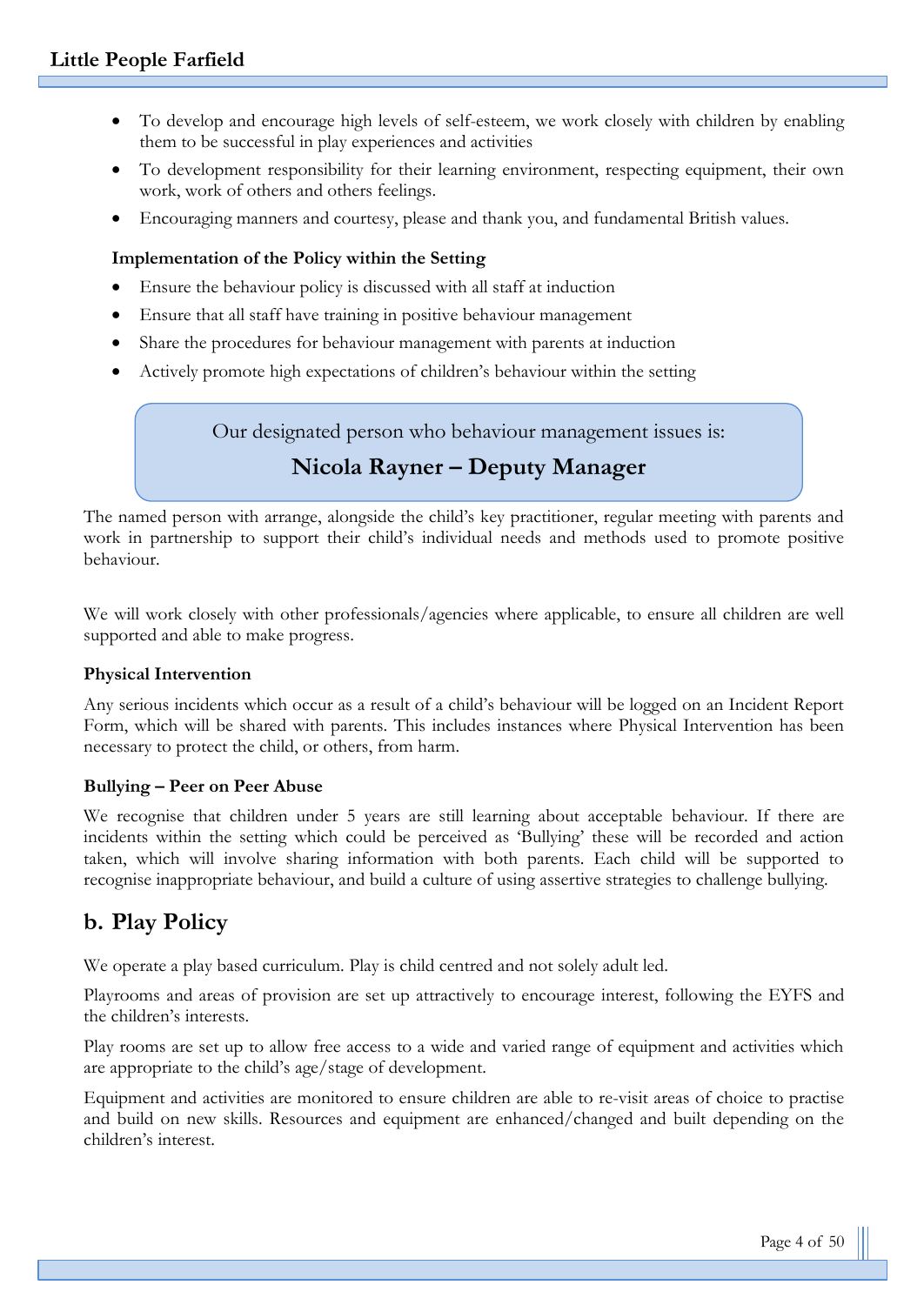- To develop and encourage high levels of self-esteem, we work closely with children by enabling them to be successful in play experiences and activities
- To development responsibility for their learning environment, respecting equipment, their own work, work of others and others feelings.
- Encouraging manners and courtesy, please and thank you, and fundamental British values.

**Implementation of the Policy within the Setting**

- Ensure the behaviour policy is discussed with all staff at induction
- Ensure that all staff have training in positive behaviour management
- Share the procedures for behaviour management with parents at induction
- Actively promote high expectations of children's behaviour within the setting

Our designated person who behaviour management issues is:

**Nicola Rayner – Deputy Manager**

The named person with arrange, alongside the child's key practitioner, regular meeting with parents and work in partnership to support their child's individual needs and methods used to promote positive behaviour.

We will work closely with other professionals/agencies where applicable, to ensure all children are well supported and able to make progress.

**Physical Intervention**

Any serious incidents which occur as a result of a child's behaviour will be logged on an Incident Report Form, which will be shared with parents. This includes instances where Physical Intervention has been necessary to protect the child, or others, from harm.

**Bullying – Peer on Peer Abuse**

We recognise that children under 5 years are still learning about acceptable behaviour. If there are incidents within the setting which could be perceived as 'Bullying' these will be recorded and action taken, which will involve sharing information with both parents. Each child will be supported to recognise inappropriate behaviour, and build a culture of using assertive strategies to challenge bullying.

## b. Play Policy

We operate a play based curriculum. Play is child centred and not solely adult led.

Playrooms and areas of provision are set up attractively to encourage interest, following the EYFS and the children's interests.

Play rooms are set up to allow free access to a wide and varied range of equipment and activities which are appropriate to the child's age/stage of development.

Equipment and activities are monitored to ensure children are able to re-visit areas of choice to practise and build on new skills. Resources and equipment are enhanced/changed and built depending on the children's interest.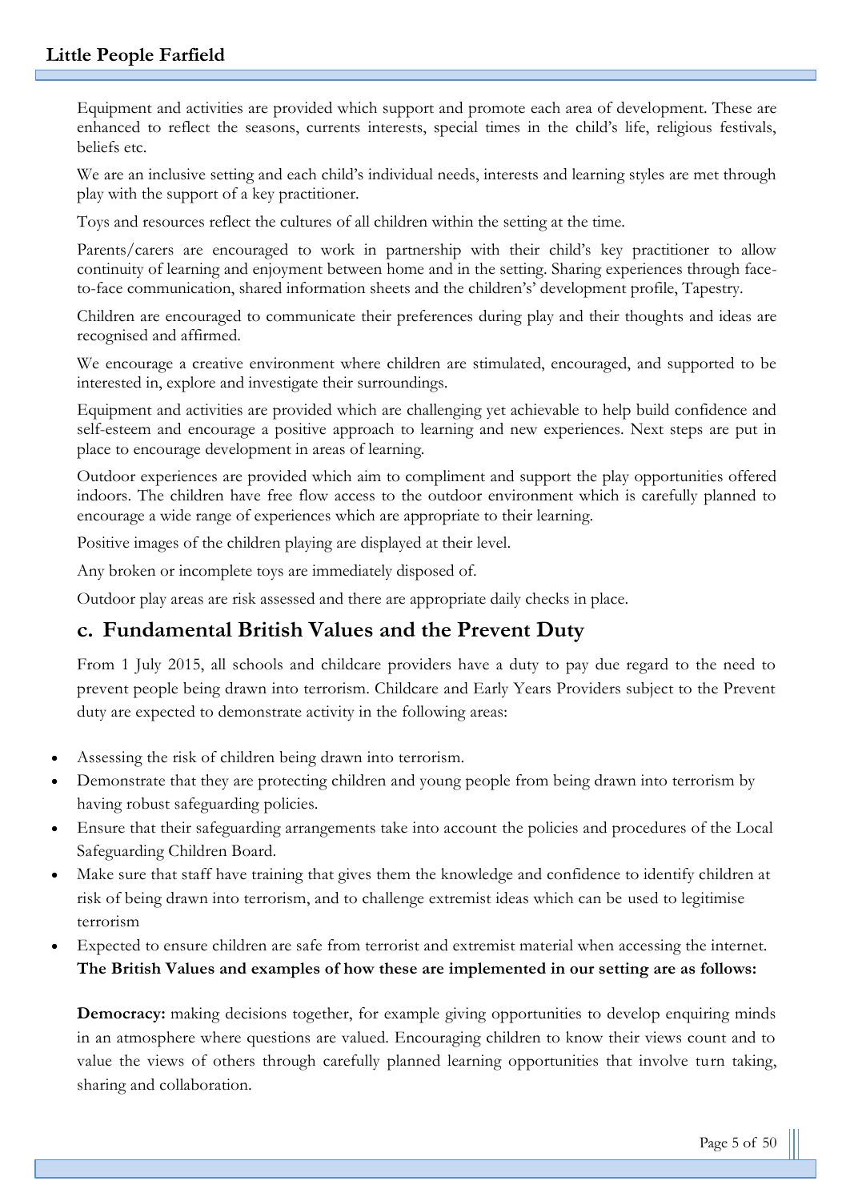Equipment and activities are provided which support and promote each area of development. These are enhanced to reflect the seasons, currents interests, special times in the child's life, religious festivals, beliefs etc.

We are an inclusive setting and each child's individual needs, interests and learning styles are met through play with the support of a key practitioner.

Toys and resources reflect the cultures of all children within the setting at the time.

Parents/carers are encouraged to work in partnership with their child's key practitioner to allow continuity of learning and enjoyment between home and in the setting. Sharing experiences through face-to-face communication, shared information sheets and the childrens' development profile, Tapestry.

Children are encouraged to communicate their preferences during play and their thoughts and ideas are recognised and affirmed.

We encourage a creative environment where children are stimulated, encouraged, and supported to be interested in, explore and investigate their surroundings.

Equipment and activities are provided which are challenging yet achievable to help build confidence and self-esteem and encourage a positive approach to learning and new experiences. Next steps are put in place to encourage development in areas of learning.

Outdoor experiences are provided which aim to compliment and support the play opportunities offered indoors. The children have free flow access to the outdoor environment which is carefully planned to encourage a wide range of experiences which are appropriate to their learning.

Positive images of the children playing are displayed at their level.

Any broken or incomplete toys are immediately disposed of.

Outdoor play areas are risk assessed and there are appropriate daily checks in place.

## c. Fundamental British Values and the Prevent Duty

From 1 July 2015, all schools and childcare providers have a duty to pay due regard to the need to prevent people being drawn into terrorism. Childcare and Early Years Providers subject to the Prevent duty are expected to demonstrate activity in the following areas:

- Assessing the risk of children being drawn into terrorism.
- Demonstrate that they are protecting children and young people from being drawn into terrorism by having robust safeguarding policies.
- Ensure that their safeguarding arrangements take into account the policies and procedures of the Local Safeguarding Children Board.
- Make sure that staff have training that gives them the knowledge and confidence to identify children at risk of being drawn into terrorism, and to challenge extremist ideas which can be used to legitimise terrorism
- Expected to ensure children are safe from terrorist and extremist material when accessing the internet.

**The British Values and examples of how these are implemented in our setting are as follows:**

**Democracy:** making decisions together, for example giving opportunities to develop enquiring minds in an atmosphere where questions are valued. Encouraging children to know their views count and to value the views of others through carefully planned learning opportunities that involve turn taking, sharing and collaboration.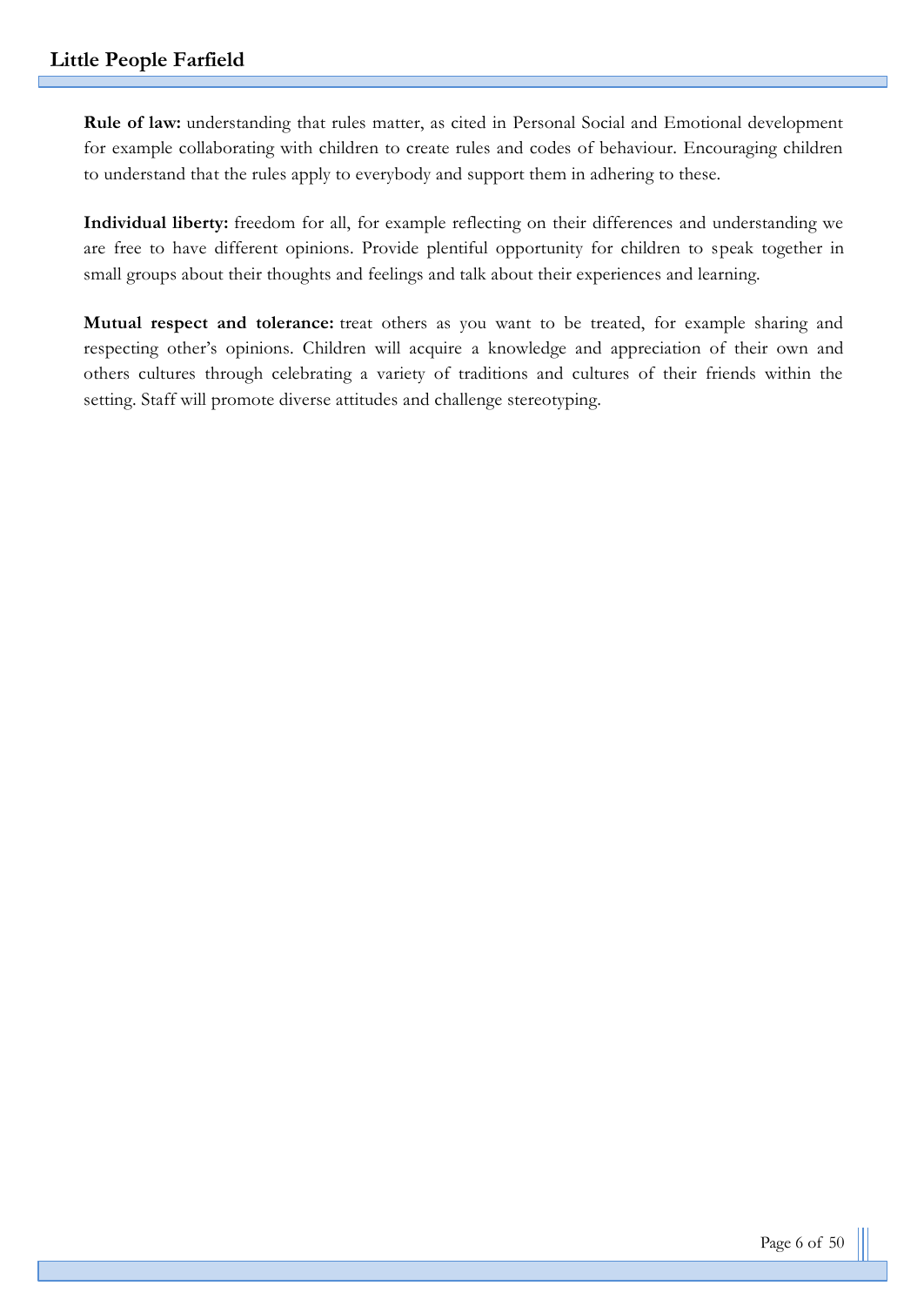**Rule of law:** understanding that rules matter, as cited in Personal Social and Emotional development for example collaborating with children to create rules and codes of behaviour. Encouraging children to understand that the rules apply to everybody and support them in adhering to these.

**Individual liberty:** freedom for all, for example reflecting on their differences and understanding we are free to have different opinions. Provide plentiful opportunity for children to speak together in small groups about their thoughts and feelings and talk about their experiences and learning.

**Mutual respect and tolerance:** treat others as you want to be treated, for example sharing and respecting other's opinions. Children will acquire a knowledge and appreciation of their own and others cultures through celebrating a variety of traditions and cultures of their friends within the setting. Staff will promote diverse attitudes and challenge stereotyping.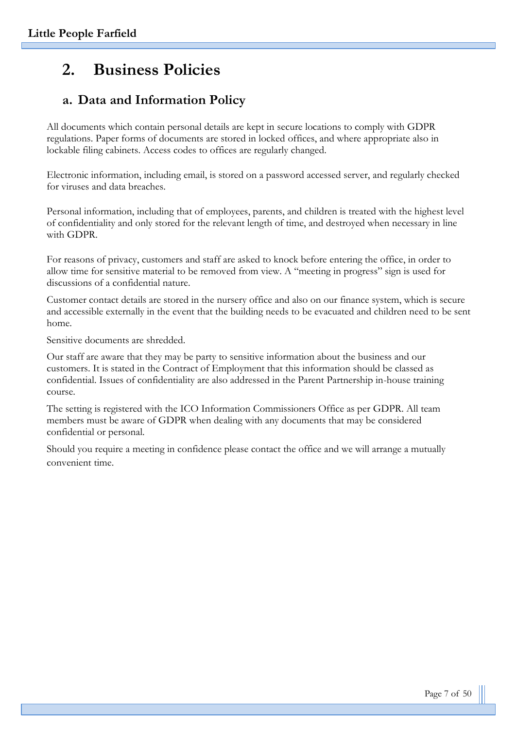# 2. Business Policies

## a. Data and Information Policy

All documents which contain personal details are kept in secure locations to comply with GDPR regulations. Paper forms of documents are stored in locked offices, and where appropriate also in lockable filing cabinets. Access codes to offices are regularly changed.

Electronic information, including email, is stored on a password accessed server, and regularly checked for viruses and data breaches.

Personal information, including that of employees, parents, and children is treated with the highest level of confidentiality and only stored for the relevant length of time, and destroyed when necessary in line with GDPR.

For reasons of privacy, customers and staff are asked to knock before entering the office, in order to allow time for sensitive material to be removed from view. A "meeting in progress" sign is used for discussions of a confidential nature.

Customer contact details are stored in the nursery office and also on our finance system, which is secure and accessible externally in the event that the building needs to be evacuated and children need to be sent home.

Sensitive documents are shredded.

Our staff are aware that they may be party to sensitive information about the business and our customers. It is stated in the Contract of Employment that this information should be classed as confidential. Issues of confidentiality are also addressed in the Parent Partnership in-house training course.

The setting is registered with the ICO Information Commissioners Office as per GDPR. All team members must be aware of GDPR when dealing with any documents that may be considered confidential or personal.

Should you require a meeting in confidence please contact the office and we will arrange a mutually convenient time.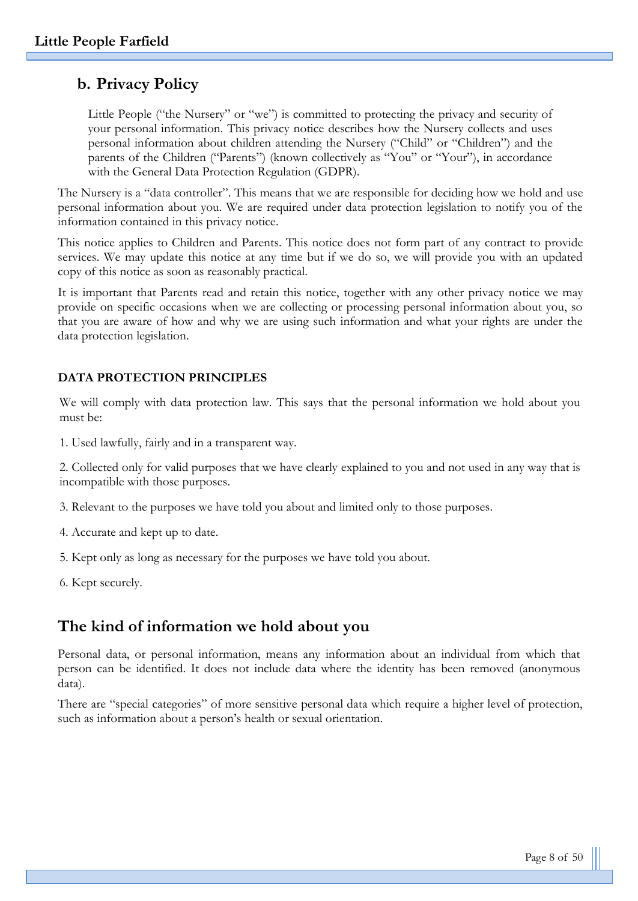## b. Privacy Policy

Little People ("the Nursery" or "we") is committed to protecting the privacy and security of your personal information. This privacy notice describes how the Nursery collects and uses personal information about children attending the Nursery ("Child" or "Children") and the parents of the Children ("Parents") (known collectively as "You" or "Your"), in accordance with the General Data Protection Regulation (GDPR).

The Nursery is a "data controller". This means that we are responsible for deciding how we hold and use personal information about you. We are required under data protection legislation to notify you of the information contained in this privacy notice.

This notice applies to Children and Parents. This notice does not form part of any contract to provide services. We may update this notice at any time but if we do so, we will provide you with an updated copy of this notice as soon as reasonably practical.

It is important that Parents read and retain this notice, together with any other privacy notice we may provide on specific occasions when we are collecting or processing personal information about you, so that you are aware of how and why we are using such information and what your rights are under the data protection legislation.

**DATA PROTECTION PRINCIPLES**

We will comply with data protection law. This says that the personal information we hold about you must be:

1. Used lawfully, fairly and in a transparent way.

2. Collected only for valid purposes that we have clearly explained to you and not used in any way that is incompatible with those purposes.

3. Relevant to the purposes we have told you about and limited only to those purposes.

4. Accurate and kept up to date.

5. Kept only as long as necessary for the purposes we have told you about.

6. Kept securely.

## The kind of information we hold about you

Personal data, or personal information, means any information about an individual from which that person can be identified. It does not include data where the identity has been removed (anonymous data).

There are "special categories" of more sensitive personal data which require a higher level of protection, such as information about a person's health or sexual orientation.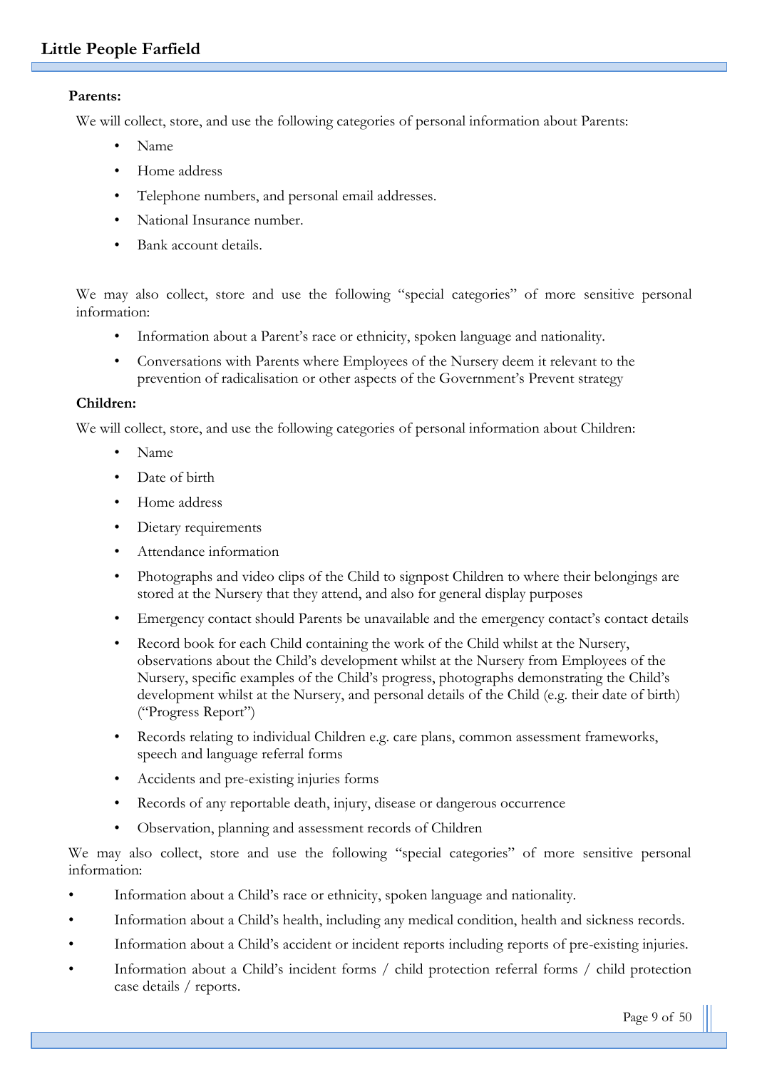**Parents:**

We will collect, store, and use the following categories of personal information about Parents:

- Name
- Home address
- Telephone numbers, and personal email addresses.
- National Insurance number.
- Bank account details.

We may also collect, store and use the following "special categories" of more sensitive personal information:

- Information about a Parent's race or ethnicity, spoken language and nationality.
- Conversations with Parents where Employees of the Nursery deem it relevant to the prevention of radicalisation or other aspects of the Government's Prevent strategy

**Children:**

We will collect, store, and use the following categories of personal information about Children:

- Name
- Date of birth
- Home address
- Dietary requirements
- Attendance information
- Photographs and video clips of the Child to signpost Children to where their belongings are stored at the Nursery that they attend, and also for general display purposes
- Emergency contact should Parents be unavailable and the emergency contact's contact details
- Record book for each Child containing the work of the Child whilst at the Nursery, observations about the Child's development whilst at the Nursery from Employees of the Nursery, specific examples of the Child's progress, photographs demonstrating the Child's development whilst at the Nursery, and personal details of the Child (e.g. their date of birth) ("Progress Report")
- Records relating to individual Children e.g. care plans, common assessment frameworks, speech and language referral forms
- Accidents and pre-existing injuries forms
- Records of any reportable death, injury, disease or dangerous occurrence
- Observation, planning and assessment records of Children

We may also collect, store and use the following "special categories" of more sensitive personal information:

- Information about a Child's race or ethnicity, spoken language and nationality.
- Information about a Child's health, including any medical condition, health and sickness records.
- Information about a Child's accident or incident reports including reports of pre-existing injuries.
- Information about a Child's incident forms / child protection referral forms / child protection case details / reports.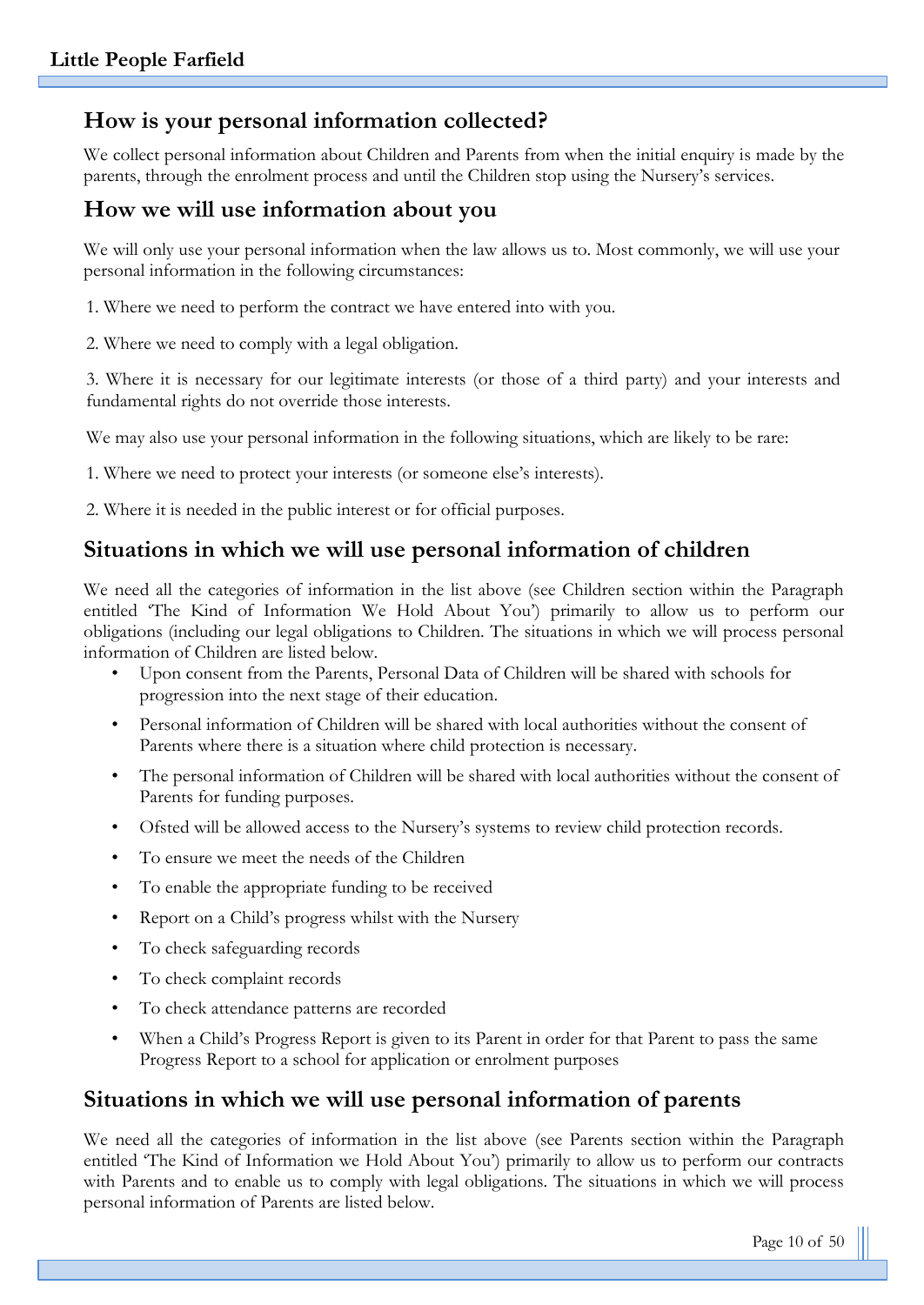## How is your personal information collected?

We collect personal information about Children and Parents from when the initial enquiry is made by the parents, through the enrolment process and until the Children stop using the Nursery's services.

## How we will use information about you

We will only use your personal information when the law allows us to. Most commonly, we will use your personal information in the following circumstances:

1. Where we need to perform the contract we have entered into with you.

2. Where we need to comply with a legal obligation.

3. Where it is necessary for our legitimate interests (or those of a third party) and your interests and fundamental rights do not override those interests.

We may also use your personal information in the following situations, which are likely to be rare:

1. Where we need to protect your interests (or someone else's interests).

2. Where it is needed in the public interest or for official purposes.

## Situations in which we will use personal information of children

We need all the categories of information in the list above (see Children section within the Paragraph entitled 'The Kind of Information We Hold About You') primarily to allow us to perform our obligations (including our legal obligations to Children. The situations in which we will process personal information of Children are listed below.

- Upon consent from the Parents, Personal Data of Children will be shared with schools for progression into the next stage of their education.
- Personal information of Children will be shared with local authorities without the consent of Parents where there is a situation where child protection is necessary.
- The personal information of Children will be shared with local authorities without the consent of Parents for funding purposes.
- Ofsted will be allowed access to the Nursery's systems to review child protection records.
- To ensure we meet the needs of the Children
- To enable the appropriate funding to be received
- Report on a Child's progress whilst with the Nursery
- To check safeguarding records
- To check complaint records
- To check attendance patterns are recorded
- When a Child's Progress Report is given to its Parent in order for that Parent to pass the same Progress Report to a school for application or enrolment purposes

## Situations in which we will use personal information of parents

We need all the categories of information in the list above (see Parents section within the Paragraph entitled 'The Kind of Information we Hold About You') primarily to allow us to perform our contracts with Parents and to enable us to comply with legal obligations. The situations in which we will process personal information of Parents are listed below.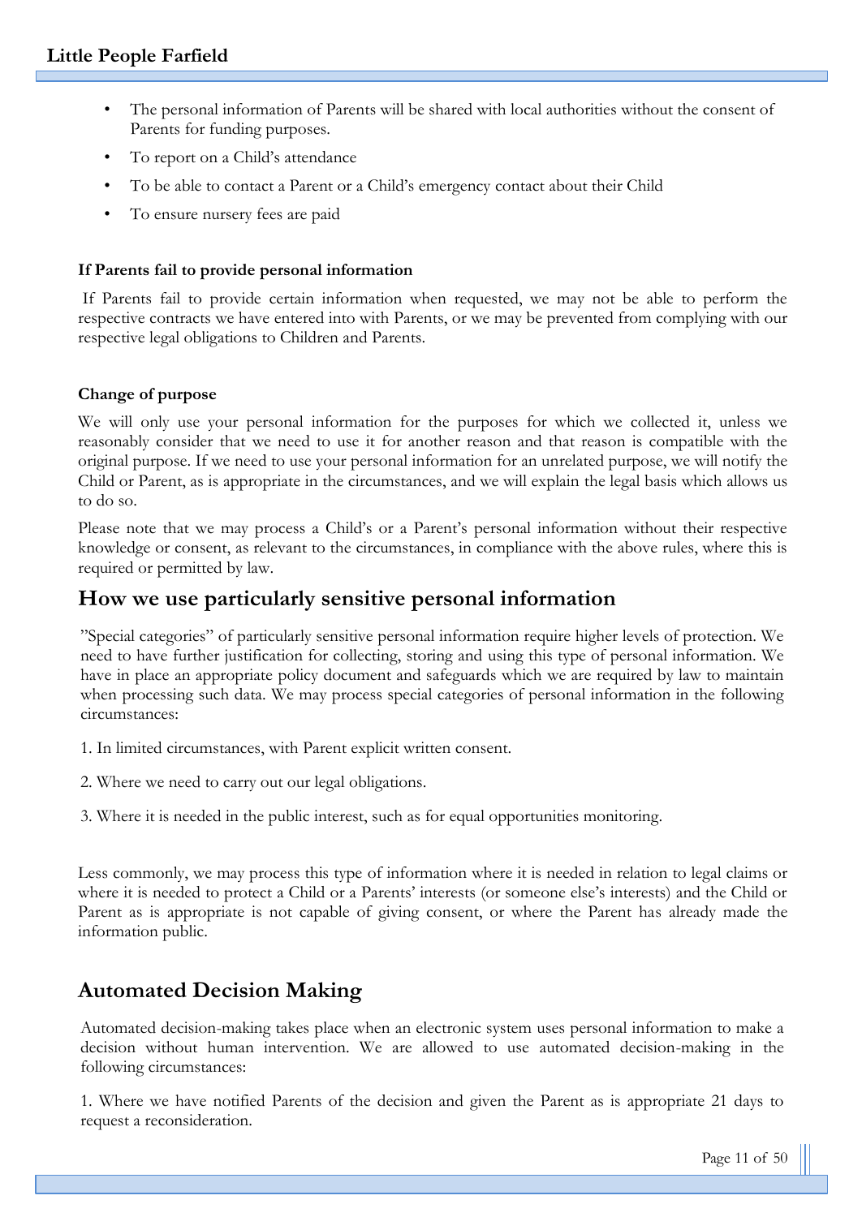- The personal information of Parents will be shared with local authorities without the consent of Parents for funding purposes.
- To report on a Child's attendance
- To be able to contact a Parent or a Child's emergency contact about their Child
- To ensure nursery fees are paid

#### If Parents fail to provide personal information

If Parents fail to provide certain information when requested, we may not be able to perform the respective contracts we have entered into with Parents, or we may be prevented from complying with our respective legal obligations to Children and Parents.

#### Change of purpose

We will only use your personal information for the purposes for which we collected it, unless we reasonably consider that we need to use it for another reason and that reason is compatible with the original purpose. If we need to use your personal information for an unrelated purpose, we will notify the Child or Parent, as is appropriate in the circumstances, and we will explain the legal basis which allows us to do so.

Please note that we may process a Child's or a Parent's personal information without their respective knowledge or consent, as relevant to the circumstances, in compliance with the above rules, where this is required or permitted by law.

## How we use particularly sensitive personal information

"Special categories" of particularly sensitive personal information require higher levels of protection. We need to have further justification for collecting, storing and using this type of personal information. We have in place an appropriate policy document and safeguards which we are required by law to maintain when processing such data. We may process special categories of personal information in the following circumstances:

1. In limited circumstances, with Parent explicit written consent.

2. Where we need to carry out our legal obligations.

3. Where it is needed in the public interest, such as for equal opportunities monitoring.

Less commonly, we may process this type of information where it is needed in relation to legal claims or where it is needed to protect a Child or a Parents' interests (or someone else's interests) and the Child or Parent as is appropriate is not capable of giving consent, or where the Parent has already made the information public.

## Automated Decision Making

Automated decision-making takes place when an electronic system uses personal information to make a decision without human intervention. We are allowed to use automated decision-making in the following circumstances:

1. Where we have notified Parents of the decision and given the Parent as is appropriate 21 days to request a reconsideration.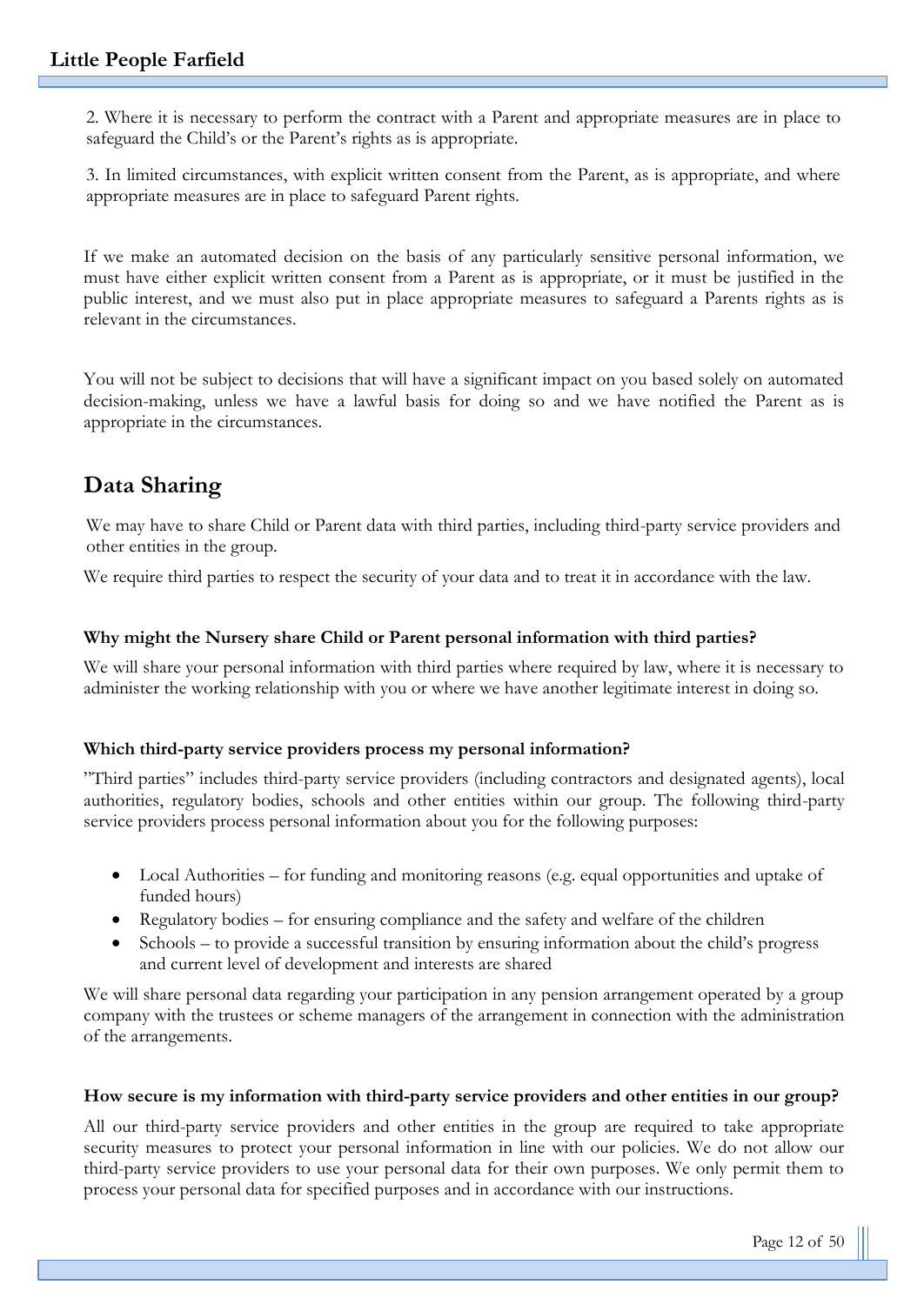2. Where it is necessary to perform the contract with a Parent and appropriate measures are in place to safeguard the Child's or the Parent's rights as is appropriate.

3. In limited circumstances, with explicit written consent from the Parent, as is appropriate, and where appropriate measures are in place to safeguard Parent rights.

If we make an automated decision on the basis of any particularly sensitive personal information, we must have either explicit written consent from a Parent as is appropriate, or it must be justified in the public interest, and we must also put in place appropriate measures to safeguard a Parents rights as is relevant in the circumstances.

You will not be subject to decisions that will have a significant impact on you based solely on automated decision-making, unless we have a lawful basis for doing so and we have notified the Parent as is appropriate in the circumstances.

## Data Sharing

We may have to share Child or Parent data with third parties, including third-party service providers and other entities in the group.

We require third parties to respect the security of your data and to treat it in accordance with the law.

**Why might the Nursery share Child or Parent personal information with third parties?**

We will share your personal information with third parties where required by law, where it is necessary to administer the working relationship with you or where we have another legitimate interest in doing so.

**Which third-party service providers process my personal information?**

"Third parties" includes third-party service providers (including contractors and designated agents), local authorities, regulatory bodies, schools and other entities within our group. The following third-party service providers process personal information about you for the following purposes:

- Local Authorities – for funding and monitoring reasons (e.g. equal opportunities and uptake of funded hours)
- Regulatory bodies – for ensuring compliance and the safety and welfare of the children
- Schools – to provide a successful transition by ensuring information about the child's progress and current level of development and interests are shared

We will share personal data regarding your participation in any pension arrangement operated by a group company with the trustees or scheme managers of the arrangement in connection with the administration of the arrangements.

**How secure is my information with third-party service providers and other entities in our group?**

All our third-party service providers and other entities in the group are required to take appropriate security measures to protect your personal information in line with our policies. We do not allow our third-party service providers to use your personal data for their own purposes. We only permit them to process your personal data for specified purposes and in accordance with our instructions.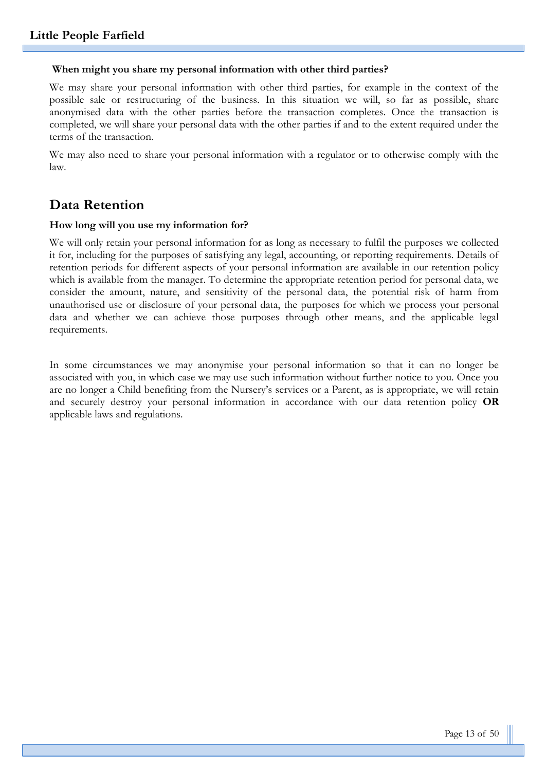**When might you share my personal information with other third parties?**

We may share your personal information with other third parties, for example in the context of the possible sale or restructuring of the business. In this situation we will, so far as possible, share anonymised data with the other parties before the transaction completes. Once the transaction is completed, we will share your personal data with the other parties if and to the extent required under the terms of the transaction.

We may also need to share your personal information with a regulator or to otherwise comply with the law.

## Data Retention

**How long will you use my information for?**

We will only retain your personal information for as long as necessary to fulfil the purposes we collected it for, including for the purposes of satisfying any legal, accounting, or reporting requirements. Details of retention periods for different aspects of your personal information are available in our retention policy which is available from the manager. To determine the appropriate retention period for personal data, we consider the amount, nature, and sensitivity of the personal data, the potential risk of harm from unauthorised use or disclosure of your personal data, the purposes for which we process your personal data and whether we can achieve those purposes through other means, and the applicable legal requirements.

In some circumstances we may anonymise your personal information so that it can no longer be associated with you, in which case we may use such information without further notice to you. Once you are no longer a Child benefiting from the Nursery's services or a Parent, as is appropriate, we will retain and securely destroy your personal information in accordance with our data retention policy **OR** applicable laws and regulations.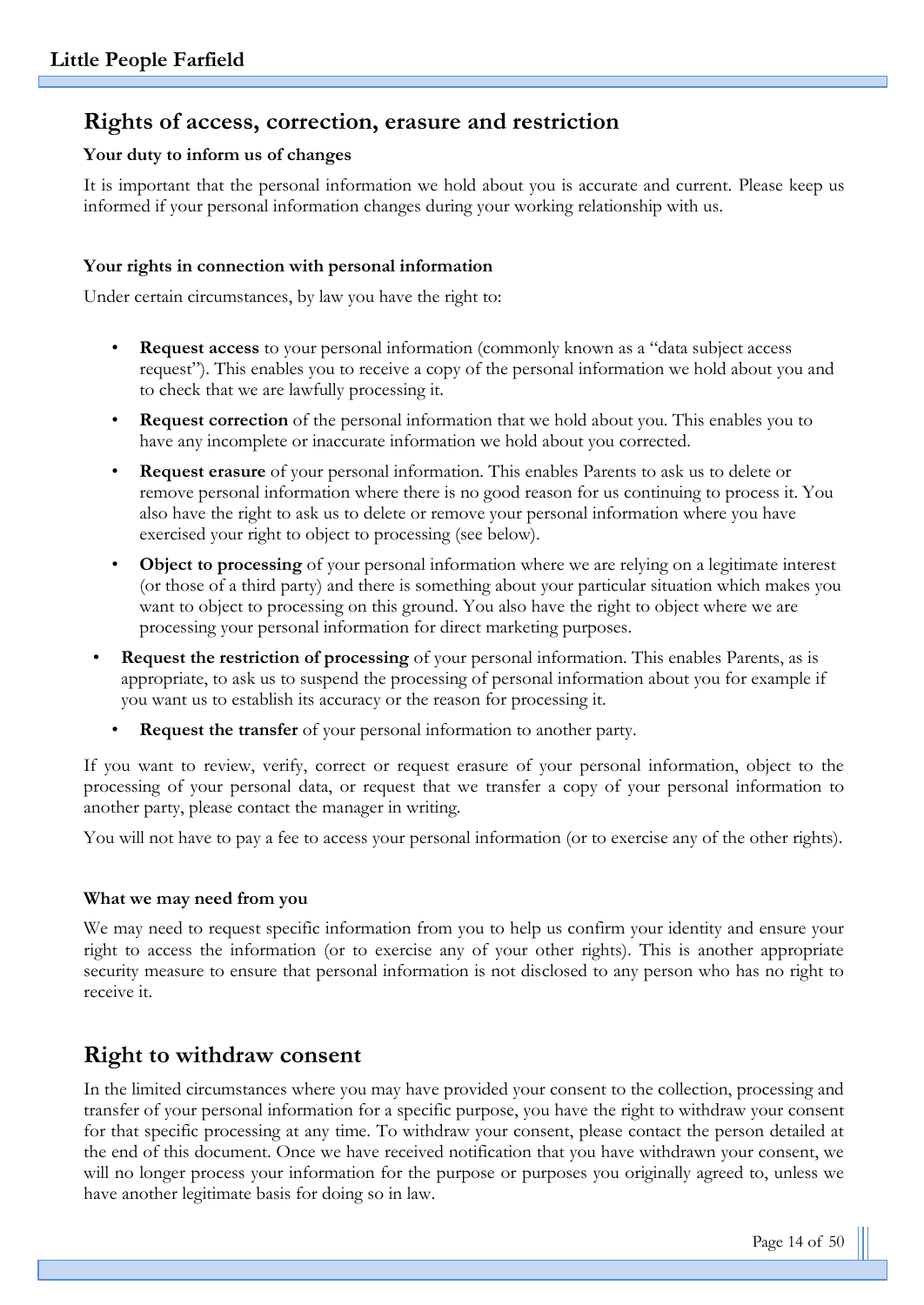## Rights of access, correction, erasure and restriction

**Your duty to inform us of changes**

It is important that the personal information we hold about you is accurate and current. Please keep us informed if your personal information changes during your working relationship with us.

**Your rights in connection with personal information**

Under certain circumstances, by law you have the right to:

- **Request access** to your personal information (commonly known as a "data subject access request"). This enables you to receive a copy of the personal information we hold about you and to check that we are lawfully processing it.
- **Request correction** of the personal information that we hold about you. This enables you to have any incomplete or inaccurate information we hold about you corrected.
- **Request erasure** of your personal information. This enables Parents to ask us to delete or remove personal information where there is no good reason for us continuing to process it. You also have the right to ask us to delete or remove your personal information where you have exercised your right to object to processing (see below).
- **Object to processing** of your personal information where we are relying on a legitimate interest (or those of a third party) and there is something about your particular situation which makes you want to object to processing on this ground. You also have the right to object where we are processing your personal information for direct marketing purposes.
- **Request the restriction of processing** of your personal information. This enables Parents, as is appropriate, to ask us to suspend the processing of personal information about you for example if you want us to establish its accuracy or the reason for processing it.
- **Request the transfer** of your personal information to another party.

If you want to review, verify, correct or request erasure of your personal information, object to the processing of your personal data, or request that we transfer a copy of your personal information to another party, please contact the manager in writing.

You will not have to pay a fee to access your personal information (or to exercise any of the other rights).

**What we may need from you**

We may need to request specific information from you to help us confirm your identity and ensure your right to access the information (or to exercise any of your other rights). This is another appropriate security measure to ensure that personal information is not disclosed to any person who has no right to receive it.

## Right to withdraw consent

In the limited circumstances where you may have provided your consent to the collection, processing and transfer of your personal information for a specific purpose, you have the right to withdraw your consent for that specific processing at any time. To withdraw your consent, please contact the person detailed at the end of this document. Once we have received notification that you have withdrawn your consent, we will no longer process your information for the purpose or purposes you originally agreed to, unless we have another legitimate basis for doing so in law.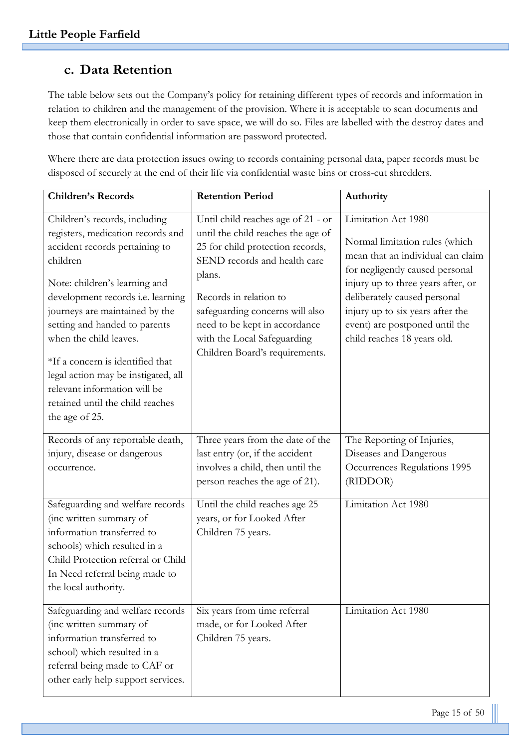## c. Data Retention

The table below sets out the Company's policy for retaining different types of records and information in relation to children and the management of the provision. Where it is acceptable to scan documents and keep them electronically in order to save space, we will do so. Files are labelled with the destroy dates and those that contain confidential information are password protected.

Where there are data protection issues owing to records containing personal data, paper records must be disposed of securely at the end of their life via confidential waste bins or cross-cut shredders.

| Children's Records | Retention Period | Authority |
|---|---|---|
| Children's records, including registers, medication records and accident records pertaining to children<br><br>Note: children's learning and development records i.e. learning journeys are maintained by the setting and handed to parents when the child leaves.<br><br>*If a concern is identified that legal action may be instigated, all relevant information will be retained until the child reaches the age of 25. | Until child reaches age of 21 - or until the child reaches the age of 25 for child protection records, SEND records and health care plans.<br><br>Records in relation to safeguarding concerns will also need to be kept in accordance with the Local Safeguarding Children Board's requirements. | Limitation Act 1980<br><br>Normal limitation rules (which mean that an individual can claim for negligently caused personal injury up to three years after, or deliberately caused personal injury up to six years after the event) are postponed until the child reaches 18 years old. |
| Records of any reportable death, injury, disease or dangerous occurrence. | Three years from the date of the last entry (or, if the accident involves a child, then until the person reaches the age of 21). | The Reporting of Injuries, Diseases and Dangerous Occurrences Regulations 1995 (RIDDOR) |
| Safeguarding and welfare records (inc written summary of information transferred to schools) which resulted in a Child Protection referral or Child In Need referral being made to the local authority. | Until the child reaches age 25 years, or for Looked After Children 75 years. | Limitation Act 1980 |
| Safeguarding and welfare records (inc written summary of information transferred to school) which resulted in a referral being made to CAF or other early help support services. | Six years from time referral made, or for Looked After Children 75 years. | Limitation Act 1980 |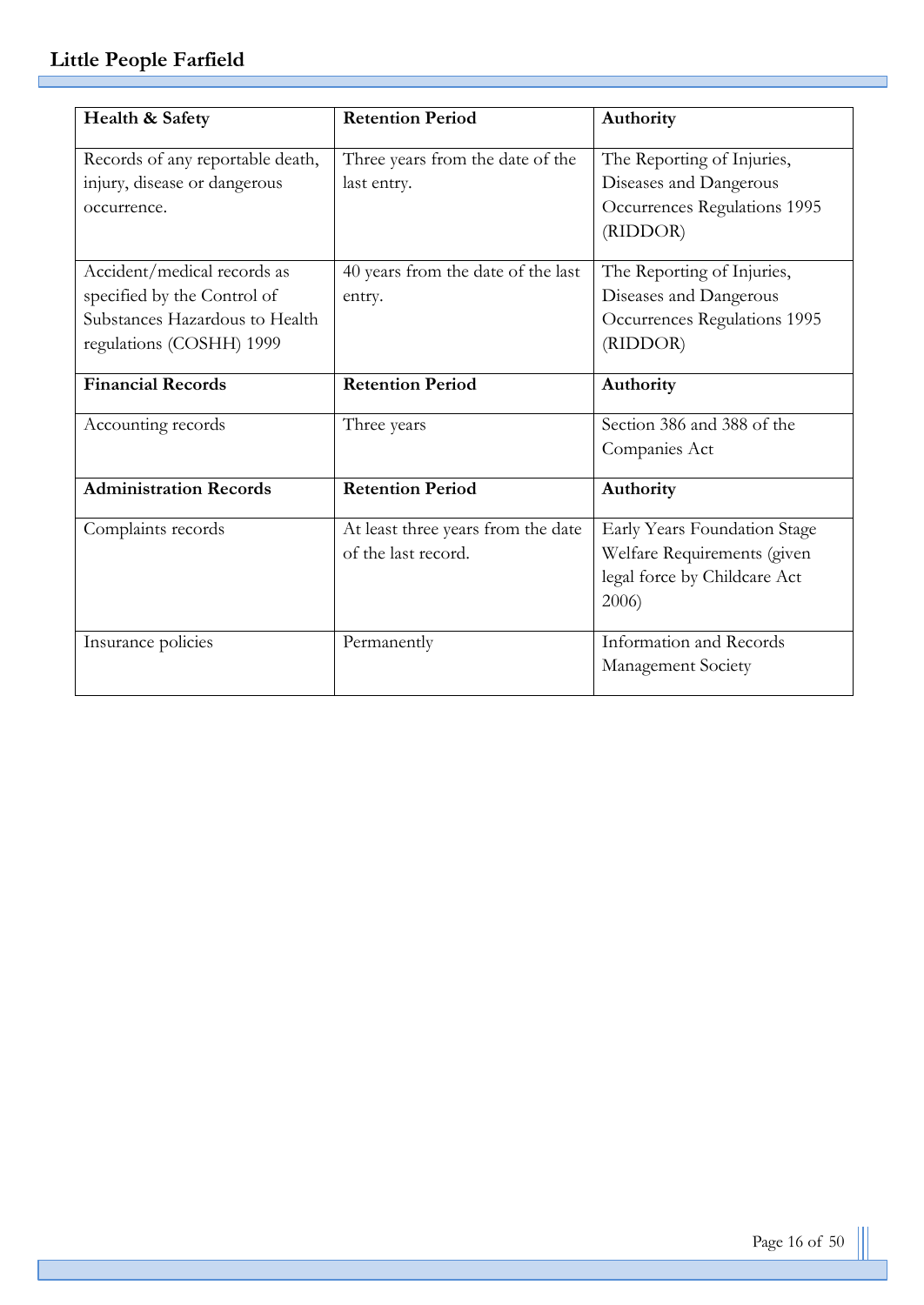| **Health & Safety** | **Retention Period** | **Authority** |
|---|---|---|
| Records of any reportable death, injury, disease or dangerous occurrence. | Three years from the date of the last entry. | The Reporting of Injuries, Diseases and Dangerous Occurrences Regulations 1995 (RIDDOR) |
| Accident/medical records as specified by the Control of Substances Hazardous to Health regulations (COSHH) 1999 | 40 years from the date of the last entry. | The Reporting of Injuries, Diseases and Dangerous Occurrences Regulations 1995 (RIDDOR) |
| **Financial Records** | **Retention Period** | **Authority** |
| Accounting records | Three years | Section 386 and 388 of the Companies Act |
| **Administration Records** | **Retention Period** | **Authority** |
| Complaints records | At least three years from the date of the last record. | Early Years Foundation Stage Welfare Requirements (given legal force by Childcare Act 2006) |
| Insurance policies | Permanently | Information and Records Management Society |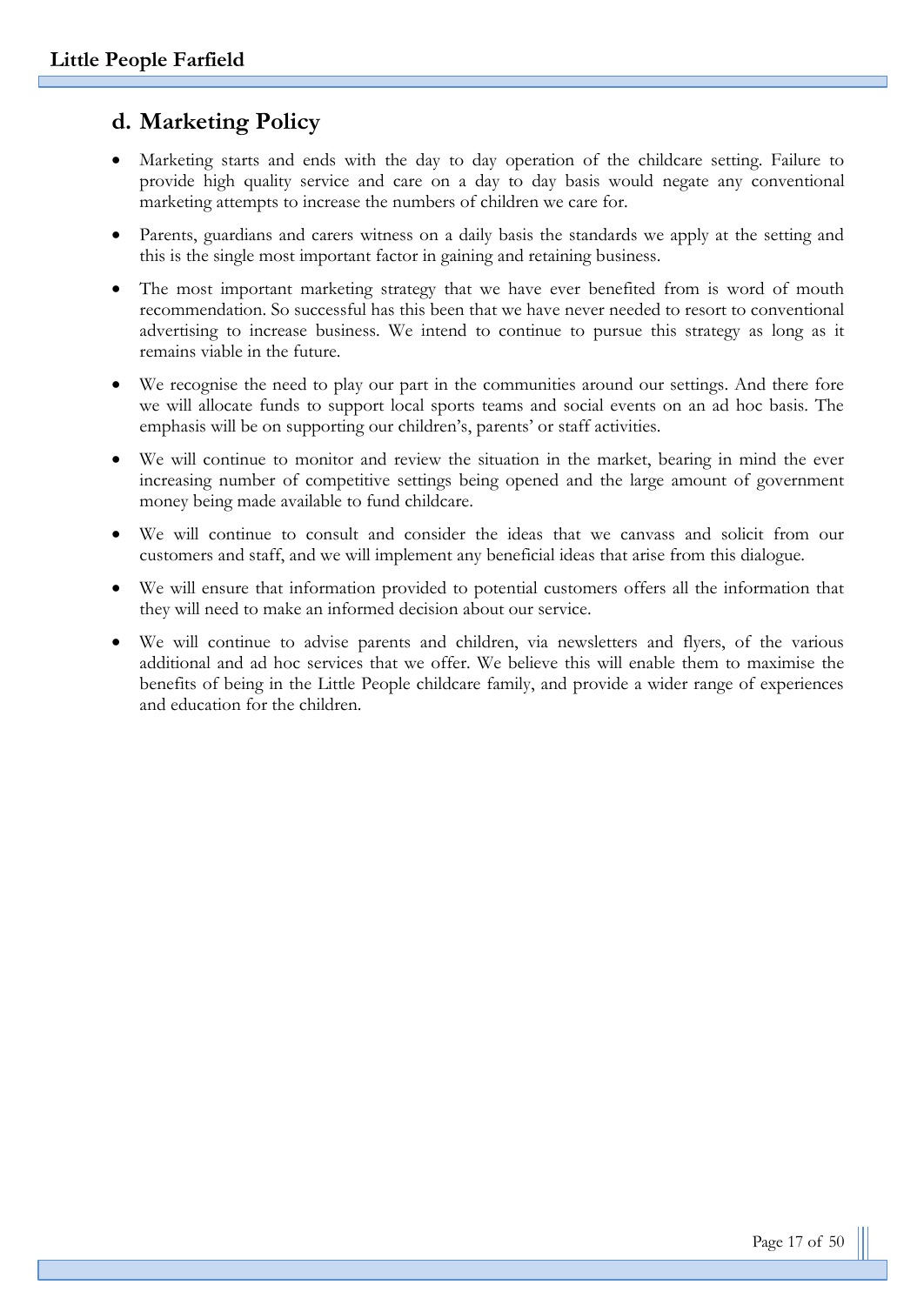## d. Marketing Policy

- Marketing starts and ends with the day to day operation of the childcare setting. Failure to provide high quality service and care on a day to day basis would negate any conventional marketing attempts to increase the numbers of children we care for.
- Parents, guardians and carers witness on a daily basis the standards we apply at the setting and this is the single most important factor in gaining and retaining business.
- The most important marketing strategy that we have ever benefited from is word of mouth recommendation. So successful has this been that we have never needed to resort to conventional advertising to increase business. We intend to continue to pursue this strategy as long as it remains viable in the future.
- We recognise the need to play our part in the communities around our settings. And there fore we will allocate funds to support local sports teams and social events on an ad hoc basis. The emphasis will be on supporting our children's, parents' or staff activities.
- We will continue to monitor and review the situation in the market, bearing in mind the ever increasing number of competitive settings being opened and the large amount of government money being made available to fund childcare.
- We will continue to consult and consider the ideas that we canvass and solicit from our customers and staff, and we will implement any beneficial ideas that arise from this dialogue.
- We will ensure that information provided to potential customers offers all the information that they will need to make an informed decision about our service.
- We will continue to advise parents and children, via newsletters and flyers, of the various additional and ad hoc services that we offer. We believe this will enable them to maximise the benefits of being in the Little People childcare family, and provide a wider range of experiences and education for the children.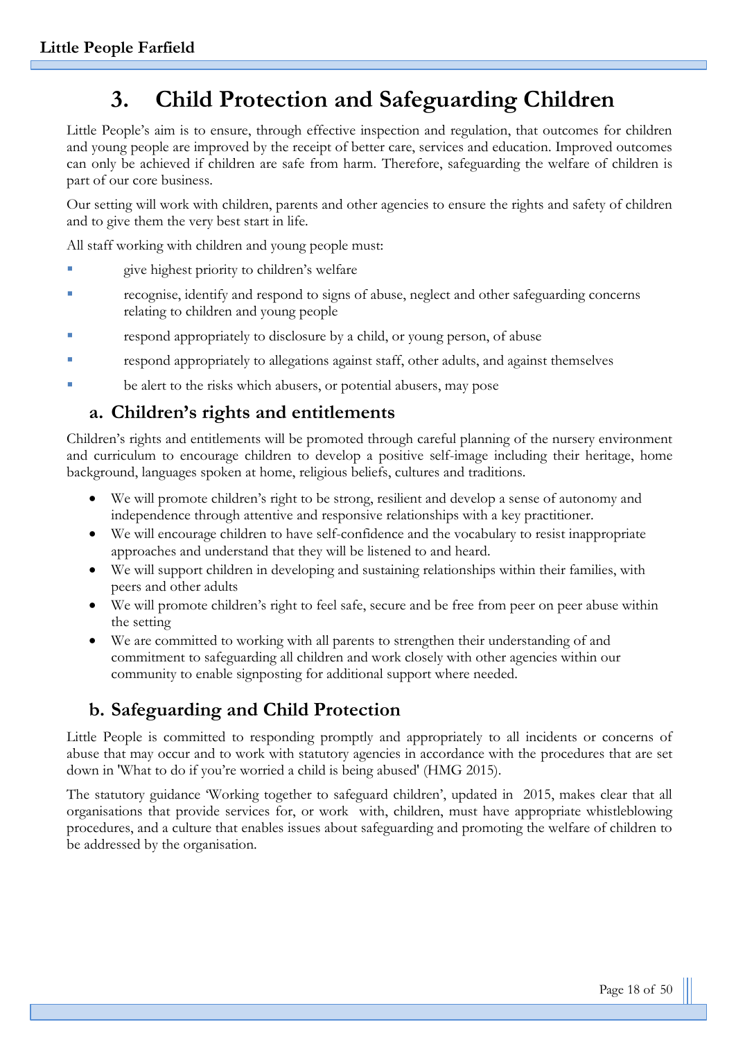# 3. Child Protection and Safeguarding Children

Little People's aim is to ensure, through effective inspection and regulation, that outcomes for children and young people are improved by the receipt of better care, services and education. Improved outcomes can only be achieved if children are safe from harm. Therefore, safeguarding the welfare of children is part of our core business.

Our setting will work with children, parents and other agencies to ensure the rights and safety of children and to give them the very best start in life.

All staff working with children and young people must:

- give highest priority to children's welfare
- recognise, identify and respond to signs of abuse, neglect and other safeguarding concerns relating to children and young people
- respond appropriately to disclosure by a child, or young person, of abuse
- respond appropriately to allegations against staff, other adults, and against themselves
- be alert to the risks which abusers, or potential abusers, may pose

## a. Children's rights and entitlements

Children's rights and entitlements will be promoted through careful planning of the nursery environment and curriculum to encourage children to develop a positive self-image including their heritage, home background, languages spoken at home, religious beliefs, cultures and traditions.

- We will promote children's right to be strong, resilient and develop a sense of autonomy and independence through attentive and responsive relationships with a key practitioner.
- We will encourage children to have self-confidence and the vocabulary to resist inappropriate approaches and understand that they will be listened to and heard.
- We will support children in developing and sustaining relationships within their families, with peers and other adults
- We will promote children's right to feel safe, secure and be free from peer on peer abuse within the setting
- We are committed to working with all parents to strengthen their understanding of and commitment to safeguarding all children and work closely with other agencies within our community to enable signposting for additional support where needed.

## b. Safeguarding and Child Protection

Little People is committed to responding promptly and appropriately to all incidents or concerns of abuse that may occur and to work with statutory agencies in accordance with the procedures that are set down in 'What to do if you're worried a child is being abused' (HMG 2015).

The statutory guidance 'Working together to safeguard children', updated in 2015, makes clear that all organisations that provide services for, or work with, children, must have appropriate whistleblowing procedures, and a culture that enables issues about safeguarding and promoting the welfare of children to be addressed by the organisation.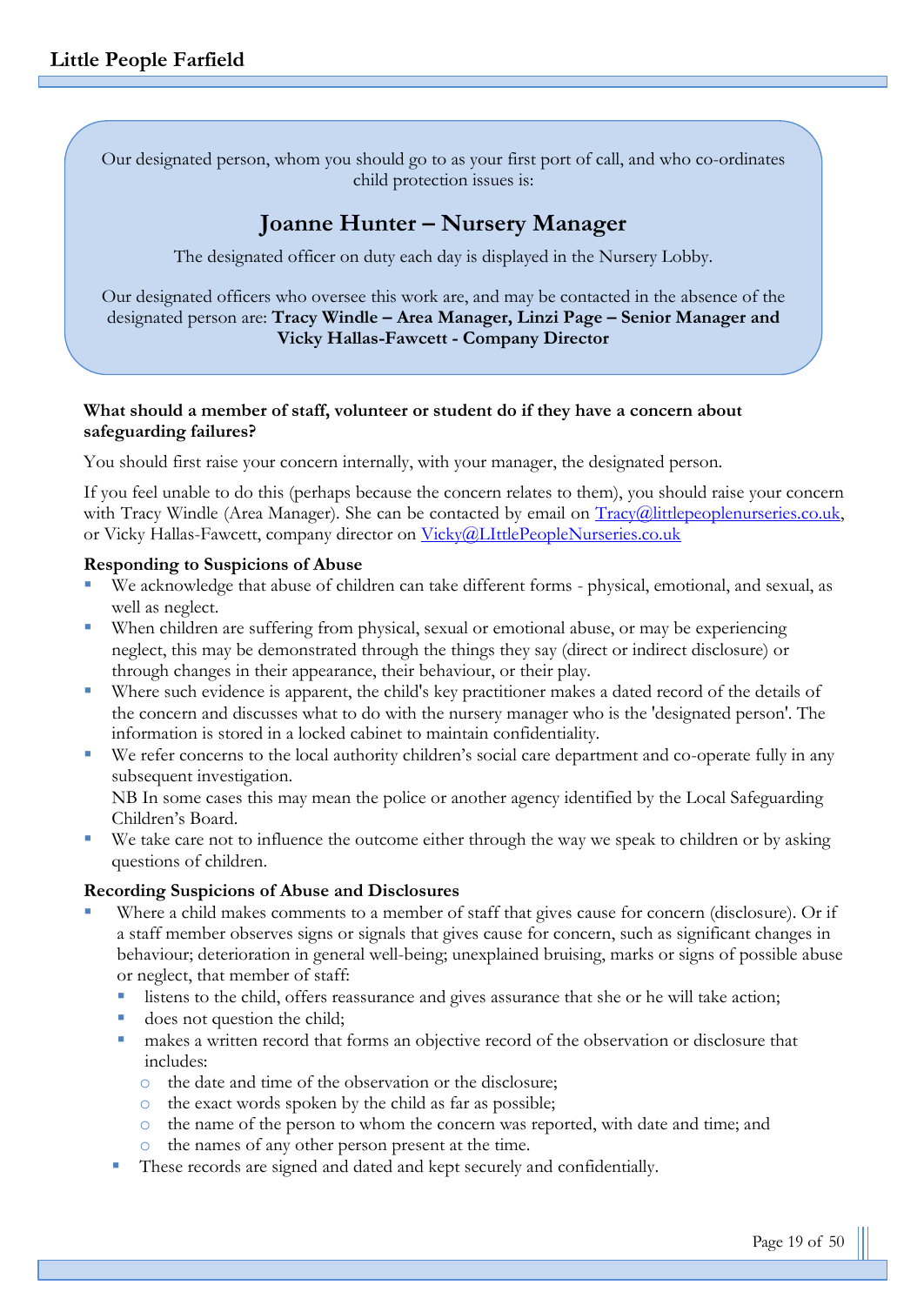Our designated person, whom you should go to as your first port of call, and who co-ordinates child protection issues is:

## Joanne Hunter – Nursery Manager

The designated officer on duty each day is displayed in the Nursery Lobby.

Our designated officers who oversee this work are, and may be contacted in the absence of the designated person are: **Tracy Windle – Area Manager, Linzi Page – Senior Manager and Vicky Hallas-Fawcett - Company Director**

**What should a member of staff, volunteer or student do if they have a concern about safeguarding failures?**

You should first raise your concern internally, with your manager, the designated person.

If you feel unable to do this (perhaps because the concern relates to them), you should raise your concern with Tracy Windle (Area Manager). She can be contacted by email on Tracy@littlepeoplenurseries.co.uk, or Vicky Hallas-Fawcett, company director on Vicky@LIttlePeopleNurseries.co.uk

**Responding to Suspicions of Abuse**

- We acknowledge that abuse of children can take different forms - physical, emotional, and sexual, as well as neglect.
- When children are suffering from physical, sexual or emotional abuse, or may be experiencing neglect, this may be demonstrated through the things they say (direct or indirect disclosure) or through changes in their appearance, their behaviour, or their play.
- Where such evidence is apparent, the child's key practitioner makes a dated record of the details of the concern and discusses what to do with the nursery manager who is the 'designated person'. The information is stored in a locked cabinet to maintain confidentiality.
- We refer concerns to the local authority children's social care department and co-operate fully in any subsequent investigation.
  NB In some cases this may mean the police or another agency identified by the Local Safeguarding Children's Board.
- We take care not to influence the outcome either through the way we speak to children or by asking questions of children.

**Recording Suspicions of Abuse and Disclosures**

- Where a child makes comments to a member of staff that gives cause for concern (disclosure). Or if a staff member observes signs or signals that gives cause for concern, such as significant changes in behaviour; deterioration in general well-being; unexplained bruising, marks or signs of possible abuse or neglect, that member of staff:
  - listens to the child, offers reassurance and gives assurance that she or he will take action;
  - does not question the child;
  - makes a written record that forms an objective record of the observation or disclosure that includes:
    - the date and time of the observation or the disclosure;
    - the exact words spoken by the child as far as possible;
    - the name of the person to whom the concern was reported, with date and time; and
    - the names of any other person present at the time.
  - These records are signed and dated and kept securely and confidentially.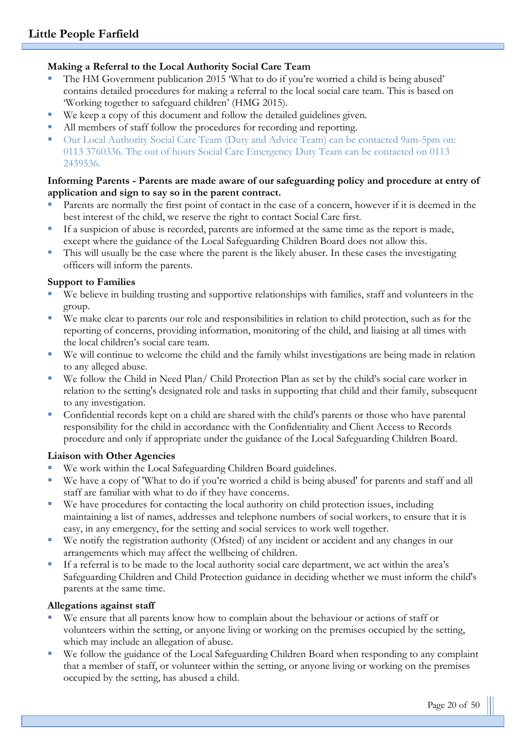**Making a Referral to the Local Authority Social Care Team**

- The HM Government publication 2015 'What to do if you're worried a child is being abused' contains detailed procedures for making a referral to the local social care team. This is based on 'Working together to safeguard children' (HMG 2015).
- We keep a copy of this document and follow the detailed guidelines given.
- All members of staff follow the procedures for recording and reporting.
- Our Local Authority Social Care Team (Duty and Advice Team) can be contacted 9am-5pm on: 0113 3760336. The out of hours Social Care Emergency Duty Team can be contacted on 0113 2439536.

**Informing Parents - Parents are made aware of our safeguarding policy and procedure at entry of application and sign to say so in the parent contract.**

- Parents are normally the first point of contact in the case of a concern, however if it is deemed in the best interest of the child, we reserve the right to contact Social Care first.
- If a suspicion of abuse is recorded, parents are informed at the same time as the report is made, except where the guidance of the Local Safeguarding Children Board does not allow this.
- This will usually be the case where the parent is the likely abuser. In these cases the investigating officers will inform the parents.

**Support to Families**

- We believe in building trusting and supportive relationships with families, staff and volunteers in the group.
- We make clear to parents our role and responsibilities in relation to child protection, such as for the reporting of concerns, providing information, monitoring of the child, and liaising at all times with the local children's social care team.
- We will continue to welcome the child and the family whilst investigations are being made in relation to any alleged abuse.
- We follow the Child in Need Plan/ Child Protection Plan as set by the child's social care worker in relation to the setting's designated role and tasks in supporting that child and their family, subsequent to any investigation.
- Confidential records kept on a child are shared with the child's parents or those who have parental responsibility for the child in accordance with the Confidentiality and Client Access to Records procedure and only if appropriate under the guidance of the Local Safeguarding Children Board.

**Liaison with Other Agencies**

- We work within the Local Safeguarding Children Board guidelines.
- We have a copy of 'What to do if you're worried a child is being abused' for parents and staff and all staff are familiar with what to do if they have concerns.
- We have procedures for contacting the local authority on child protection issues, including maintaining a list of names, addresses and telephone numbers of social workers, to ensure that it is easy, in any emergency, for the setting and social services to work well together.
- We notify the registration authority (Ofsted) of any incident or accident and any changes in our arrangements which may affect the wellbeing of children.
- If a referral is to be made to the local authority social care department, we act within the area's Safeguarding Children and Child Protection guidance in deciding whether we must inform the child's parents at the same time.

**Allegations against staff**

- We ensure that all parents know how to complain about the behaviour or actions of staff or volunteers within the setting, or anyone living or working on the premises occupied by the setting, which may include an allegation of abuse.
- We follow the guidance of the Local Safeguarding Children Board when responding to any complaint that a member of staff, or volunteer within the setting, or anyone living or working on the premises occupied by the setting, has abused a child.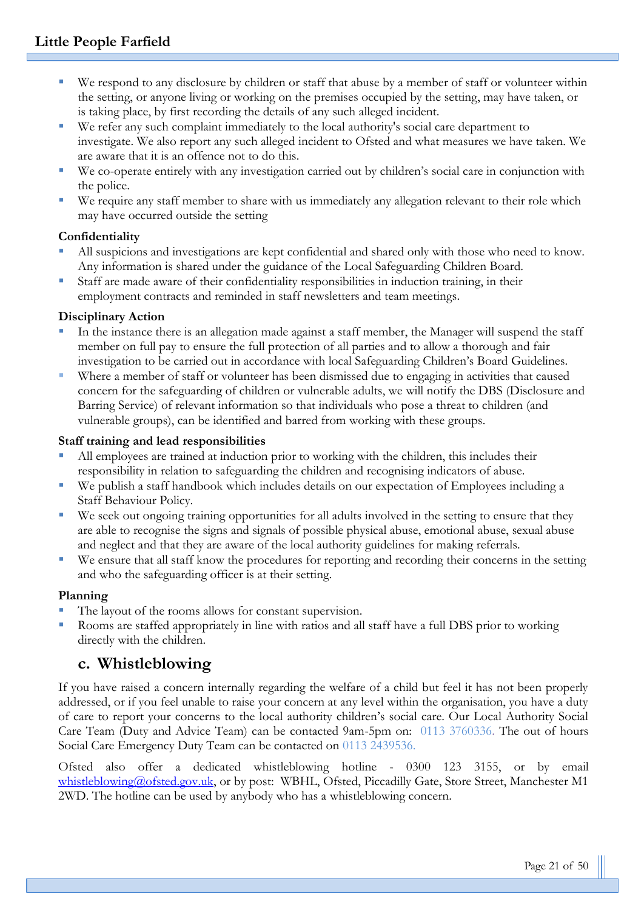- We respond to any disclosure by children or staff that abuse by a member of staff or volunteer within the setting, or anyone living or working on the premises occupied by the setting, may have taken, or is taking place, by first recording the details of any such alleged incident.
- We refer any such complaint immediately to the local authority's social care department to investigate. We also report any such alleged incident to Ofsted and what measures we have taken. We are aware that it is an offence not to do this.
- We co-operate entirely with any investigation carried out by children's social care in conjunction with the police.
- We require any staff member to share with us immediately any allegation relevant to their role which may have occurred outside the setting

**Confidentiality**

- All suspicions and investigations are kept confidential and shared only with those who need to know. Any information is shared under the guidance of the Local Safeguarding Children Board.
- Staff are made aware of their confidentiality responsibilities in induction training, in their employment contracts and reminded in staff newsletters and team meetings.

**Disciplinary Action**

- In the instance there is an allegation made against a staff member, the Manager will suspend the staff member on full pay to ensure the full protection of all parties and to allow a thorough and fair investigation to be carried out in accordance with local Safeguarding Children's Board Guidelines.
- Where a member of staff or volunteer has been dismissed due to engaging in activities that caused concern for the safeguarding of children or vulnerable adults, we will notify the DBS (Disclosure and Barring Service) of relevant information so that individuals who pose a threat to children (and vulnerable groups), can be identified and barred from working with these groups.

**Staff training and lead responsibilities**

- All employees are trained at induction prior to working with the children, this includes their responsibility in relation to safeguarding the children and recognising indicators of abuse.
- We publish a staff handbook which includes details on our expectation of Employees including a Staff Behaviour Policy.
- We seek out ongoing training opportunities for all adults involved in the setting to ensure that they are able to recognise the signs and signals of possible physical abuse, emotional abuse, sexual abuse and neglect and that they are aware of the local authority guidelines for making referrals.
- We ensure that all staff know the procedures for reporting and recording their concerns in the setting and who the safeguarding officer is at their setting.

**Planning**

- The layout of the rooms allows for constant supervision.
- Rooms are staffed appropriately in line with ratios and all staff have a full DBS prior to working directly with the children.

## c. Whistleblowing

If you have raised a concern internally regarding the welfare of a child but feel it has not been properly addressed, or if you feel unable to raise your concern at any level within the organisation, you have a duty of care to report your concerns to the local authority children's social care. Our Local Authority Social Care Team (Duty and Advice Team) can be contacted 9am-5pm on: 0113 3760336. The out of hours Social Care Emergency Duty Team can be contacted on 0113 2439536.

Ofsted also offer a dedicated whistleblowing hotline - 0300 123 3155, or by email whistleblowing@ofsted.gov.uk, or by post: WBHL, Ofsted, Piccadilly Gate, Store Street, Manchester M1 2WD. The hotline can be used by anybody who has a whistleblowing concern.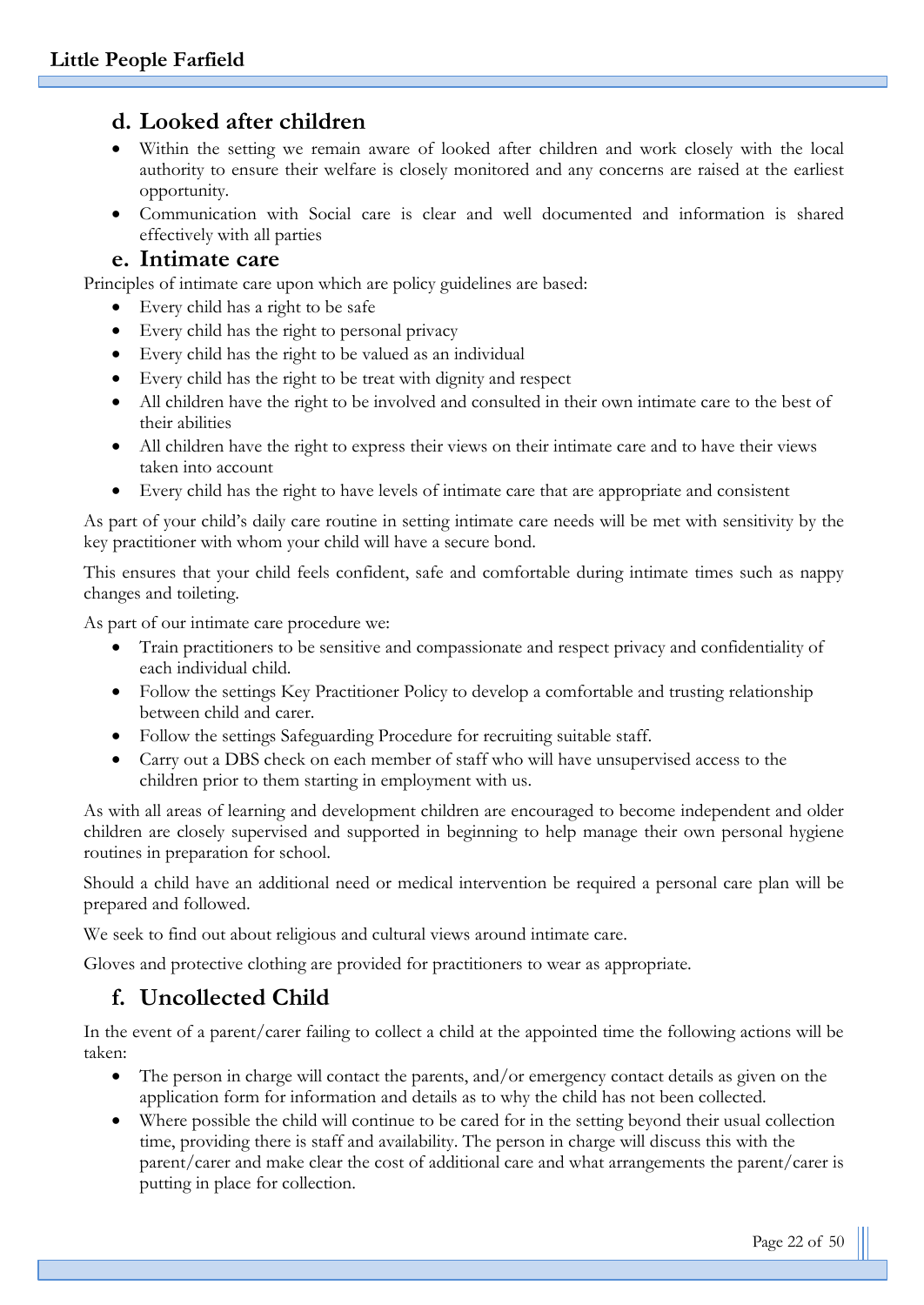## d. Looked after children

- Within the setting we remain aware of looked after children and work closely with the local authority to ensure their welfare is closely monitored and any concerns are raised at the earliest opportunity.
- Communication with Social care is clear and well documented and information is shared effectively with all parties

## e. Intimate care

Principles of intimate care upon which are policy guidelines are based:

- Every child has a right to be safe
- Every child has the right to personal privacy
- Every child has the right to be valued as an individual
- Every child has the right to be treat with dignity and respect
- All children have the right to be involved and consulted in their own intimate care to the best of their abilities
- All children have the right to express their views on their intimate care and to have their views taken into account
- Every child has the right to have levels of intimate care that are appropriate and consistent

As part of your child's daily care routine in setting intimate care needs will be met with sensitivity by the key practitioner with whom your child will have a secure bond.

This ensures that your child feels confident, safe and comfortable during intimate times such as nappy changes and toileting.

As part of our intimate care procedure we:

- Train practitioners to be sensitive and compassionate and respect privacy and confidentiality of each individual child.
- Follow the settings Key Practitioner Policy to develop a comfortable and trusting relationship between child and carer.
- Follow the settings Safeguarding Procedure for recruiting suitable staff.
- Carry out a DBS check on each member of staff who will have unsupervised access to the children prior to them starting in employment with us.

As with all areas of learning and development children are encouraged to become independent and older children are closely supervised and supported in beginning to help manage their own personal hygiene routines in preparation for school.

Should a child have an additional need or medical intervention be required a personal care plan will be prepared and followed.

We seek to find out about religious and cultural views around intimate care.

Gloves and protective clothing are provided for practitioners to wear as appropriate.

## f. Uncollected Child

In the event of a parent/carer failing to collect a child at the appointed time the following actions will be taken:

- The person in charge will contact the parents, and/or emergency contact details as given on the application form for information and details as to why the child has not been collected.
- Where possible the child will continue to be cared for in the setting beyond their usual collection time, providing there is staff and availability. The person in charge will discuss this with the parent/carer and make clear the cost of additional care and what arrangements the parent/carer is putting in place for collection.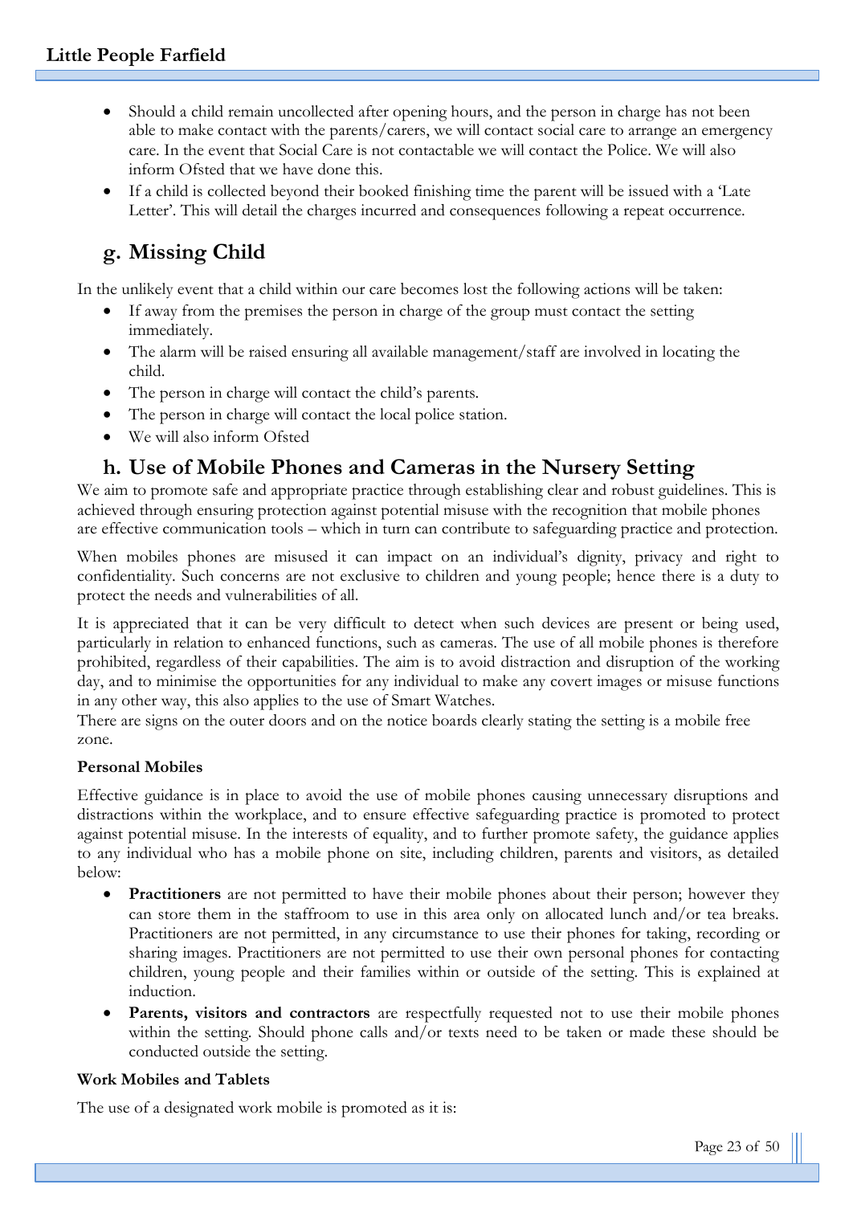- Should a child remain uncollected after opening hours, and the person in charge has not been able to make contact with the parents/carers, we will contact social care to arrange an emergency care. In the event that Social Care is not contactable we will contact the Police. We will also inform Ofsted that we have done this.
- If a child is collected beyond their booked finishing time the parent will be issued with a 'Late Letter'. This will detail the charges incurred and consequences following a repeat occurrence.

## g. Missing Child

In the unlikely event that a child within our care becomes lost the following actions will be taken:

- If away from the premises the person in charge of the group must contact the setting immediately.
- The alarm will be raised ensuring all available management/staff are involved in locating the child.
- The person in charge will contact the child's parents.
- The person in charge will contact the local police station.
- We will also inform Ofsted

## h. Use of Mobile Phones and Cameras in the Nursery Setting

We aim to promote safe and appropriate practice through establishing clear and robust guidelines. This is achieved through ensuring protection against potential misuse with the recognition that mobile phones are effective communication tools – which in turn can contribute to safeguarding practice and protection.

When mobiles phones are misused it can impact on an individual's dignity, privacy and right to confidentiality. Such concerns are not exclusive to children and young people; hence there is a duty to protect the needs and vulnerabilities of all.

It is appreciated that it can be very difficult to detect when such devices are present or being used, particularly in relation to enhanced functions, such as cameras. The use of all mobile phones is therefore prohibited, regardless of their capabilities. The aim is to avoid distraction and disruption of the working day, and to minimise the opportunities for any individual to make any covert images or misuse functions in any other way, this also applies to the use of Smart Watches.
There are signs on the outer doors and on the notice boards clearly stating the setting is a mobile free zone.

**Personal Mobiles**

Effective guidance is in place to avoid the use of mobile phones causing unnecessary disruptions and distractions within the workplace, and to ensure effective safeguarding practice is promoted to protect against potential misuse. In the interests of equality, and to further promote safety, the guidance applies to any individual who has a mobile phone on site, including children, parents and visitors, as detailed below:

- **Practitioners** are not permitted to have their mobile phones about their person; however they can store them in the staffroom to use in this area only on allocated lunch and/or tea breaks. Practitioners are not permitted, in any circumstance to use their phones for taking, recording or sharing images. Practitioners are not permitted to use their own personal phones for contacting children, young people and their families within or outside of the setting. This is explained at induction.
- **Parents, visitors and contractors** are respectfully requested not to use their mobile phones within the setting. Should phone calls and/or texts need to be taken or made these should be conducted outside the setting.

**Work Mobiles and Tablets**

The use of a designated work mobile is promoted as it is: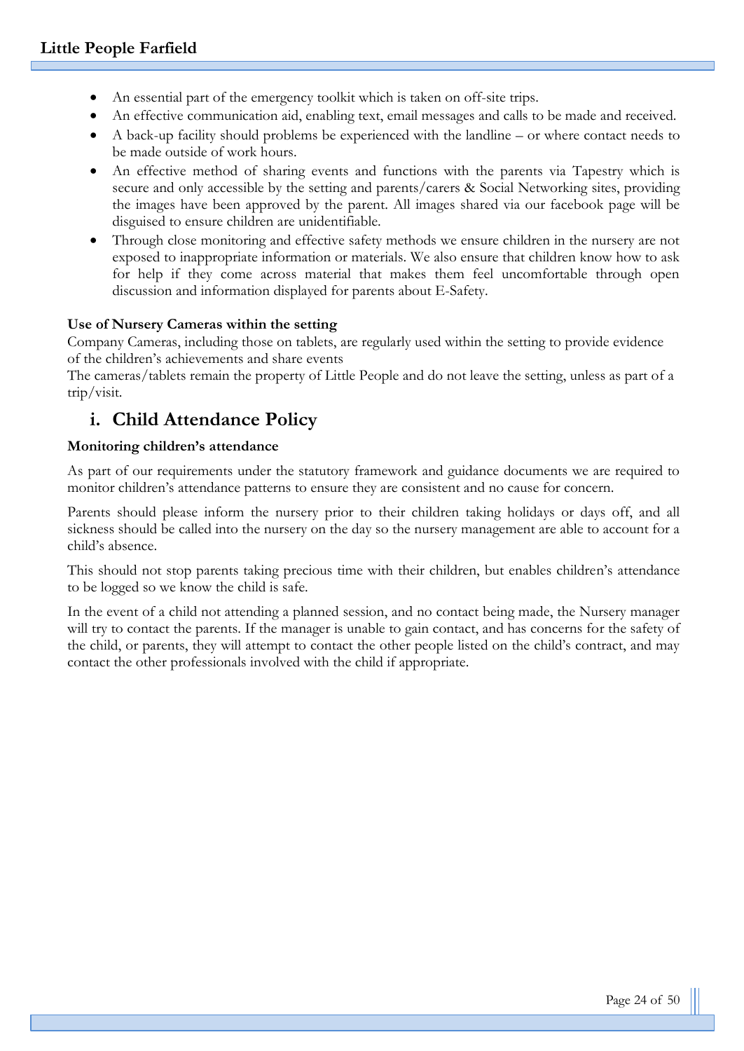- An essential part of the emergency toolkit which is taken on off-site trips.
- An effective communication aid, enabling text, email messages and calls to be made and received.
- A back-up facility should problems be experienced with the landline – or where contact needs to be made outside of work hours.
- An effective method of sharing events and functions with the parents via Tapestry which is secure and only accessible by the setting and parents/carers & Social Networking sites, providing the images have been approved by the parent. All images shared via our facebook page will be disguised to ensure children are unidentifiable.
- Through close monitoring and effective safety methods we ensure children in the nursery are not exposed to inappropriate information or materials. We also ensure that children know how to ask for help if they come across material that makes them feel uncomfortable through open discussion and information displayed for parents about E-Safety.

**Use of Nursery Cameras within the setting**

Company Cameras, including those on tablets, are regularly used within the setting to provide evidence of the children's achievements and share events

The cameras/tablets remain the property of Little People and do not leave the setting, unless as part of a trip/visit.

## i. Child Attendance Policy

**Monitoring children's attendance**

As part of our requirements under the statutory framework and guidance documents we are required to monitor children's attendance patterns to ensure they are consistent and no cause for concern.

Parents should please inform the nursery prior to their children taking holidays or days off, and all sickness should be called into the nursery on the day so the nursery management are able to account for a child's absence.

This should not stop parents taking precious time with their children, but enables children's attendance to be logged so we know the child is safe.

In the event of a child not attending a planned session, and no contact being made, the Nursery manager will try to contact the parents. If the manager is unable to gain contact, and has concerns for the safety of the child, or parents, they will attempt to contact the other people listed on the child's contract, and may contact the other professionals involved with the child if appropriate.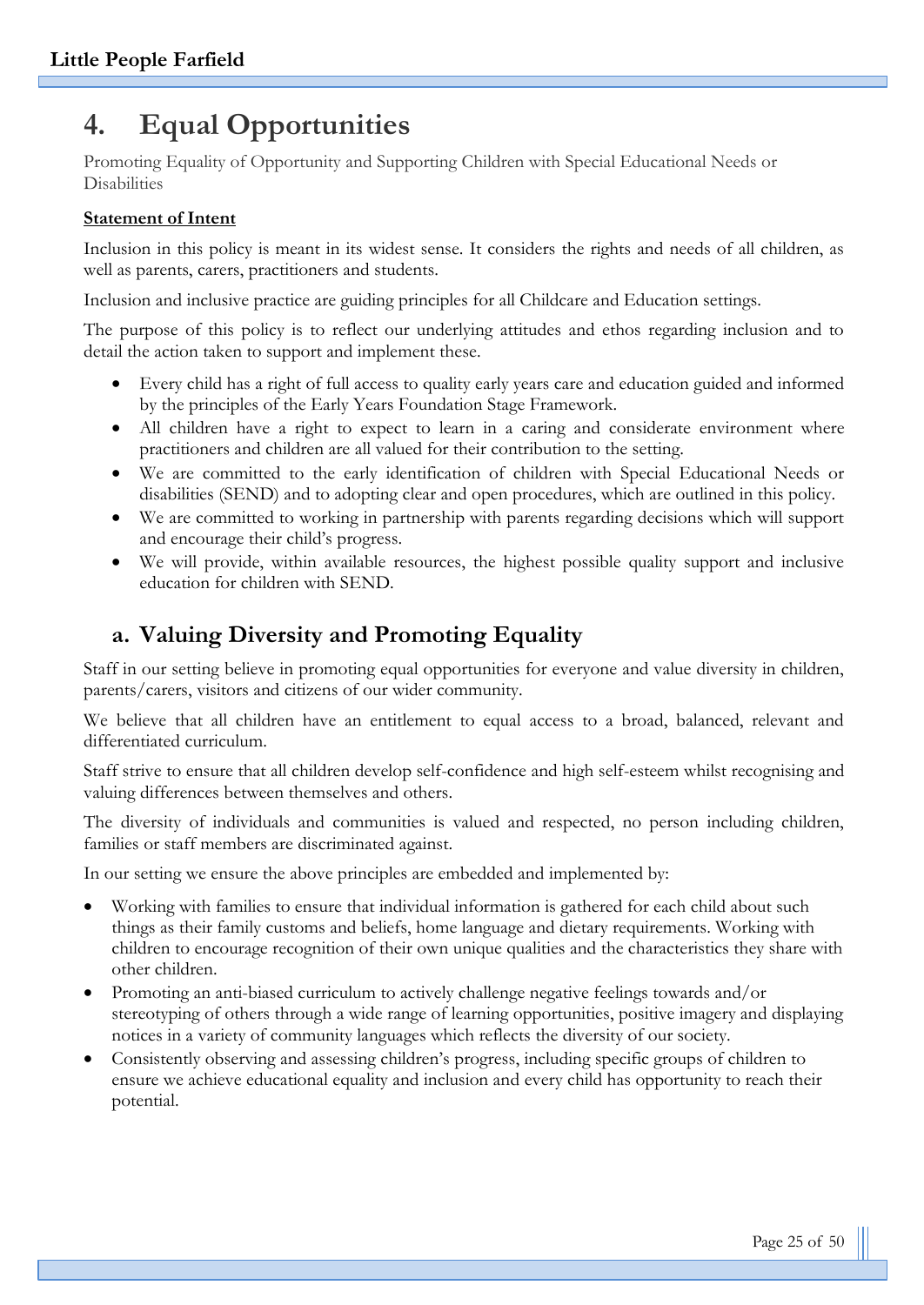# 4. Equal Opportunities

Promoting Equality of Opportunity and Supporting Children with Special Educational Needs or Disabilities

**Statement of Intent**

Inclusion in this policy is meant in its widest sense. It considers the rights and needs of all children, as well as parents, carers, practitioners and students.

Inclusion and inclusive practice are guiding principles for all Childcare and Education settings.

The purpose of this policy is to reflect our underlying attitudes and ethos regarding inclusion and to detail the action taken to support and implement these.

- Every child has a right of full access to quality early years care and education guided and informed by the principles of the Early Years Foundation Stage Framework.
- All children have a right to expect to learn in a caring and considerate environment where practitioners and children are all valued for their contribution to the setting.
- We are committed to the early identification of children with Special Educational Needs or disabilities (SEND) and to adopting clear and open procedures, which are outlined in this policy.
- We are committed to working in partnership with parents regarding decisions which will support and encourage their child's progress.
- We will provide, within available resources, the highest possible quality support and inclusive education for children with SEND.

## a. Valuing Diversity and Promoting Equality

Staff in our setting believe in promoting equal opportunities for everyone and value diversity in children, parents/carers, visitors and citizens of our wider community.

We believe that all children have an entitlement to equal access to a broad, balanced, relevant and differentiated curriculum.

Staff strive to ensure that all children develop self-confidence and high self-esteem whilst recognising and valuing differences between themselves and others.

The diversity of individuals and communities is valued and respected, no person including children, families or staff members are discriminated against.

In our setting we ensure the above principles are embedded and implemented by:

- Working with families to ensure that individual information is gathered for each child about such things as their family customs and beliefs, home language and dietary requirements. Working with children to encourage recognition of their own unique qualities and the characteristics they share with other children.
- Promoting an anti-biased curriculum to actively challenge negative feelings towards and/or stereotyping of others through a wide range of learning opportunities, positive imagery and displaying notices in a variety of community languages which reflects the diversity of our society.
- Consistently observing and assessing children's progress, including specific groups of children to ensure we achieve educational equality and inclusion and every child has opportunity to reach their potential.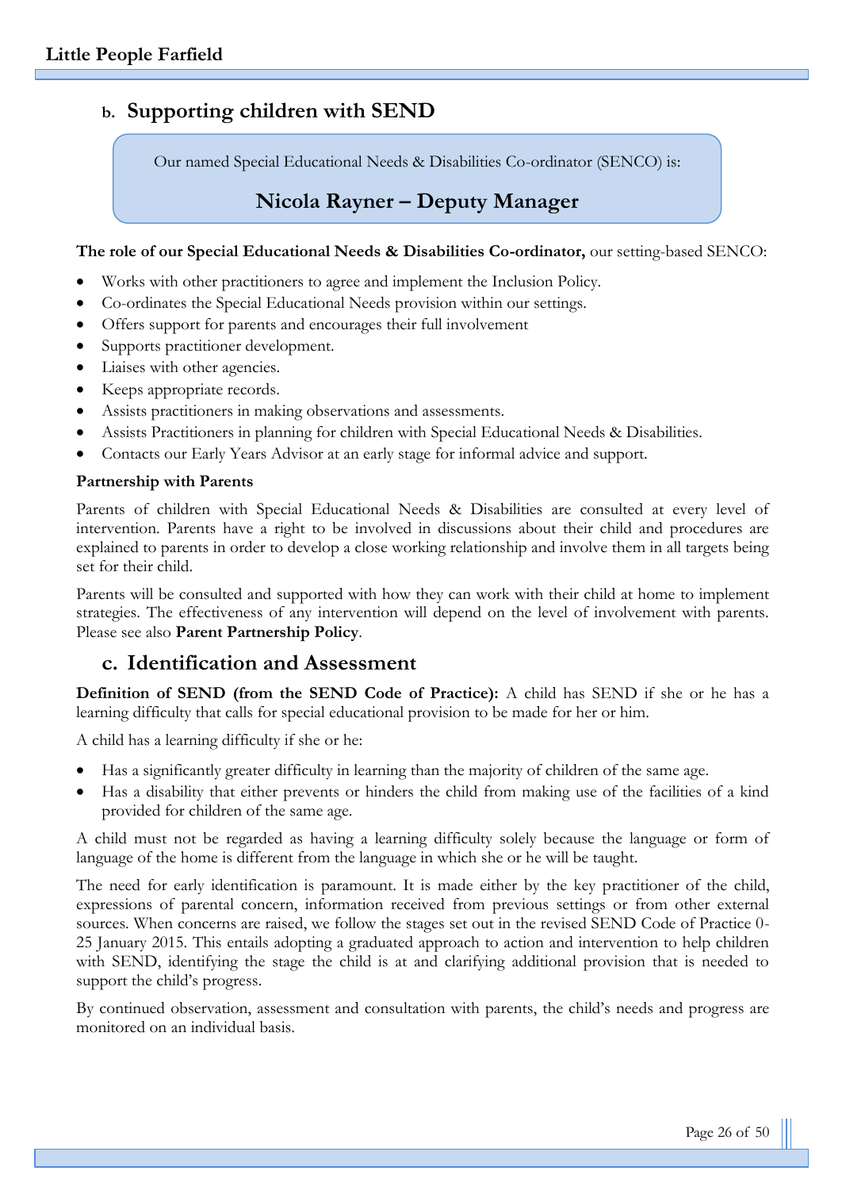## b. Supporting children with SEND

Our named Special Educational Needs & Disabilities Co-ordinator (SENCO) is:

**Nicola Rayner – Deputy Manager**

**The role of our Special Educational Needs & Disabilities Co-ordinator,** our setting-based SENCO:

- Works with other practitioners to agree and implement the Inclusion Policy.
- Co-ordinates the Special Educational Needs provision within our settings.
- Offers support for parents and encourages their full involvement
- Supports practitioner development.
- Liaises with other agencies.
- Keeps appropriate records.
- Assists practitioners in making observations and assessments.
- Assists Practitioners in planning for children with Special Educational Needs & Disabilities.
- Contacts our Early Years Advisor at an early stage for informal advice and support.

**Partnership with Parents**

Parents of children with Special Educational Needs & Disabilities are consulted at every level of intervention. Parents have a right to be involved in discussions about their child and procedures are explained to parents in order to develop a close working relationship and involve them in all targets being set for their child.

Parents will be consulted and supported with how they can work with their child at home to implement strategies. The effectiveness of any intervention will depend on the level of involvement with parents. Please see also **Parent Partnership Policy**.

## c. Identification and Assessment

**Definition of SEND (from the SEND Code of Practice):** A child has SEND if she or he has a learning difficulty that calls for special educational provision to be made for her or him.

A child has a learning difficulty if she or he:

- Has a significantly greater difficulty in learning than the majority of children of the same age.
- Has a disability that either prevents or hinders the child from making use of the facilities of a kind provided for children of the same age.

A child must not be regarded as having a learning difficulty solely because the language or form of language of the home is different from the language in which she or he will be taught.

The need for early identification is paramount. It is made either by the key practitioner of the child, expressions of parental concern, information received from previous settings or from other external sources. When concerns are raised, we follow the stages set out in the revised SEND Code of Practice 0-25 January 2015. This entails adopting a graduated approach to action and intervention to help children with SEND, identifying the stage the child is at and clarifying additional provision that is needed to support the child's progress.

By continued observation, assessment and consultation with parents, the child's needs and progress are monitored on an individual basis.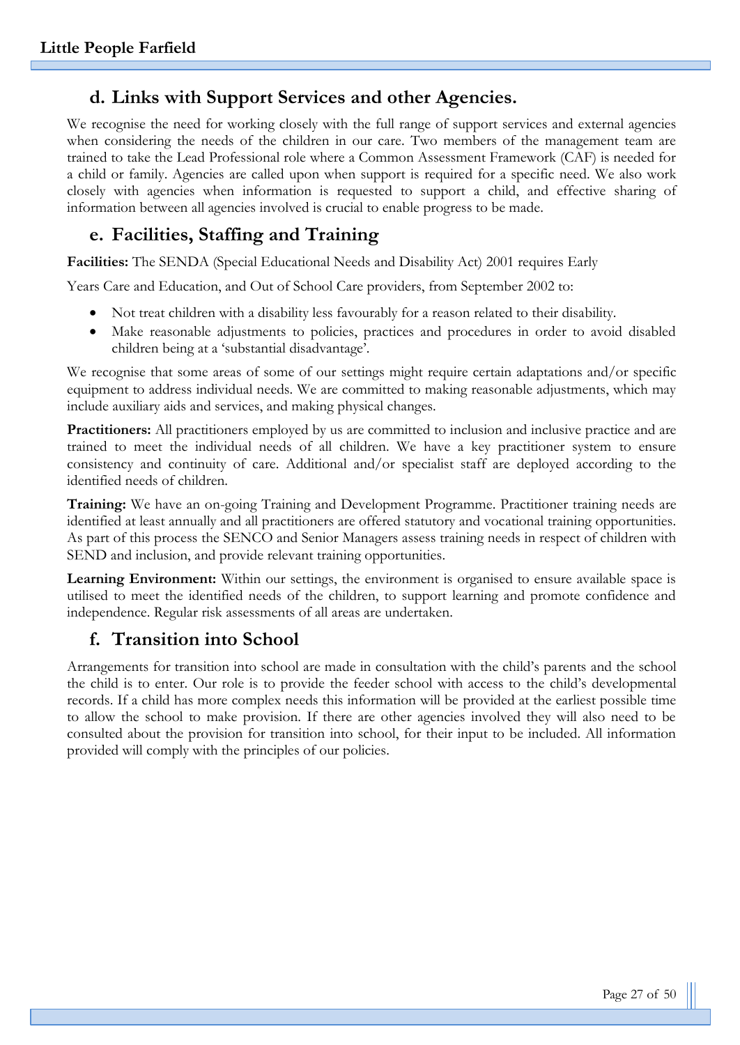## d. Links with Support Services and other Agencies.

We recognise the need for working closely with the full range of support services and external agencies when considering the needs of the children in our care. Two members of the management team are trained to take the Lead Professional role where a Common Assessment Framework (CAF) is needed for a child or family. Agencies are called upon when support is required for a specific need. We also work closely with agencies when information is requested to support a child, and effective sharing of information between all agencies involved is crucial to enable progress to be made.

## e. Facilities, Staffing and Training

**Facilities:** The SENDA (Special Educational Needs and Disability Act) 2001 requires Early

Years Care and Education, and Out of School Care providers, from September 2002 to:

- Not treat children with a disability less favourably for a reason related to their disability.
- Make reasonable adjustments to policies, practices and procedures in order to avoid disabled children being at a 'substantial disadvantage'.

We recognise that some areas of some of our settings might require certain adaptations and/or specific equipment to address individual needs. We are committed to making reasonable adjustments, which may include auxiliary aids and services, and making physical changes.

**Practitioners:** All practitioners employed by us are committed to inclusion and inclusive practice and are trained to meet the individual needs of all children. We have a key practitioner system to ensure consistency and continuity of care. Additional and/or specialist staff are deployed according to the identified needs of children.

**Training:** We have an on-going Training and Development Programme. Practitioner training needs are identified at least annually and all practitioners are offered statutory and vocational training opportunities. As part of this process the SENCO and Senior Managers assess training needs in respect of children with SEND and inclusion, and provide relevant training opportunities.

**Learning Environment:** Within our settings, the environment is organised to ensure available space is utilised to meet the identified needs of the children, to support learning and promote confidence and independence. Regular risk assessments of all areas are undertaken.

## f. Transition into School

Arrangements for transition into school are made in consultation with the child's parents and the school the child is to enter. Our role is to provide the feeder school with access to the child's developmental records. If a child has more complex needs this information will be provided at the earliest possible time to allow the school to make provision. If there are other agencies involved they will also need to be consulted about the provision for transition into school, for their input to be included. All information provided will comply with the principles of our policies.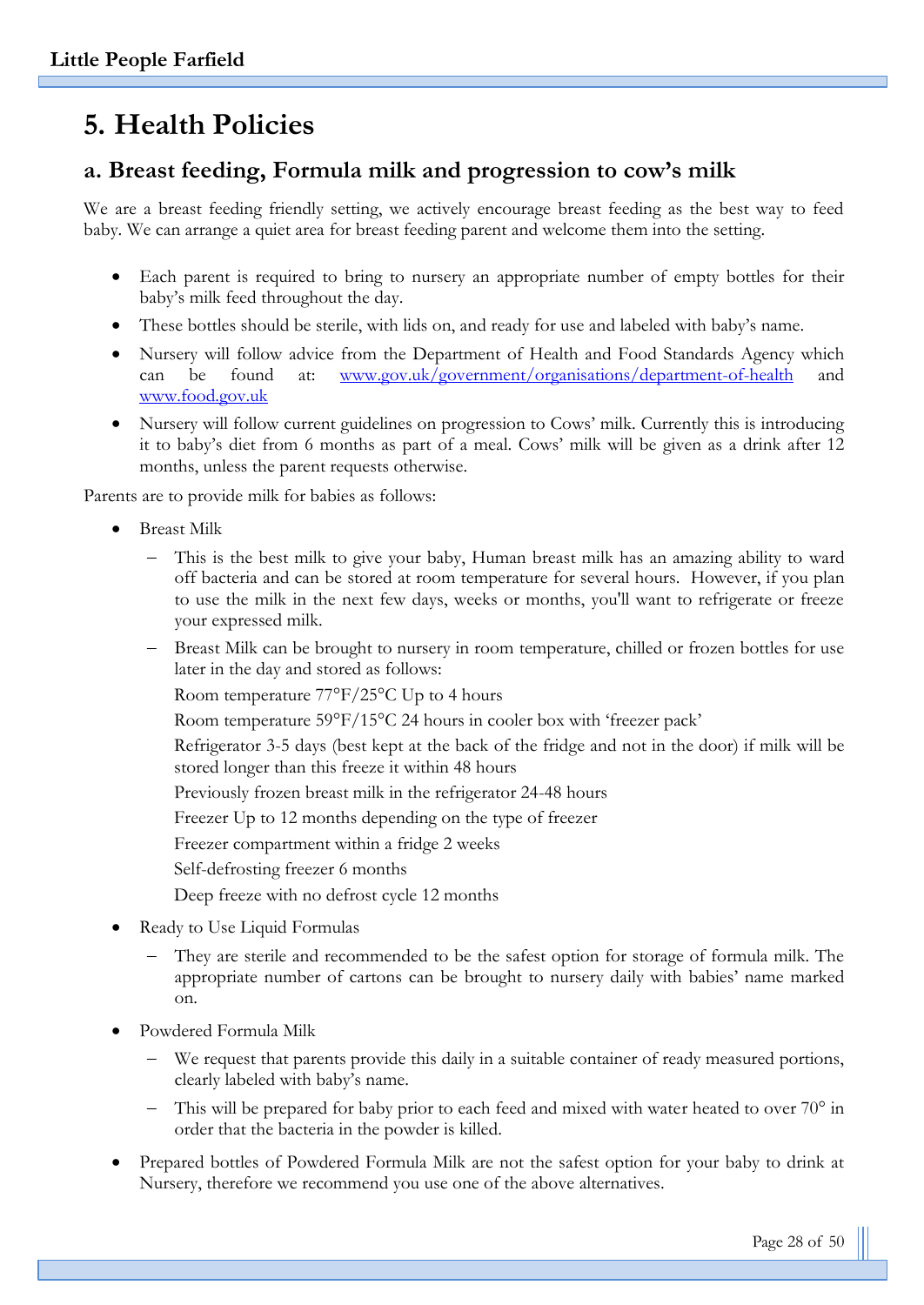# 5. Health Policies

## a. Breast feeding, Formula milk and progression to cow's milk

We are a breast feeding friendly setting, we actively encourage breast feeding as the best way to feed baby. We can arrange a quiet area for breast feeding parent and welcome them into the setting.

- Each parent is required to bring to nursery an appropriate number of empty bottles for their baby's milk feed throughout the day.
- These bottles should be sterile, with lids on, and ready for use and labeled with baby's name.
- Nursery will follow advice from the Department of Health and Food Standards Agency which can be found at: [www.gov.uk/government/organisations/department-of-health](www.gov.uk/government/organisations/department-of-health) and [www.food.gov.uk](www.food.gov.uk)
- Nursery will follow current guidelines on progression to Cows' milk. Currently this is introducing it to baby's diet from 6 months as part of a meal. Cows' milk will be given as a drink after 12 months, unless the parent requests otherwise.

Parents are to provide milk for babies as follows:

- Breast Milk
  - This is the best milk to give your baby, Human breast milk has an amazing ability to ward off bacteria and can be stored at room temperature for several hours. However, if you plan to use the milk in the next few days, weeks or months, you'll want to refrigerate or freeze your expressed milk.
  - Breast Milk can be brought to nursery in room temperature, chilled or frozen bottles for use later in the day and stored as follows:

    Room temperature 77°F/25°C Up to 4 hours

    Room temperature 59°F/15°C 24 hours in cooler box with 'freezer pack'

    Refrigerator 3-5 days (best kept at the back of the fridge and not in the door) if milk will be stored longer than this freeze it within 48 hours

    Previously frozen breast milk in the refrigerator 24-48 hours

    Freezer Up to 12 months depending on the type of freezer

    Freezer compartment within a fridge 2 weeks

    Self-defrosting freezer 6 months

    Deep freeze with no defrost cycle 12 months
- Ready to Use Liquid Formulas
  - They are sterile and recommended to be the safest option for storage of formula milk. The appropriate number of cartons can be brought to nursery daily with babies' name marked on.
- Powdered Formula Milk
  - We request that parents provide this daily in a suitable container of ready measured portions, clearly labeled with baby's name.
  - This will be prepared for baby prior to each feed and mixed with water heated to over 70° in order that the bacteria in the powder is killed.
- Prepared bottles of Powdered Formula Milk are not the safest option for your baby to drink at Nursery, therefore we recommend you use one of the above alternatives.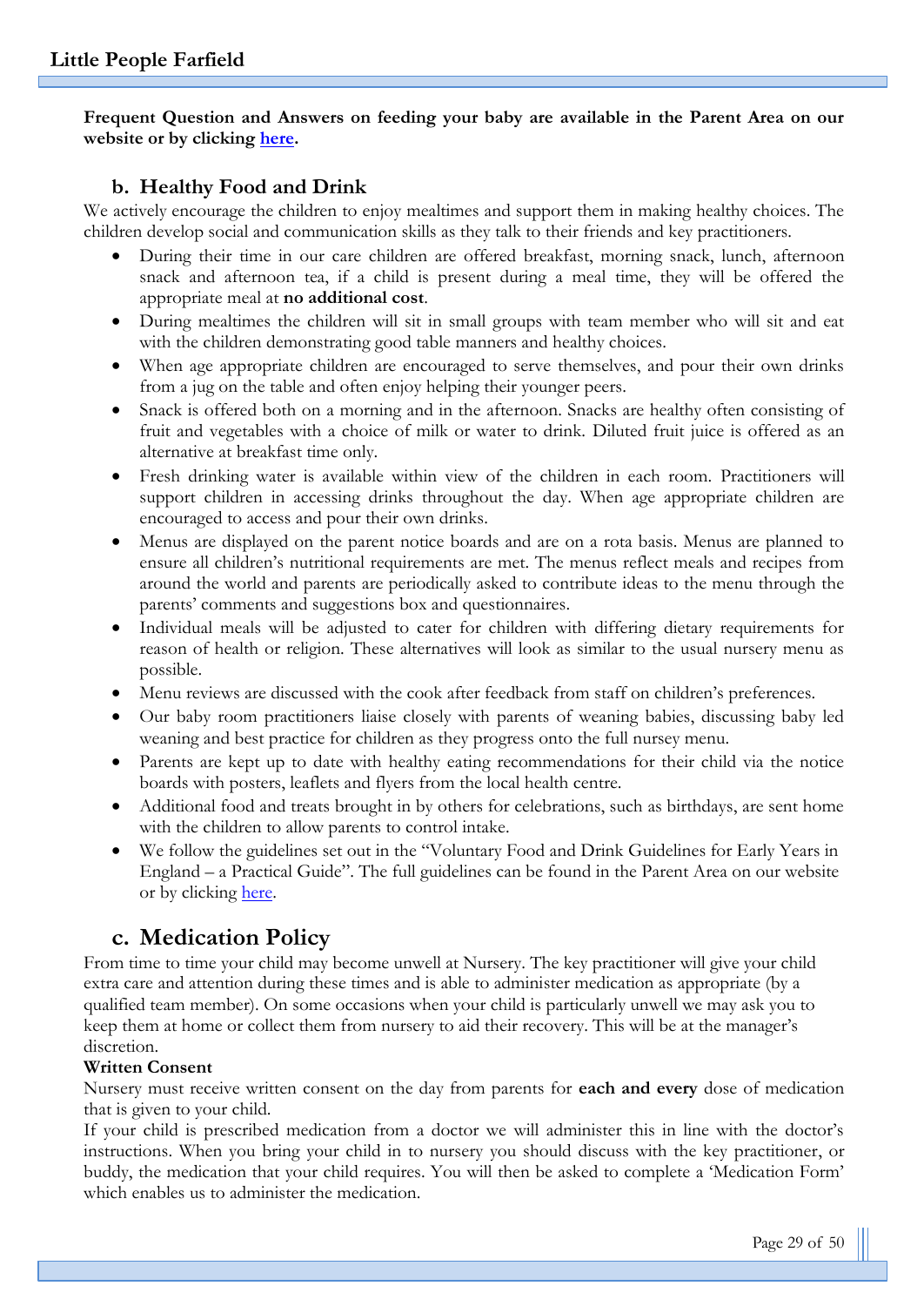**Frequent Question and Answers on feeding your baby are available in the Parent Area on our website or by clicking [here](#).**

## b. Healthy Food and Drink

We actively encourage the children to enjoy mealtimes and support them in making healthy choices. The children develop social and communication skills as they talk to their friends and key practitioners.

- During their time in our care children are offered breakfast, morning snack, lunch, afternoon snack and afternoon tea, if a child is present during a meal time, they will be offered the appropriate meal at **no additional cost**.
- During mealtimes the children will sit in small groups with team member who will sit and eat with the children demonstrating good table manners and healthy choices.
- When age appropriate children are encouraged to serve themselves, and pour their own drinks from a jug on the table and often enjoy helping their younger peers.
- Snack is offered both on a morning and in the afternoon. Snacks are healthy often consisting of fruit and vegetables with a choice of milk or water to drink. Diluted fruit juice is offered as an alternative at breakfast time only.
- Fresh drinking water is available within view of the children in each room. Practitioners will support children in accessing drinks throughout the day. When age appropriate children are encouraged to access and pour their own drinks.
- Menus are displayed on the parent notice boards and are on a rota basis. Menus are planned to ensure all children's nutritional requirements are met. The menus reflect meals and recipes from around the world and parents are periodically asked to contribute ideas to the menu through the parents' comments and suggestions box and questionnaires.
- Individual meals will be adjusted to cater for children with differing dietary requirements for reason of health or religion. These alternatives will look as similar to the usual nursery menu as possible.
- Menu reviews are discussed with the cook after feedback from staff on children's preferences.
- Our baby room practitioners liaise closely with parents of weaning babies, discussing baby led weaning and best practice for children as they progress onto the full nursey menu.
- Parents are kept up to date with healthy eating recommendations for their child via the notice boards with posters, leaflets and flyers from the local health centre.
- Additional food and treats brought in by others for celebrations, such as birthdays, are sent home with the children to allow parents to control intake.
- We follow the guidelines set out in the "Voluntary Food and Drink Guidelines for Early Years in England – a Practical Guide". The full guidelines can be found in the Parent Area on our website or by clicking [here](#).

## c. Medication Policy

From time to time your child may become unwell at Nursery. The key practitioner will give your child extra care and attention during these times and is able to administer medication as appropriate (by a qualified team member). On some occasions when your child is particularly unwell we may ask you to keep them at home or collect them from nursery to aid their recovery. This will be at the manager's discretion.

**Written Consent**

Nursery must receive written consent on the day from parents for **each and every** dose of medication that is given to your child.

If your child is prescribed medication from a doctor we will administer this in line with the doctor's instructions. When you bring your child in to nursery you should discuss with the key practitioner, or buddy, the medication that your child requires. You will then be asked to complete a 'Medication Form' which enables us to administer the medication.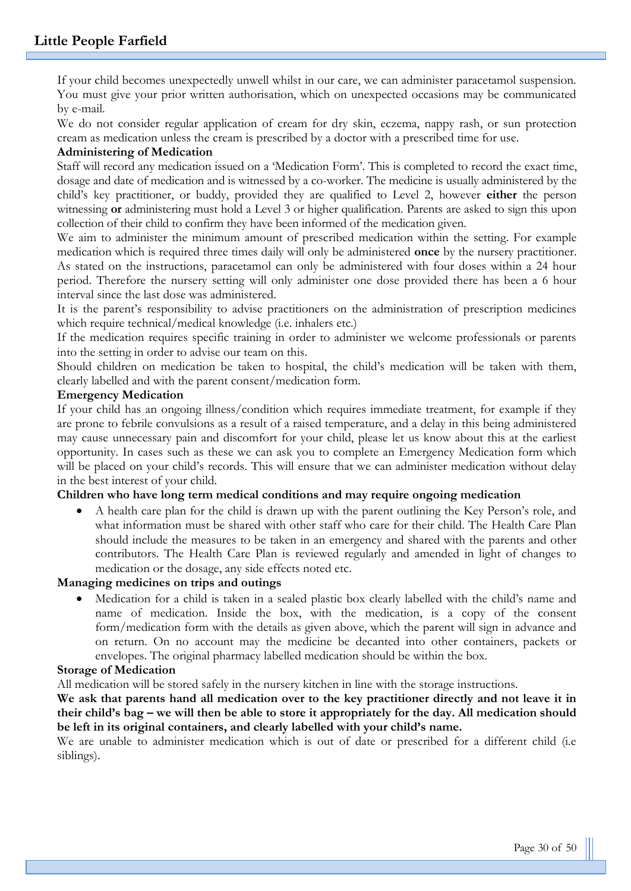If your child becomes unexpectedly unwell whilst in our care, we can administer paracetamol suspension. You must give your prior written authorisation, which on unexpected occasions may be communicated by e-mail.

We do not consider regular application of cream for dry skin, eczema, nappy rash, or sun protection cream as medication unless the cream is prescribed by a doctor with a prescribed time for use.

**Administering of Medication**

Staff will record any medication issued on a 'Medication Form'. This is completed to record the exact time, dosage and date of medication and is witnessed by a co-worker. The medicine is usually administered by the child's key practitioner, or buddy, provided they are qualified to Level 2, however **either** the person witnessing **or** administering must hold a Level 3 or higher qualification. Parents are asked to sign this upon collection of their child to confirm they have been informed of the medication given.

We aim to administer the minimum amount of prescribed medication within the setting. For example medication which is required three times daily will only be administered **once** by the nursery practitioner. As stated on the instructions, paracetamol can only be administered with four doses within a 24 hour period. Therefore the nursery setting will only administer one dose provided there has been a 6 hour interval since the last dose was administered.

It is the parent's responsibility to advise practitioners on the administration of prescription medicines which require technical/medical knowledge (i.e. inhalers etc.)

If the medication requires specific training in order to administer we welcome professionals or parents into the setting in order to advise our team on this.

Should children on medication be taken to hospital, the child's medication will be taken with them, clearly labelled and with the parent consent/medication form.

**Emergency Medication**

If your child has an ongoing illness/condition which requires immediate treatment, for example if they are prone to febrile convulsions as a result of a raised temperature, and a delay in this being administered may cause unnecessary pain and discomfort for your child, please let us know about this at the earliest opportunity. In cases such as these we can ask you to complete an Emergency Medication form which will be placed on your child's records. This will ensure that we can administer medication without delay in the best interest of your child.

**Children who have long term medical conditions and may require ongoing medication**

- A health care plan for the child is drawn up with the parent outlining the Key Person's role, and what information must be shared with other staff who care for their child. The Health Care Plan should include the measures to be taken in an emergency and shared with the parents and other contributors. The Health Care Plan is reviewed regularly and amended in light of changes to medication or the dosage, any side effects noted etc.

**Managing medicines on trips and outings**

- Medication for a child is taken in a sealed plastic box clearly labelled with the child's name and name of medication. Inside the box, with the medication, is a copy of the consent form/medication form with the details as given above, which the parent will sign in advance and on return. On no account may the medicine be decanted into other containers, packets or envelopes. The original pharmacy labelled medication should be within the box.

**Storage of Medication**

All medication will be stored safely in the nursery kitchen in line with the storage instructions.

**We ask that parents hand all medication over to the key practitioner directly and not leave it in their child's bag – we will then be able to store it appropriately for the day. All medication should be left in its original containers, and clearly labelled with your child's name.**

We are unable to administer medication which is out of date or prescribed for a different child (i.e siblings).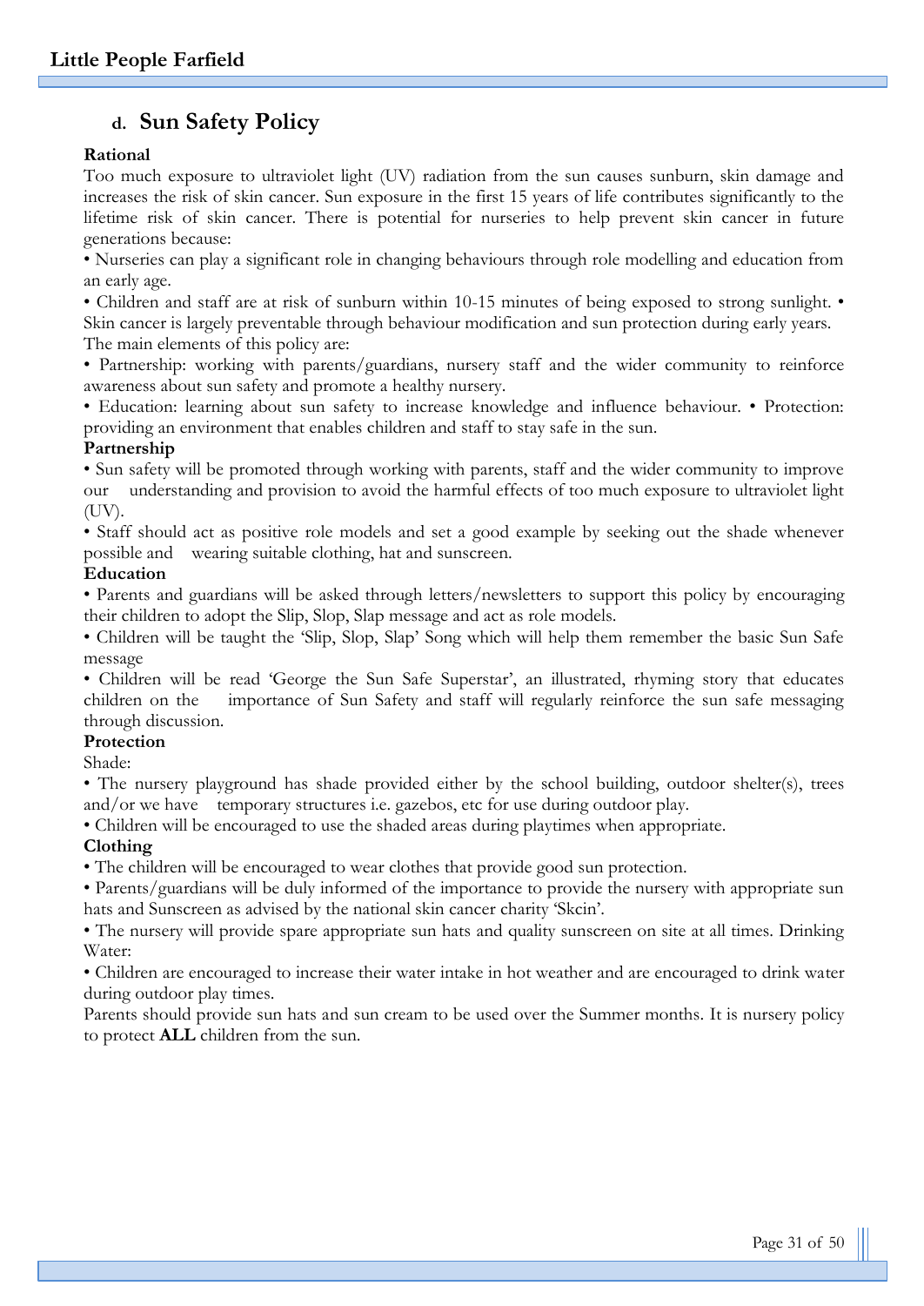## d. Sun Safety Policy

**Rational**

Too much exposure to ultraviolet light (UV) radiation from the sun causes sunburn, skin damage and increases the risk of skin cancer. Sun exposure in the first 15 years of life contributes significantly to the lifetime risk of skin cancer. There is potential for nurseries to help prevent skin cancer in future generations because:

• Nurseries can play a significant role in changing behaviours through role modelling and education from an early age.

• Children and staff are at risk of sunburn within 10-15 minutes of being exposed to strong sunlight. • Skin cancer is largely preventable through behaviour modification and sun protection during early years.

The main elements of this policy are:

• Partnership: working with parents/guardians, nursery staff and the wider community to reinforce awareness about sun safety and promote a healthy nursery.

• Education: learning about sun safety to increase knowledge and influence behaviour. • Protection: providing an environment that enables children and staff to stay safe in the sun.

**Partnership**

• Sun safety will be promoted through working with parents, staff and the wider community to improve our understanding and provision to avoid the harmful effects of too much exposure to ultraviolet light (UV).

• Staff should act as positive role models and set a good example by seeking out the shade whenever possible and wearing suitable clothing, hat and sunscreen.

**Education**

• Parents and guardians will be asked through letters/newsletters to support this policy by encouraging their children to adopt the Slip, Slop, Slap message and act as role models.

• Children will be taught the 'Slip, Slop, Slap' Song which will help them remember the basic Sun Safe message

• Children will be read 'George the Sun Safe Superstar', an illustrated, rhyming story that educates children on the importance of Sun Safety and staff will regularly reinforce the sun safe messaging through discussion.

**Protection**

Shade:

• The nursery playground has shade provided either by the school building, outdoor shelter(s), trees and/or we have temporary structures i.e. gazebos, etc for use during outdoor play.

• Children will be encouraged to use the shaded areas during playtimes when appropriate.

**Clothing**

• The children will be encouraged to wear clothes that provide good sun protection.

• Parents/guardians will be duly informed of the importance to provide the nursery with appropriate sun hats and Sunscreen as advised by the national skin cancer charity 'Skcin'.

• The nursery will provide spare appropriate sun hats and quality sunscreen on site at all times. Drinking Water:

• Children are encouraged to increase their water intake in hot weather and are encouraged to drink water during outdoor play times.

Parents should provide sun hats and sun cream to be used over the Summer months. It is nursery policy to protect **ALL** children from the sun.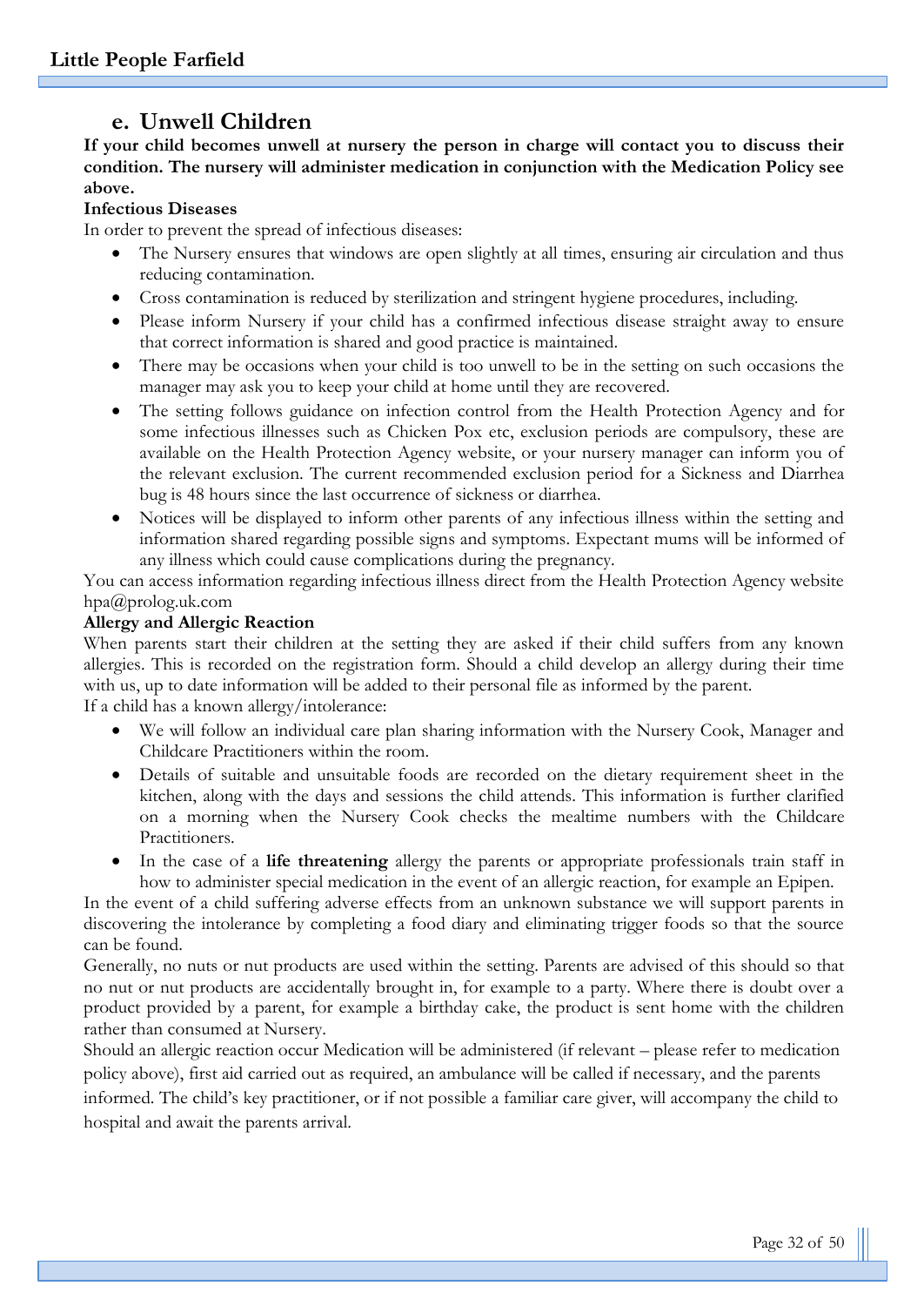## e. Unwell Children

**If your child becomes unwell at nursery the person in charge will contact you to discuss their condition. The nursery will administer medication in conjunction with the Medication Policy see above.**

**Infectious Diseases**

In order to prevent the spread of infectious diseases:

- The Nursery ensures that windows are open slightly at all times, ensuring air circulation and thus reducing contamination.
- Cross contamination is reduced by sterilization and stringent hygiene procedures, including.
- Please inform Nursery if your child has a confirmed infectious disease straight away to ensure that correct information is shared and good practice is maintained.
- There may be occasions when your child is too unwell to be in the setting on such occasions the manager may ask you to keep your child at home until they are recovered.
- The setting follows guidance on infection control from the Health Protection Agency and for some infectious illnesses such as Chicken Pox etc, exclusion periods are compulsory, these are available on the Health Protection Agency website, or your nursery manager can inform you of the relevant exclusion. The current recommended exclusion period for a Sickness and Diarrhea bug is 48 hours since the last occurrence of sickness or diarrhea.
- Notices will be displayed to inform other parents of any infectious illness within the setting and information shared regarding possible signs and symptoms. Expectant mums will be informed of any illness which could cause complications during the pregnancy.

You can access information regarding infectious illness direct from the Health Protection Agency website hpa@prolog.uk.com

**Allergy and Allergic Reaction**

When parents start their children at the setting they are asked if their child suffers from any known allergies. This is recorded on the registration form. Should a child develop an allergy during their time with us, up to date information will be added to their personal file as informed by the parent.

If a child has a known allergy/intolerance:

- We will follow an individual care plan sharing information with the Nursery Cook, Manager and Childcare Practitioners within the room.
- Details of suitable and unsuitable foods are recorded on the dietary requirement sheet in the kitchen, along with the days and sessions the child attends. This information is further clarified on a morning when the Nursery Cook checks the mealtime numbers with the Childcare Practitioners.
- In the case of a **life threatening** allergy the parents or appropriate professionals train staff in how to administer special medication in the event of an allergic reaction, for example an Epipen.

In the event of a child suffering adverse effects from an unknown substance we will support parents in discovering the intolerance by completing a food diary and eliminating trigger foods so that the source can be found.

Generally, no nuts or nut products are used within the setting. Parents are advised of this should so that no nut or nut products are accidentally brought in, for example to a party. Where there is doubt over a product provided by a parent, for example a birthday cake, the product is sent home with the children rather than consumed at Nursery.

Should an allergic reaction occur Medication will be administered (if relevant – please refer to medication policy above), first aid carried out as required, an ambulance will be called if necessary, and the parents informed. The child's key practitioner, or if not possible a familiar care giver, will accompany the child to hospital and await the parents arrival.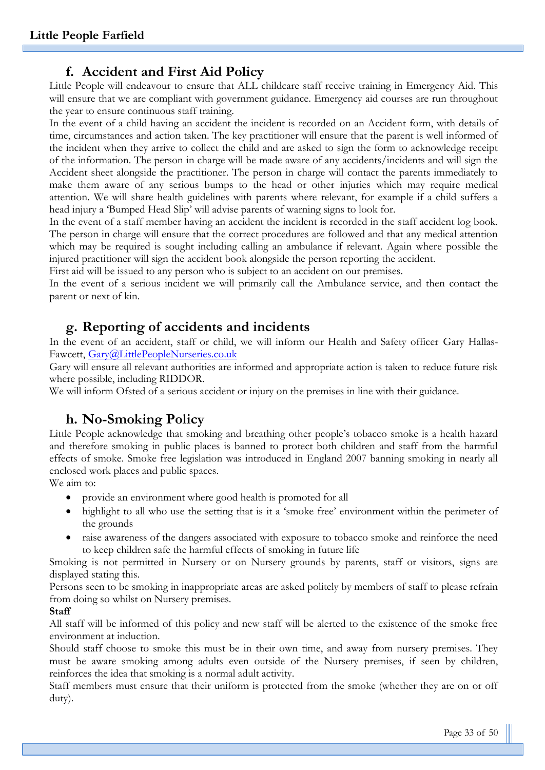## f. Accident and First Aid Policy

Little People will endeavour to ensure that ALL childcare staff receive training in Emergency Aid. This will ensure that we are compliant with government guidance. Emergency aid courses are run throughout the year to ensure continuous staff training.

In the event of a child having an accident the incident is recorded on an Accident form, with details of time, circumstances and action taken. The key practitioner will ensure that the parent is well informed of the incident when they arrive to collect the child and are asked to sign the form to acknowledge receipt of the information. The person in charge will be made aware of any accidents/incidents and will sign the Accident sheet alongside the practitioner. The person in charge will contact the parents immediately to make them aware of any serious bumps to the head or other injuries which may require medical attention. We will share health guidelines with parents where relevant, for example if a child suffers a head injury a 'Bumped Head Slip' will advise parents of warning signs to look for.

In the event of a staff member having an accident the incident is recorded in the staff accident log book. The person in charge will ensure that the correct procedures are followed and that any medical attention which may be required is sought including calling an ambulance if relevant. Again where possible the injured practitioner will sign the accident book alongside the person reporting the accident.

First aid will be issued to any person who is subject to an accident on our premises.

In the event of a serious incident we will primarily call the Ambulance service, and then contact the parent or next of kin.

## g. Reporting of accidents and incidents

In the event of an accident, staff or child, we will inform our Health and Safety officer Gary Hallas-Fawcett, Gary@LittlePeopleNurseries.co.uk

Gary will ensure all relevant authorities are informed and appropriate action is taken to reduce future risk where possible, including RIDDOR.

We will inform Ofsted of a serious accident or injury on the premises in line with their guidance.

## h. No-Smoking Policy

Little People acknowledge that smoking and breathing other people's tobacco smoke is a health hazard and therefore smoking in public places is banned to protect both children and staff from the harmful effects of smoke. Smoke free legislation was introduced in England 2007 banning smoking in nearly all enclosed work places and public spaces.

We aim to:

- provide an environment where good health is promoted for all
- highlight to all who use the setting that is it a 'smoke free' environment within the perimeter of the grounds
- raise awareness of the dangers associated with exposure to tobacco smoke and reinforce the need to keep children safe the harmful effects of smoking in future life

Smoking is not permitted in Nursery or on Nursery grounds by parents, staff or visitors, signs are displayed stating this.

Persons seen to be smoking in inappropriate areas are asked politely by members of staff to please refrain from doing so whilst on Nursery premises.

**Staff**

All staff will be informed of this policy and new staff will be alerted to the existence of the smoke free environment at induction.

Should staff choose to smoke this must be in their own time, and away from nursery premises. They must be aware smoking among adults even outside of the Nursery premises, if seen by children, reinforces the idea that smoking is a normal adult activity.

Staff members must ensure that their uniform is protected from the smoke (whether they are on or off duty).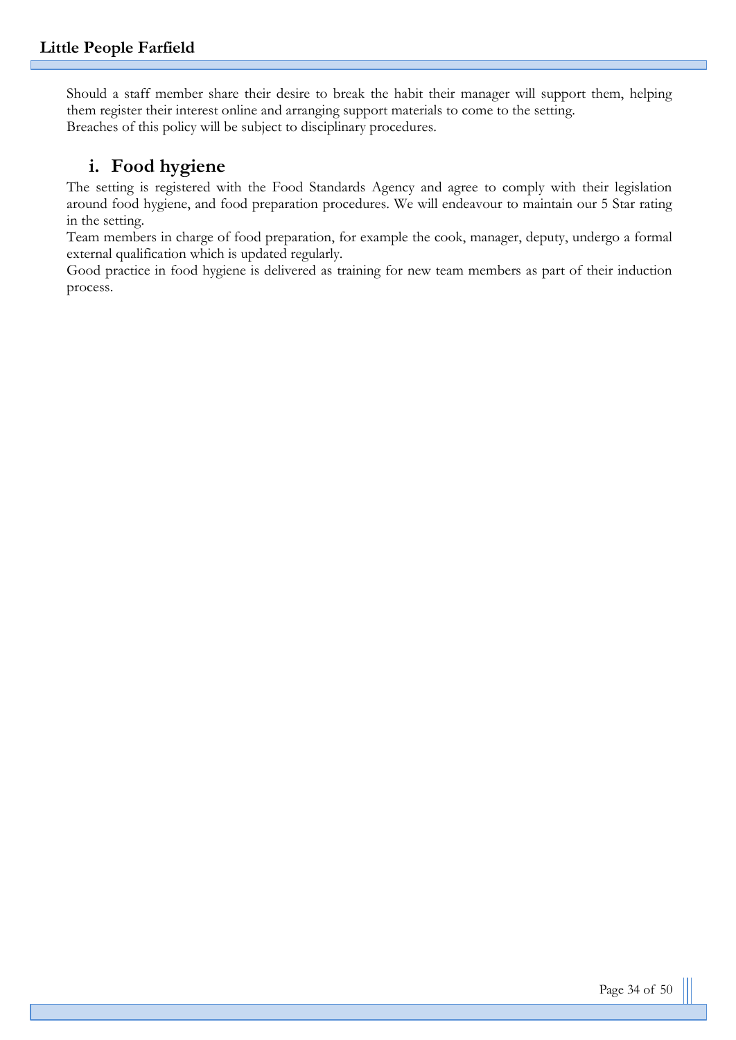Should a staff member share their desire to break the habit their manager will support them, helping them register their interest online and arranging support materials to come to the setting.
Breaches of this policy will be subject to disciplinary procedures.

## i. Food hygiene

The setting is registered with the Food Standards Agency and agree to comply with their legislation around food hygiene, and food preparation procedures. We will endeavour to maintain our 5 Star rating in the setting.
Team members in charge of food preparation, for example the cook, manager, deputy, undergo a formal external qualification which is updated regularly.
Good practice in food hygiene is delivered as training for new team members as part of their induction process.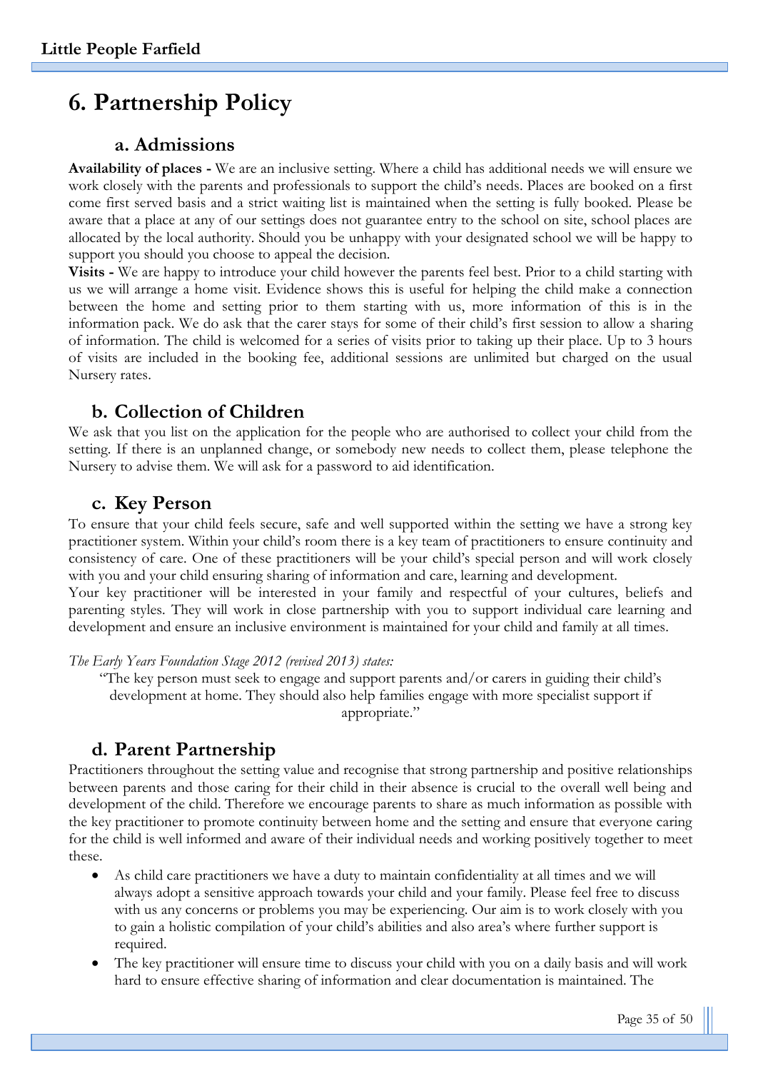# 6. Partnership Policy

## a. Admissions

**Availability of places -** We are an inclusive setting. Where a child has additional needs we will ensure we work closely with the parents and professionals to support the child's needs. Places are booked on a first come first served basis and a strict waiting list is maintained when the setting is fully booked. Please be aware that a place at any of our settings does not guarantee entry to the school on site, school places are allocated by the local authority. Should you be unhappy with your designated school we will be happy to support you should you choose to appeal the decision.

**Visits -** We are happy to introduce your child however the parents feel best. Prior to a child starting with us we will arrange a home visit. Evidence shows this is useful for helping the child make a connection between the home and setting prior to them starting with us, more information of this is in the information pack. We do ask that the carer stays for some of their child's first session to allow a sharing of information. The child is welcomed for a series of visits prior to taking up their place. Up to 3 hours of visits are included in the booking fee, additional sessions are unlimited but charged on the usual Nursery rates.

## b. Collection of Children

We ask that you list on the application for the people who are authorised to collect your child from the setting. If there is an unplanned change, or somebody new needs to collect them, please telephone the Nursery to advise them. We will ask for a password to aid identification.

## c. Key Person

To ensure that your child feels secure, safe and well supported within the setting we have a strong key practitioner system. Within your child's room there is a key team of practitioners to ensure continuity and consistency of care. One of these practitioners will be your child's special person and will work closely with you and your child ensuring sharing of information and care, learning and development.

Your key practitioner will be interested in your family and respectful of your cultures, beliefs and parenting styles. They will work in close partnership with you to support individual care learning and development and ensure an inclusive environment is maintained for your child and family at all times.

*The Early Years Foundation Stage 2012 (revised 2013) states:*

"The key person must seek to engage and support parents and/or carers in guiding their child's development at home. They should also help families engage with more specialist support if appropriate."

## d. Parent Partnership

Practitioners throughout the setting value and recognise that strong partnership and positive relationships between parents and those caring for their child in their absence is crucial to the overall well being and development of the child. Therefore we encourage parents to share as much information as possible with the key practitioner to promote continuity between home and the setting and ensure that everyone caring for the child is well informed and aware of their individual needs and working positively together to meet these.

- As child care practitioners we have a duty to maintain confidentiality at all times and we will always adopt a sensitive approach towards your child and your family. Please feel free to discuss with us any concerns or problems you may be experiencing. Our aim is to work closely with you to gain a holistic compilation of your child's abilities and also area's where further support is required.
- The key practitioner will ensure time to discuss your child with you on a daily basis and will work hard to ensure effective sharing of information and clear documentation is maintained. The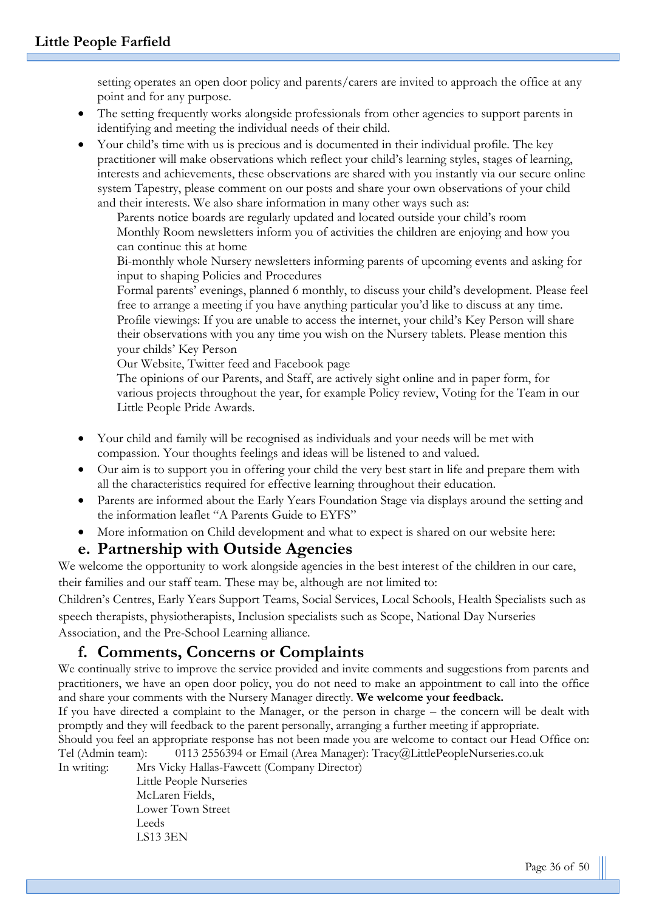setting operates an open door policy and parents/carers are invited to approach the office at any point and for any purpose.

- The setting frequently works alongside professionals from other agencies to support parents in identifying and meeting the individual needs of their child.
- Your child's time with us is precious and is documented in their individual profile. The key practitioner will make observations which reflect your child's learning styles, stages of learning, interests and achievements, these observations are shared with you instantly via our secure online system Tapestry, please comment on our posts and share your own observations of your child and their interests. We also share information in many other ways such as:

  Parents notice boards are regularly updated and located outside your child's room

  Monthly Room newsletters inform you of activities the children are enjoying and how you can continue this at home

  Bi-monthly whole Nursery newsletters informing parents of upcoming events and asking for input to shaping Policies and Procedures

  Formal parents' evenings, planned 6 monthly, to discuss your child's development. Please feel free to arrange a meeting if you have anything particular you'd like to discuss at any time.

  Profile viewings: If you are unable to access the internet, your child's Key Person will share their observations with you any time you wish on the Nursery tablets. Please mention this your childs' Key Person

  Our Website, Twitter feed and Facebook page

  The opinions of our Parents, and Staff, are actively sight online and in paper form, for various projects throughout the year, for example Policy review, Voting for the Team in our Little People Pride Awards.

- Your child and family will be recognised as individuals and your needs will be met with compassion. Your thoughts feelings and ideas will be listened to and valued.
- Our aim is to support you in offering your child the very best start in life and prepare them with all the characteristics required for effective learning throughout their education.
- Parents are informed about the Early Years Foundation Stage via displays around the setting and the information leaflet "A Parents Guide to EYFS"
- More information on Child development and what to expect is shared on our website here:

## e. Partnership with Outside Agencies

We welcome the opportunity to work alongside agencies in the best interest of the children in our care, their families and our staff team. These may be, although are not limited to:

Children's Centres, Early Years Support Teams, Social Services, Local Schools, Health Specialists such as speech therapists, physiotherapists, Inclusion specialists such as Scope, National Day Nurseries Association, and the Pre-School Learning alliance.

## f. Comments, Concerns or Complaints

We continually strive to improve the service provided and invite comments and suggestions from parents and practitioners, we have an open door policy, you do not need to make an appointment to call into the office and share your comments with the Nursery Manager directly. **We welcome your feedback.**

If you have directed a complaint to the Manager, or the person in charge – the concern will be dealt with promptly and they will feedback to the parent personally, arranging a further meeting if appropriate.

Should you feel an appropriate response has not been made you are welcome to contact our Head Office on:

Tel (Admin team): 0113 2556394 or Email (Area Manager): Tracy@LittlePeopleNurseries.co.uk

In writing: Mrs Vicky Hallas-Fawcett (Company Director)
Little People Nurseries
McLaren Fields,
Lower Town Street
Leeds
LS13 3EN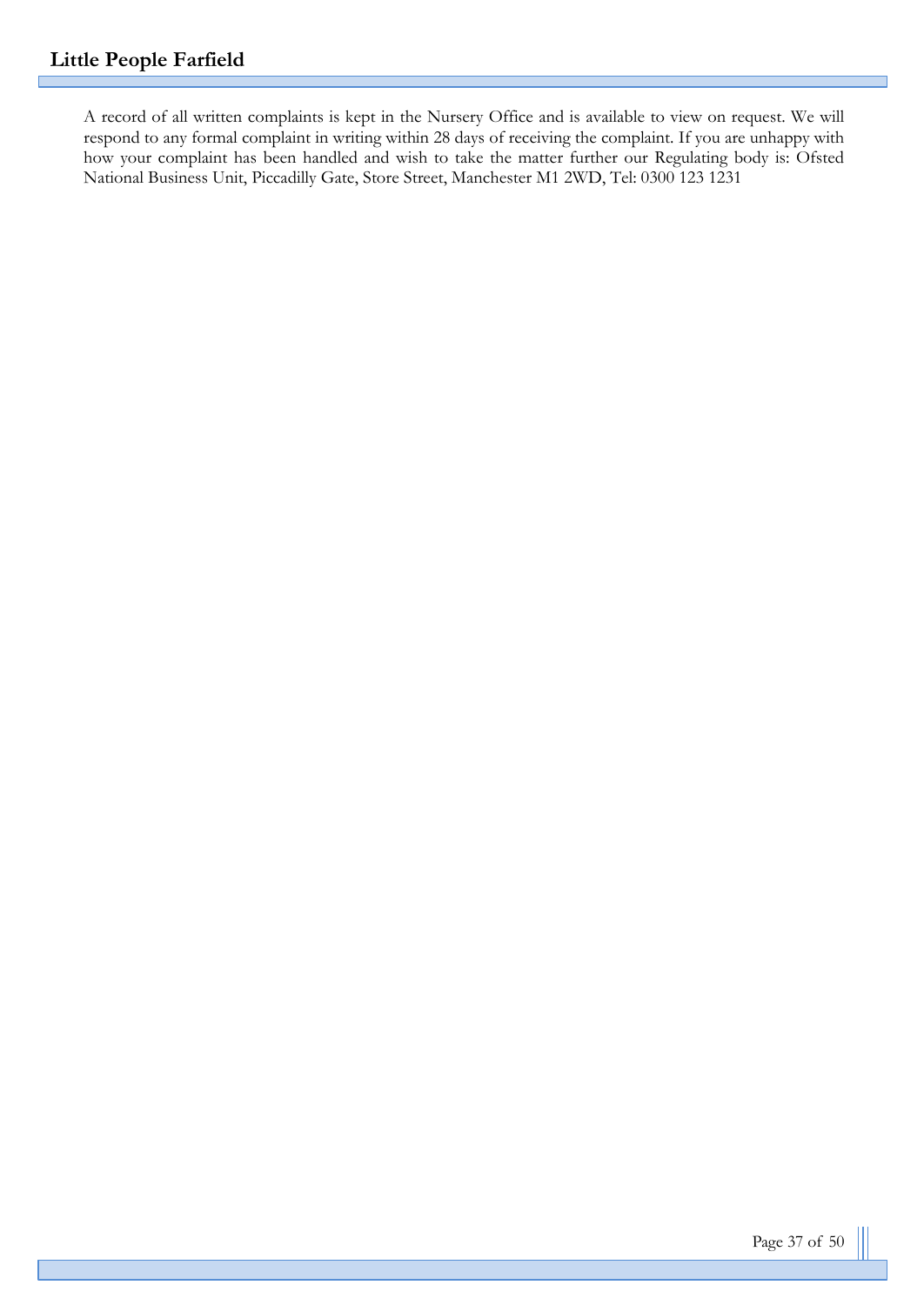A record of all written complaints is kept in the Nursery Office and is available to view on request. We will respond to any formal complaint in writing within 28 days of receiving the complaint. If you are unhappy with how your complaint has been handled and wish to take the matter further our Regulating body is: Ofsted National Business Unit, Piccadilly Gate, Store Street, Manchester M1 2WD, Tel: 0300 123 1231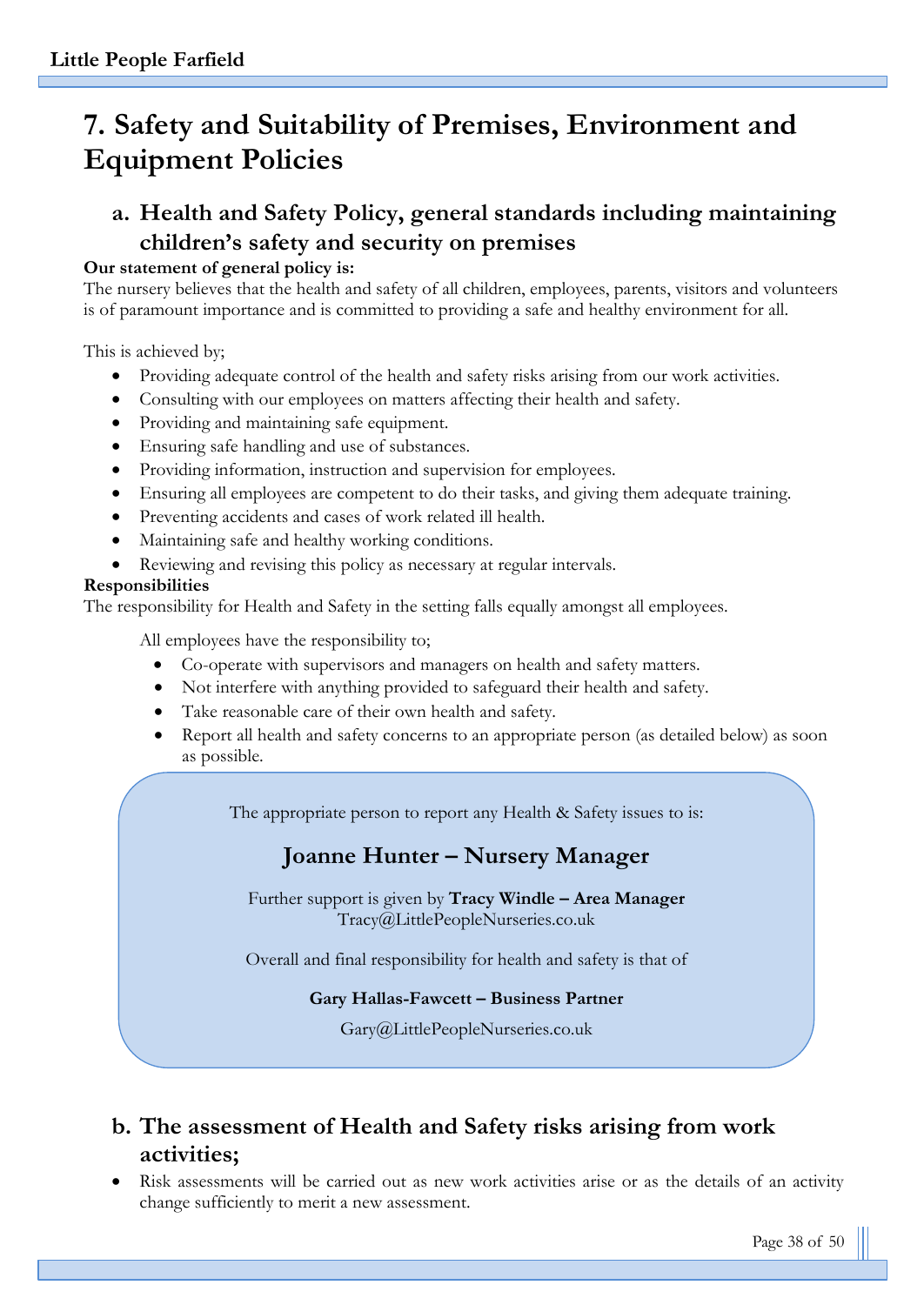# 7. Safety and Suitability of Premises, Environment and Equipment Policies

## a. Health and Safety Policy, general standards including maintaining children's safety and security on premises

**Our statement of general policy is:**
The nursery believes that the health and safety of all children, employees, parents, visitors and volunteers is of paramount importance and is committed to providing a safe and healthy environment for all.

This is achieved by;

- Providing adequate control of the health and safety risks arising from our work activities.
- Consulting with our employees on matters affecting their health and safety.
- Providing and maintaining safe equipment.
- Ensuring safe handling and use of substances.
- Providing information, instruction and supervision for employees.
- Ensuring all employees are competent to do their tasks, and giving them adequate training.
- Preventing accidents and cases of work related ill health.
- Maintaining safe and healthy working conditions.
- Reviewing and revising this policy as necessary at regular intervals.

**Responsibilities**
The responsibility for Health and Safety in the setting falls equally amongst all employees.

All employees have the responsibility to;

- Co-operate with supervisors and managers on health and safety matters.
- Not interfere with anything provided to safeguard their health and safety.
- Take reasonable care of their own health and safety.
- Report all health and safety concerns to an appropriate person (as detailed below) as soon as possible.

The appropriate person to report any Health & Safety issues to is:

**Joanne Hunter – Nursery Manager**

Further support is given by **Tracy Windle – Area Manager**
Tracy@LittlePeopleNurseries.co.uk

Overall and final responsibility for health and safety is that of

**Gary Hallas-Fawcett – Business Partner**

Gary@LittlePeopleNurseries.co.uk

## b. The assessment of Health and Safety risks arising from work activities;

- Risk assessments will be carried out as new work activities arise or as the details of an activity change sufficiently to merit a new assessment.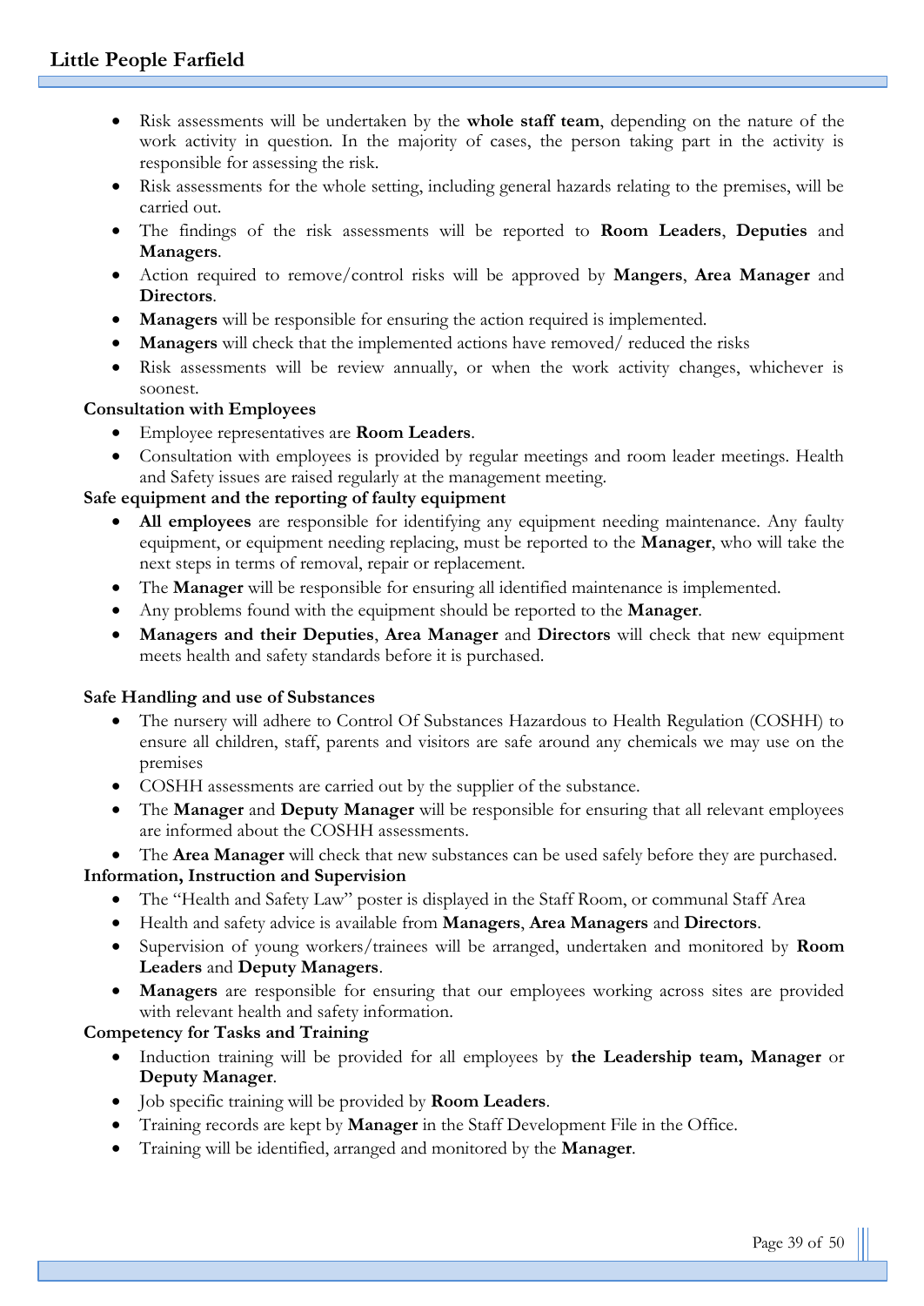- Risk assessments will be undertaken by the **whole staff team**, depending on the nature of the work activity in question. In the majority of cases, the person taking part in the activity is responsible for assessing the risk.
- Risk assessments for the whole setting, including general hazards relating to the premises, will be carried out.
- The findings of the risk assessments will be reported to **Room Leaders**, **Deputies** and **Managers**.
- Action required to remove/control risks will be approved by **Mangers**, **Area Manager** and **Directors**.
- **Managers** will be responsible for ensuring the action required is implemented.
- **Managers** will check that the implemented actions have removed/ reduced the risks
- Risk assessments will be review annually, or when the work activity changes, whichever is soonest.

**Consultation with Employees**

- Employee representatives are **Room Leaders**.
- Consultation with employees is provided by regular meetings and room leader meetings. Health and Safety issues are raised regularly at the management meeting.

**Safe equipment and the reporting of faulty equipment**

- **All employees** are responsible for identifying any equipment needing maintenance. Any faulty equipment, or equipment needing replacing, must be reported to the **Manager**, who will take the next steps in terms of removal, repair or replacement.
- The **Manager** will be responsible for ensuring all identified maintenance is implemented.
- Any problems found with the equipment should be reported to the **Manager**.
- **Managers and their Deputies**, **Area Manager** and **Directors** will check that new equipment meets health and safety standards before it is purchased.

**Safe Handling and use of Substances**

- The nursery will adhere to Control Of Substances Hazardous to Health Regulation (COSHH) to ensure all children, staff, parents and visitors are safe around any chemicals we may use on the premises
- COSHH assessments are carried out by the supplier of the substance.
- The **Manager** and **Deputy Manager** will be responsible for ensuring that all relevant employees are informed about the COSHH assessments.
- The **Area Manager** will check that new substances can be used safely before they are purchased.

**Information, Instruction and Supervision**

- The "Health and Safety Law" poster is displayed in the Staff Room, or communal Staff Area
- Health and safety advice is available from **Managers**, **Area Managers** and **Directors**.
- Supervision of young workers/trainees will be arranged, undertaken and monitored by **Room Leaders** and **Deputy Managers**.
- **Managers** are responsible for ensuring that our employees working across sites are provided with relevant health and safety information.

**Competency for Tasks and Training**

- Induction training will be provided for all employees by **the Leadership team, Manager** or **Deputy Manager**.
- Job specific training will be provided by **Room Leaders**.
- Training records are kept by **Manager** in the Staff Development File in the Office.
- Training will be identified, arranged and monitored by the **Manager**.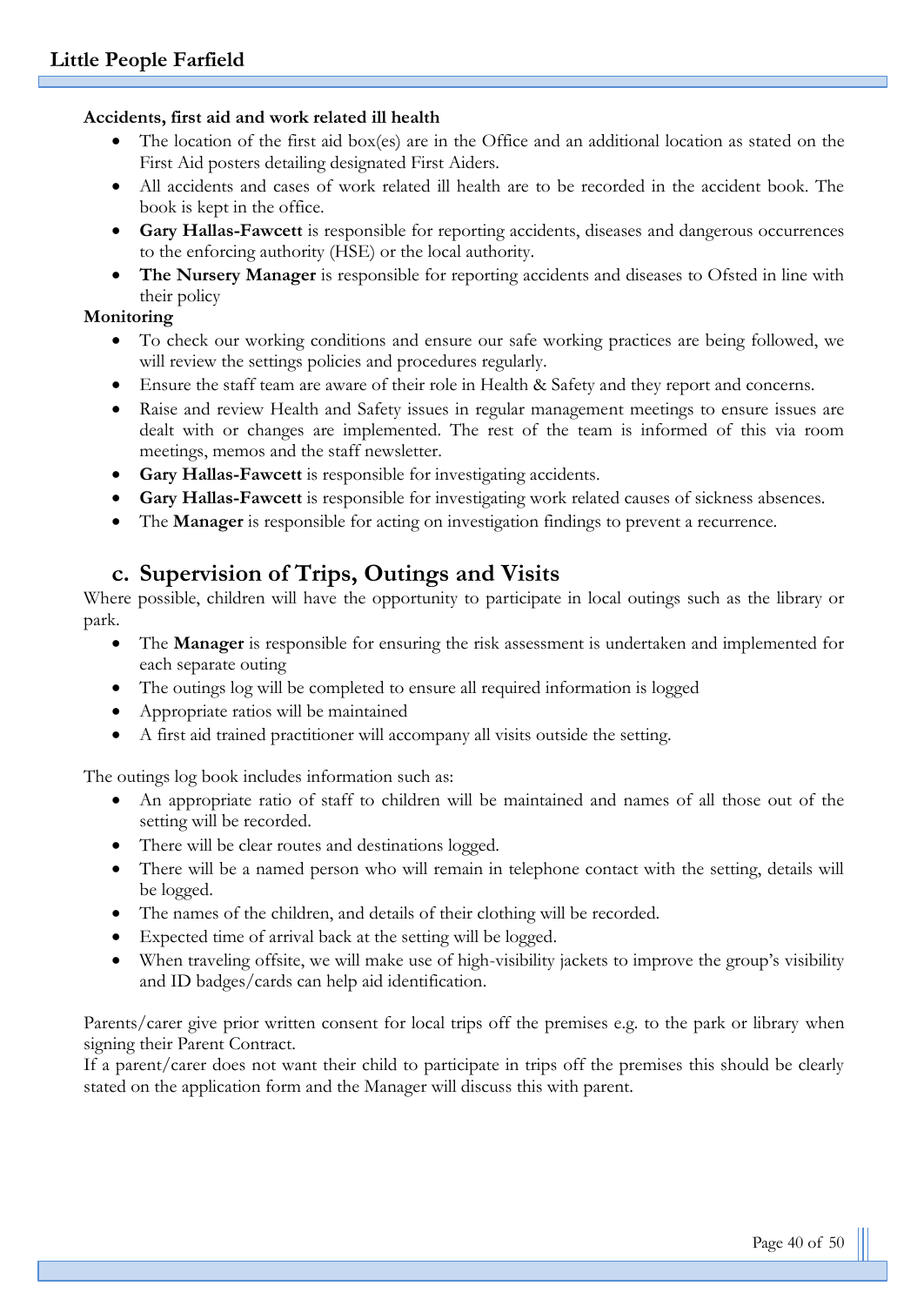**Accidents, first aid and work related ill health**

- The location of the first aid box(es) are in the Office and an additional location as stated on the First Aid posters detailing designated First Aiders.
- All accidents and cases of work related ill health are to be recorded in the accident book. The book is kept in the office.
- **Gary Hallas-Fawcett** is responsible for reporting accidents, diseases and dangerous occurrences to the enforcing authority (HSE) or the local authority.
- **The Nursery Manager** is responsible for reporting accidents and diseases to Ofsted in line with their policy

**Monitoring**

- To check our working conditions and ensure our safe working practices are being followed, we will review the settings policies and procedures regularly.
- Ensure the staff team are aware of their role in Health & Safety and they report and concerns.
- Raise and review Health and Safety issues in regular management meetings to ensure issues are dealt with or changes are implemented. The rest of the team is informed of this via room meetings, memos and the staff newsletter.
- **Gary Hallas-Fawcett** is responsible for investigating accidents.
- **Gary Hallas-Fawcett** is responsible for investigating work related causes of sickness absences.
- The **Manager** is responsible for acting on investigation findings to prevent a recurrence.

## c. Supervision of Trips, Outings and Visits

Where possible, children will have the opportunity to participate in local outings such as the library or park.

- The **Manager** is responsible for ensuring the risk assessment is undertaken and implemented for each separate outing
- The outings log will be completed to ensure all required information is logged
- Appropriate ratios will be maintained
- A first aid trained practitioner will accompany all visits outside the setting.

The outings log book includes information such as:

- An appropriate ratio of staff to children will be maintained and names of all those out of the setting will be recorded.
- There will be clear routes and destinations logged.
- There will be a named person who will remain in telephone contact with the setting, details will be logged.
- The names of the children, and details of their clothing will be recorded.
- Expected time of arrival back at the setting will be logged.
- When traveling offsite, we will make use of high-visibility jackets to improve the group's visibility and ID badges/cards can help aid identification.

Parents/carer give prior written consent for local trips off the premises e.g. to the park or library when signing their Parent Contract.
If a parent/carer does not want their child to participate in trips off the premises this should be clearly stated on the application form and the Manager will discuss this with parent.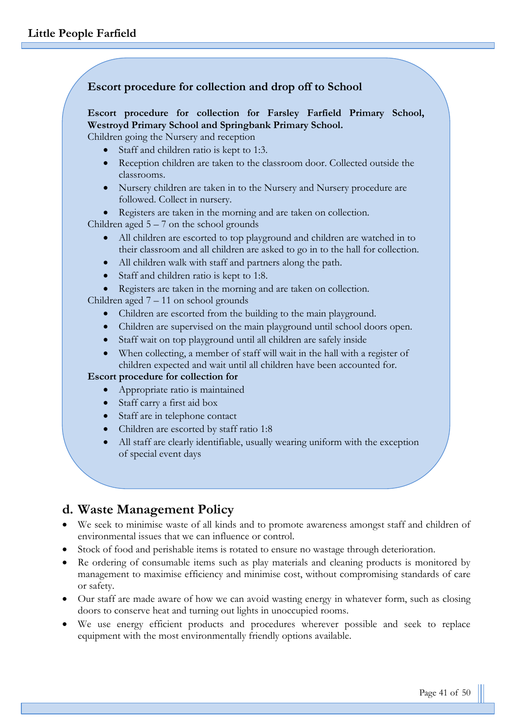### Escort procedure for collection and drop off to School

**Escort procedure for collection for Farsley Farfield Primary School, Westroyd Primary School and Springbank Primary School.**

Children going the Nursery and reception

- Staff and children ratio is kept to 1:3.
- Reception children are taken to the classroom door. Collected outside the classrooms.
- Nursery children are taken in to the Nursery and Nursery procedure are followed. Collect in nursery.
- Registers are taken in the morning and are taken on collection.

Children aged 5 – 7 on the school grounds

- All children are escorted to top playground and children are watched in to their classroom and all children are asked to go in to the hall for collection.
- All children walk with staff and partners along the path.
- Staff and children ratio is kept to 1:8.
- Registers are taken in the morning and are taken on collection.

Children aged 7 – 11 on school grounds

- Children are escorted from the building to the main playground.
- Children are supervised on the main playground until school doors open.
- Staff wait on top playground until all children are safely inside
- When collecting, a member of staff will wait in the hall with a register of children expected and wait until all children have been accounted for.

**Escort procedure for collection for**

- Appropriate ratio is maintained
- Staff carry a first aid box
- Staff are in telephone contact
- Children are escorted by staff ratio 1:8
- All staff are clearly identifiable, usually wearing uniform with the exception of special event days

## d. Waste Management Policy

- We seek to minimise waste of all kinds and to promote awareness amongst staff and children of environmental issues that we can influence or control.
- Stock of food and perishable items is rotated to ensure no wastage through deterioration.
- Re ordering of consumable items such as play materials and cleaning products is monitored by management to maximise efficiency and minimise cost, without compromising standards of care or safety.
- Our staff are made aware of how we can avoid wasting energy in whatever form, such as closing doors to conserve heat and turning out lights in unoccupied rooms.
- We use energy efficient products and procedures wherever possible and seek to replace equipment with the most environmentally friendly options available.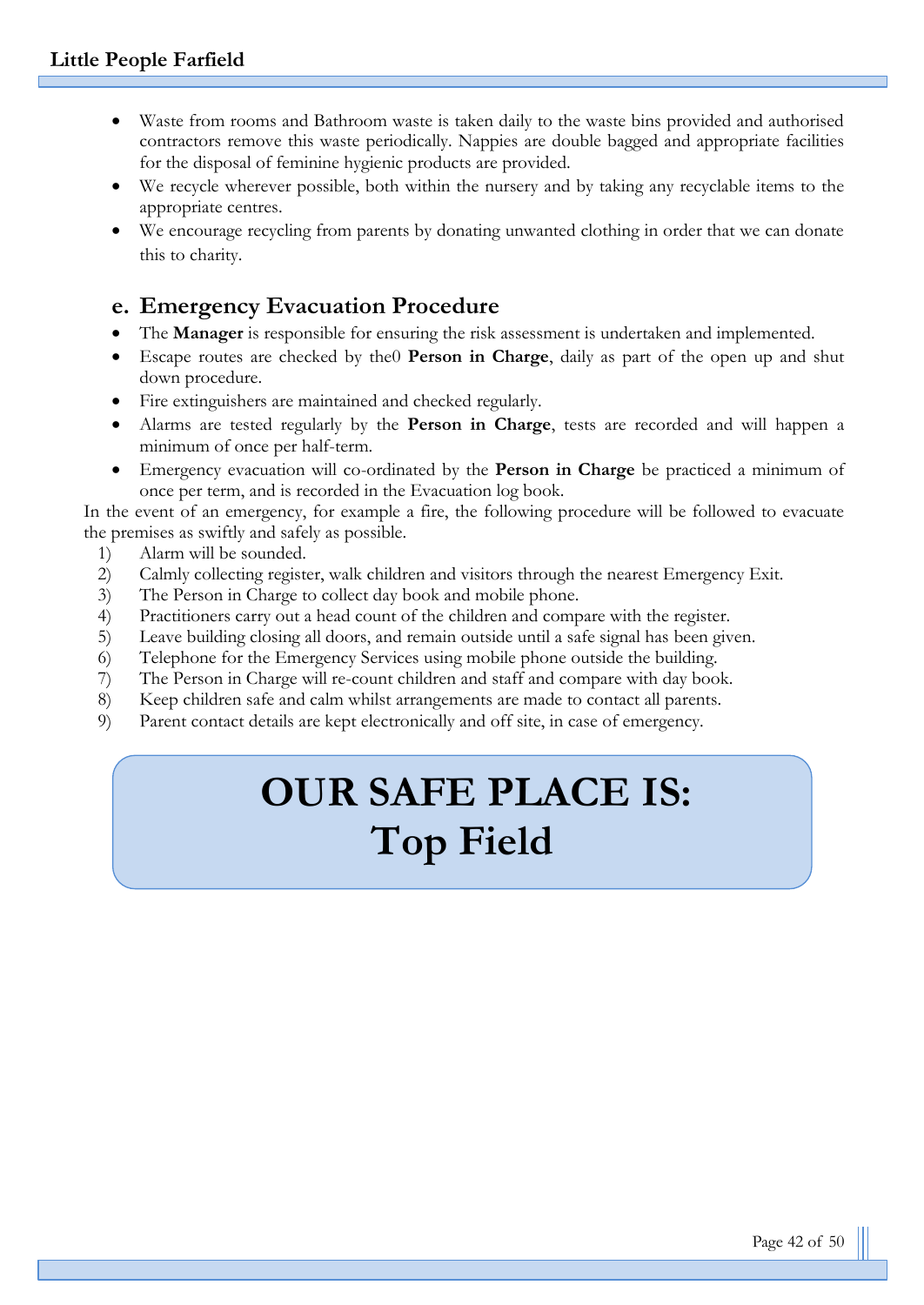- Waste from rooms and Bathroom waste is taken daily to the waste bins provided and authorised contractors remove this waste periodically. Nappies are double bagged and appropriate facilities for the disposal of feminine hygienic products are provided.
- We recycle wherever possible, both within the nursery and by taking any recyclable items to the appropriate centres.
- We encourage recycling from parents by donating unwanted clothing in order that we can donate this to charity.

## e. Emergency Evacuation Procedure

- The **Manager** is responsible for ensuring the risk assessment is undertaken and implemented.
- Escape routes are checked by the0 **Person in Charge**, daily as part of the open up and shut down procedure.
- Fire extinguishers are maintained and checked regularly.
- Alarms are tested regularly by the **Person in Charge**, tests are recorded and will happen a minimum of once per half-term.
- Emergency evacuation will co-ordinated by the **Person in Charge** be practiced a minimum of once per term, and is recorded in the Evacuation log book.

In the event of an emergency, for example a fire, the following procedure will be followed to evacuate the premises as swiftly and safely as possible.

1) Alarm will be sounded.
2) Calmly collecting register, walk children and visitors through the nearest Emergency Exit.
3) The Person in Charge to collect day book and mobile phone.
4) Practitioners carry out a head count of the children and compare with the register.
5) Leave building closing all doors, and remain outside until a safe signal has been given.
6) Telephone for the Emergency Services using mobile phone outside the building.
7) The Person in Charge will re-count children and staff and compare with day book.
8) Keep children safe and calm whilst arrangements are made to contact all parents.
9) Parent contact details are kept electronically and off site, in case of emergency.

# OUR SAFE PLACE IS:
# Top Field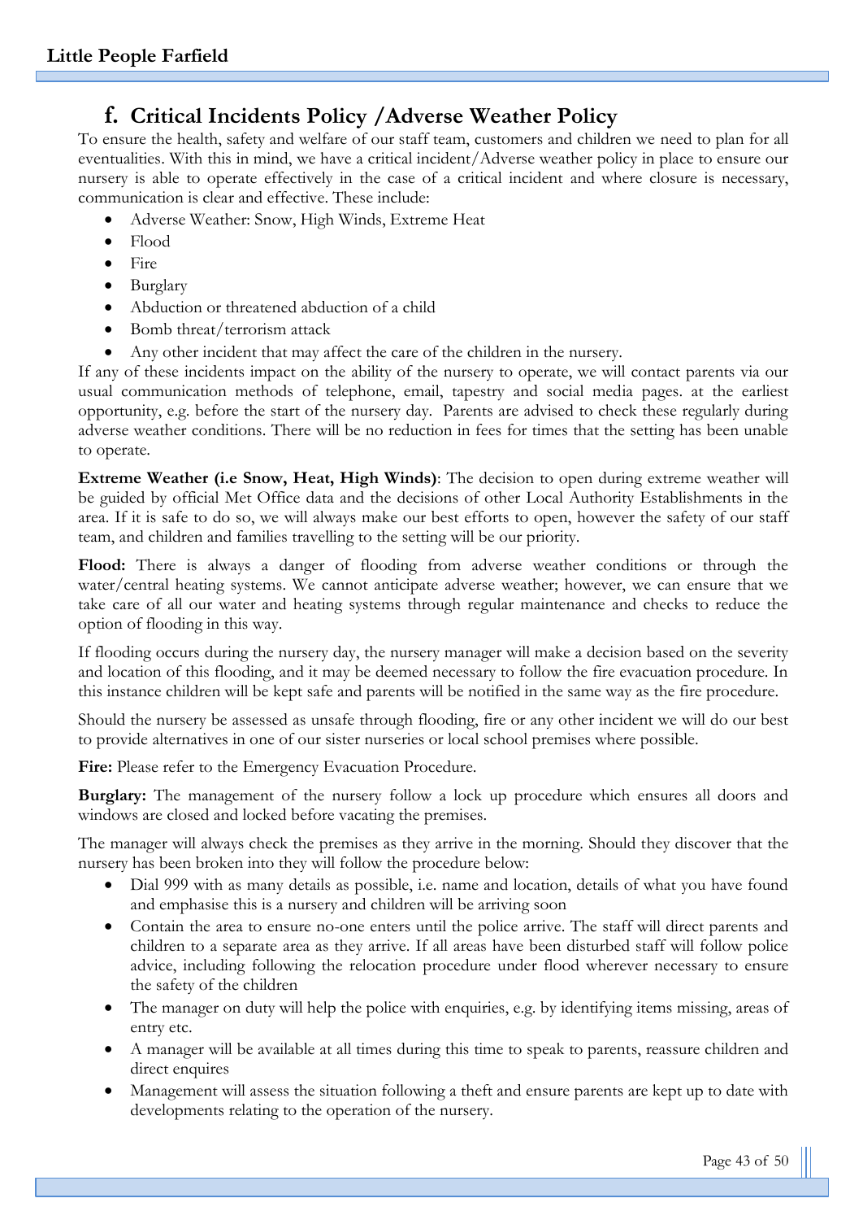## f. Critical Incidents Policy /Adverse Weather Policy

To ensure the health, safety and welfare of our staff team, customers and children we need to plan for all eventualities. With this in mind, we have a critical incident/Adverse weather policy in place to ensure our nursery is able to operate effectively in the case of a critical incident and where closure is necessary, communication is clear and effective. These include:

- Adverse Weather: Snow, High Winds, Extreme Heat
- Flood
- Fire
- Burglary
- Abduction or threatened abduction of a child
- Bomb threat/terrorism attack
- Any other incident that may affect the care of the children in the nursery.

If any of these incidents impact on the ability of the nursery to operate, we will contact parents via our usual communication methods of telephone, email, tapestry and social media pages. at the earliest opportunity, e.g. before the start of the nursery day. Parents are advised to check these regularly during adverse weather conditions. There will be no reduction in fees for times that the setting has been unable to operate.

**Extreme Weather (i.e Snow, Heat, High Winds)**: The decision to open during extreme weather will be guided by official Met Office data and the decisions of other Local Authority Establishments in the area. If it is safe to do so, we will always make our best efforts to open, however the safety of our staff team, and children and families travelling to the setting will be our priority.

**Flood:** There is always a danger of flooding from adverse weather conditions or through the water/central heating systems. We cannot anticipate adverse weather; however, we can ensure that we take care of all our water and heating systems through regular maintenance and checks to reduce the option of flooding in this way.

If flooding occurs during the nursery day, the nursery manager will make a decision based on the severity and location of this flooding, and it may be deemed necessary to follow the fire evacuation procedure. In this instance children will be kept safe and parents will be notified in the same way as the fire procedure.

Should the nursery be assessed as unsafe through flooding, fire or any other incident we will do our best to provide alternatives in one of our sister nurseries or local school premises where possible.

**Fire:** Please refer to the Emergency Evacuation Procedure.

**Burglary:** The management of the nursery follow a lock up procedure which ensures all doors and windows are closed and locked before vacating the premises.

The manager will always check the premises as they arrive in the morning. Should they discover that the nursery has been broken into they will follow the procedure below:

- Dial 999 with as many details as possible, i.e. name and location, details of what you have found and emphasise this is a nursery and children will be arriving soon
- Contain the area to ensure no-one enters until the police arrive. The staff will direct parents and children to a separate area as they arrive. If all areas have been disturbed staff will follow police advice, including following the relocation procedure under flood wherever necessary to ensure the safety of the children
- The manager on duty will help the police with enquiries, e.g. by identifying items missing, areas of entry etc.
- A manager will be available at all times during this time to speak to parents, reassure children and direct enquires
- Management will assess the situation following a theft and ensure parents are kept up to date with developments relating to the operation of the nursery.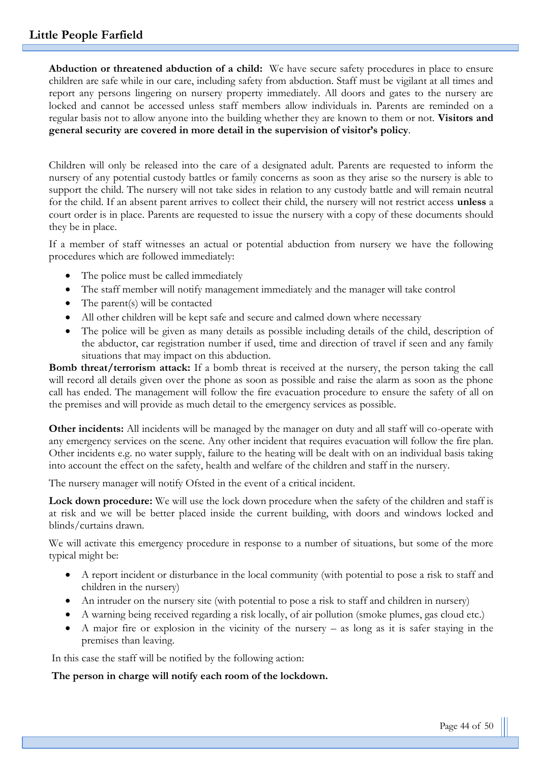**Abduction or threatened abduction of a child:** We have secure safety procedures in place to ensure children are safe while in our care, including safety from abduction. Staff must be vigilant at all times and report any persons lingering on nursery property immediately. All doors and gates to the nursery are locked and cannot be accessed unless staff members allow individuals in. Parents are reminded on a regular basis not to allow anyone into the building whether they are known to them or not. **Visitors and general security are covered in more detail in the supervision of visitor's policy**.

Children will only be released into the care of a designated adult. Parents are requested to inform the nursery of any potential custody battles or family concerns as soon as they arise so the nursery is able to support the child. The nursery will not take sides in relation to any custody battle and will remain neutral for the child. If an absent parent arrives to collect their child, the nursery will not restrict access **unless** a court order is in place. Parents are requested to issue the nursery with a copy of these documents should they be in place.

If a member of staff witnesses an actual or potential abduction from nursery we have the following procedures which are followed immediately:

- The police must be called immediately
- The staff member will notify management immediately and the manager will take control
- The parent(s) will be contacted
- All other children will be kept safe and secure and calmed down where necessary
- The police will be given as many details as possible including details of the child, description of the abductor, car registration number if used, time and direction of travel if seen and any family situations that may impact on this abduction.

**Bomb threat/terrorism attack:** If a bomb threat is received at the nursery, the person taking the call will record all details given over the phone as soon as possible and raise the alarm as soon as the phone call has ended. The management will follow the fire evacuation procedure to ensure the safety of all on the premises and will provide as much detail to the emergency services as possible.

**Other incidents:** All incidents will be managed by the manager on duty and all staff will co-operate with any emergency services on the scene. Any other incident that requires evacuation will follow the fire plan. Other incidents e.g. no water supply, failure to the heating will be dealt with on an individual basis taking into account the effect on the safety, health and welfare of the children and staff in the nursery.

The nursery manager will notify Ofsted in the event of a critical incident.

**Lock down procedure:** We will use the lock down procedure when the safety of the children and staff is at risk and we will be better placed inside the current building, with doors and windows locked and blinds/curtains drawn.

We will activate this emergency procedure in response to a number of situations, but some of the more typical might be:

- A report incident or disturbance in the local community (with potential to pose a risk to staff and children in the nursery)
- An intruder on the nursery site (with potential to pose a risk to staff and children in nursery)
- A warning being received regarding a risk locally, of air pollution (smoke plumes, gas cloud etc.)
- A major fire or explosion in the vicinity of the nursery – as long as it is safer staying in the premises than leaving.

In this case the staff will be notified by the following action:

**The person in charge will notify each room of the lockdown.**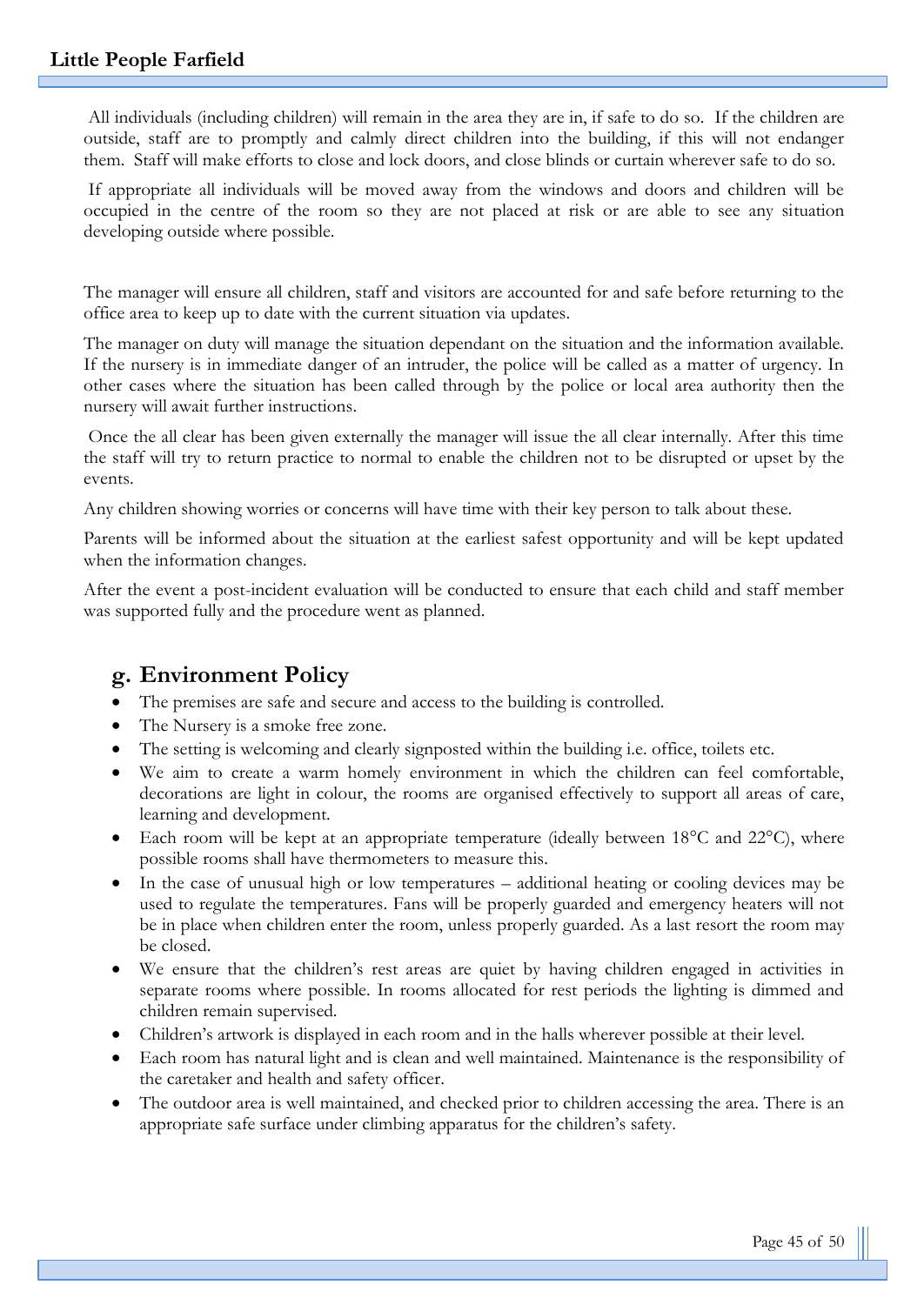All individuals (including children) will remain in the area they are in, if safe to do so. If the children are outside, staff are to promptly and calmly direct children into the building, if this will not endanger them. Staff will make efforts to close and lock doors, and close blinds or curtain wherever safe to do so.

If appropriate all individuals will be moved away from the windows and doors and children will be occupied in the centre of the room so they are not placed at risk or are able to see any situation developing outside where possible.

The manager will ensure all children, staff and visitors are accounted for and safe before returning to the office area to keep up to date with the current situation via updates.

The manager on duty will manage the situation dependant on the situation and the information available. If the nursery is in immediate danger of an intruder, the police will be called as a matter of urgency. In other cases where the situation has been called through by the police or local area authority then the nursery will await further instructions.

Once the all clear has been given externally the manager will issue the all clear internally. After this time the staff will try to return practice to normal to enable the children not to be disrupted or upset by the events.

Any children showing worries or concerns will have time with their key person to talk about these.

Parents will be informed about the situation at the earliest safest opportunity and will be kept updated when the information changes.

After the event a post-incident evaluation will be conducted to ensure that each child and staff member was supported fully and the procedure went as planned.

## g. Environment Policy

- The premises are safe and secure and access to the building is controlled.
- The Nursery is a smoke free zone.
- The setting is welcoming and clearly signposted within the building i.e. office, toilets etc.
- We aim to create a warm homely environment in which the children can feel comfortable, decorations are light in colour, the rooms are organised effectively to support all areas of care, learning and development.
- Each room will be kept at an appropriate temperature (ideally between 18°C and 22°C), where possible rooms shall have thermometers to measure this.
- In the case of unusual high or low temperatures – additional heating or cooling devices may be used to regulate the temperatures. Fans will be properly guarded and emergency heaters will not be in place when children enter the room, unless properly guarded. As a last resort the room may be closed.
- We ensure that the children's rest areas are quiet by having children engaged in activities in separate rooms where possible. In rooms allocated for rest periods the lighting is dimmed and children remain supervised.
- Children's artwork is displayed in each room and in the halls wherever possible at their level.
- Each room has natural light and is clean and well maintained. Maintenance is the responsibility of the caretaker and health and safety officer.
- The outdoor area is well maintained, and checked prior to children accessing the area. There is an appropriate safe surface under climbing apparatus for the children's safety.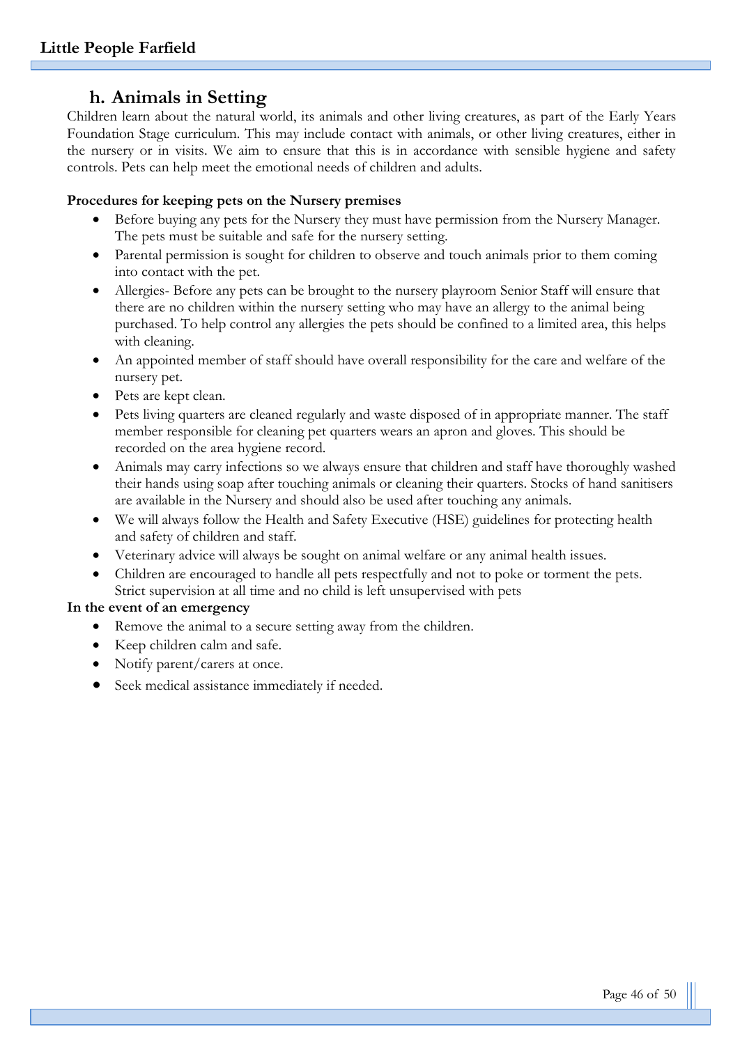## h. Animals in Setting

Children learn about the natural world, its animals and other living creatures, as part of the Early Years Foundation Stage curriculum. This may include contact with animals, or other living creatures, either in the nursery or in visits. We aim to ensure that this is in accordance with sensible hygiene and safety controls. Pets can help meet the emotional needs of children and adults.

**Procedures for keeping pets on the Nursery premises**

- Before buying any pets for the Nursery they must have permission from the Nursery Manager. The pets must be suitable and safe for the nursery setting.
- Parental permission is sought for children to observe and touch animals prior to them coming into contact with the pet.
- Allergies- Before any pets can be brought to the nursery playroom Senior Staff will ensure that there are no children within the nursery setting who may have an allergy to the animal being purchased. To help control any allergies the pets should be confined to a limited area, this helps with cleaning.
- An appointed member of staff should have overall responsibility for the care and welfare of the nursery pet.
- Pets are kept clean.
- Pets living quarters are cleaned regularly and waste disposed of in appropriate manner. The staff member responsible for cleaning pet quarters wears an apron and gloves. This should be recorded on the area hygiene record.
- Animals may carry infections so we always ensure that children and staff have thoroughly washed their hands using soap after touching animals or cleaning their quarters. Stocks of hand sanitisers are available in the Nursery and should also be used after touching any animals.
- We will always follow the Health and Safety Executive (HSE) guidelines for protecting health and safety of children and staff.
- Veterinary advice will always be sought on animal welfare or any animal health issues.
- Children are encouraged to handle all pets respectfully and not to poke or torment the pets. Strict supervision at all time and no child is left unsupervised with pets

**In the event of an emergency**

- Remove the animal to a secure setting away from the children.
- Keep children calm and safe.
- Notify parent/carers at once.
- Seek medical assistance immediately if needed.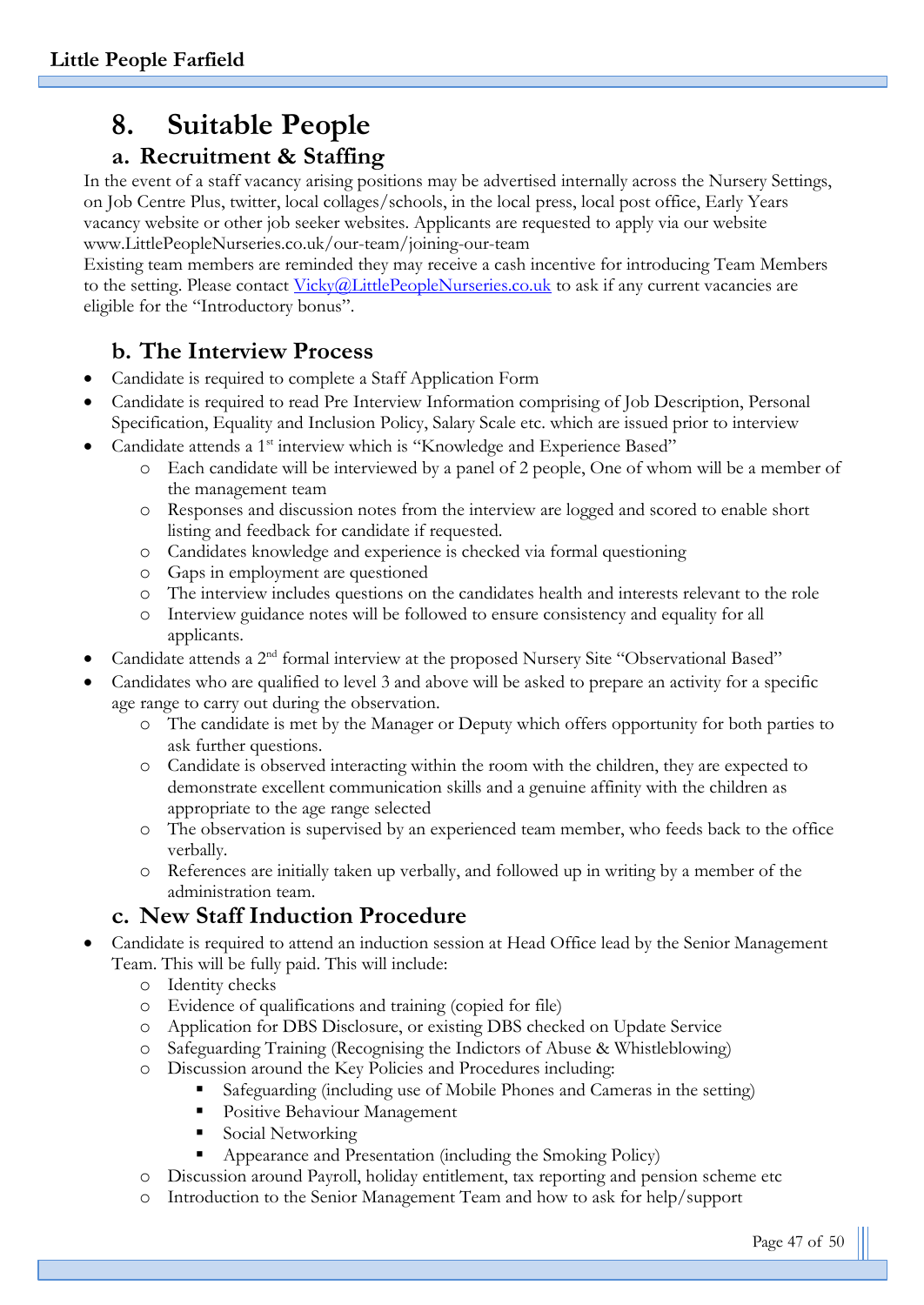# 8. Suitable People

## a. Recruitment & Staffing

In the event of a staff vacancy arising positions may be advertised internally across the Nursery Settings, on Job Centre Plus, twitter, local collages/schools, in the local press, local post office, Early Years vacancy website or other job seeker websites. Applicants are requested to apply via our website www.LittlePeopleNurseries.co.uk/our-team/joining-our-team

Existing team members are reminded they may receive a cash incentive for introducing Team Members to the setting. Please contact Vicky@LittlePeopleNurseries.co.uk to ask if any current vacancies are eligible for the "Introductory bonus".

## b. The Interview Process

- Candidate is required to complete a Staff Application Form
- Candidate is required to read Pre Interview Information comprising of Job Description, Personal Specification, Equality and Inclusion Policy, Salary Scale etc. which are issued prior to interview
- Candidate attends a 1st interview which is "Knowledge and Experience Based"
  - Each candidate will be interviewed by a panel of 2 people, One of whom will be a member of the management team
  - Responses and discussion notes from the interview are logged and scored to enable short listing and feedback for candidate if requested.
  - Candidates knowledge and experience is checked via formal questioning
  - Gaps in employment are questioned
  - The interview includes questions on the candidates health and interests relevant to the role
  - Interview guidance notes will be followed to ensure consistency and equality for all applicants.
- Candidate attends a 2nd formal interview at the proposed Nursery Site "Observational Based"
- Candidates who are qualified to level 3 and above will be asked to prepare an activity for a specific age range to carry out during the observation.
  - The candidate is met by the Manager or Deputy which offers opportunity for both parties to ask further questions.
  - Candidate is observed interacting within the room with the children, they are expected to demonstrate excellent communication skills and a genuine affinity with the children as appropriate to the age range selected
  - The observation is supervised by an experienced team member, who feeds back to the office verbally.
  - References are initially taken up verbally, and followed up in writing by a member of the administration team.

## c. New Staff Induction Procedure

- Candidate is required to attend an induction session at Head Office lead by the Senior Management Team. This will be fully paid. This will include:
  - Identity checks
  - Evidence of qualifications and training (copied for file)
  - Application for DBS Disclosure, or existing DBS checked on Update Service
  - Safeguarding Training (Recognising the Indictors of Abuse & Whistleblowing)
  - Discussion around the Key Policies and Procedures including:
    - Safeguarding (including use of Mobile Phones and Cameras in the setting)
    - Positive Behaviour Management
    - Social Networking
    - Appearance and Presentation (including the Smoking Policy)
  - Discussion around Payroll, holiday entitlement, tax reporting and pension scheme etc
  - Introduction to the Senior Management Team and how to ask for help/support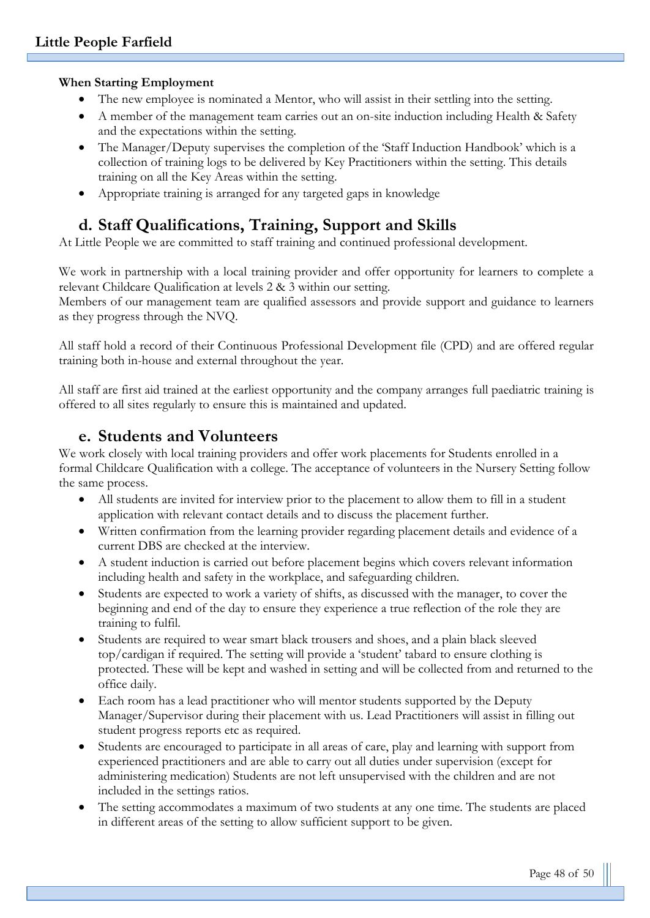**When Starting Employment**

- The new employee is nominated a Mentor, who will assist in their settling into the setting.
- A member of the management team carries out an on-site induction including Health & Safety and the expectations within the setting.
- The Manager/Deputy supervises the completion of the 'Staff Induction Handbook' which is a collection of training logs to be delivered by Key Practitioners within the setting. This details training on all the Key Areas within the setting.
- Appropriate training is arranged for any targeted gaps in knowledge

## d. Staff Qualifications, Training, Support and Skills

At Little People we are committed to staff training and continued professional development.

We work in partnership with a local training provider and offer opportunity for learners to complete a relevant Childcare Qualification at levels 2 & 3 within our setting.
Members of our management team are qualified assessors and provide support and guidance to learners as they progress through the NVQ.

All staff hold a record of their Continuous Professional Development file (CPD) and are offered regular training both in-house and external throughout the year.

All staff are first aid trained at the earliest opportunity and the company arranges full paediatric training is offered to all sites regularly to ensure this is maintained and updated.

## e. Students and Volunteers

We work closely with local training providers and offer work placements for Students enrolled in a formal Childcare Qualification with a college. The acceptance of volunteers in the Nursery Setting follow the same process.

- All students are invited for interview prior to the placement to allow them to fill in a student application with relevant contact details and to discuss the placement further.
- Written confirmation from the learning provider regarding placement details and evidence of a current DBS are checked at the interview.
- A student induction is carried out before placement begins which covers relevant information including health and safety in the workplace, and safeguarding children.
- Students are expected to work a variety of shifts, as discussed with the manager, to cover the beginning and end of the day to ensure they experience a true reflection of the role they are training to fulfil.
- Students are required to wear smart black trousers and shoes, and a plain black sleeved top/cardigan if required. The setting will provide a 'student' tabard to ensure clothing is protected. These will be kept and washed in setting and will be collected from and returned to the office daily.
- Each room has a lead practitioner who will mentor students supported by the Deputy Manager/Supervisor during their placement with us. Lead Practitioners will assist in filling out student progress reports etc as required.
- Students are encouraged to participate in all areas of care, play and learning with support from experienced practitioners and are able to carry out all duties under supervision (except for administering medication) Students are not left unsupervised with the children and are not included in the settings ratios.
- The setting accommodates a maximum of two students at any one time. The students are placed in different areas of the setting to allow sufficient support to be given.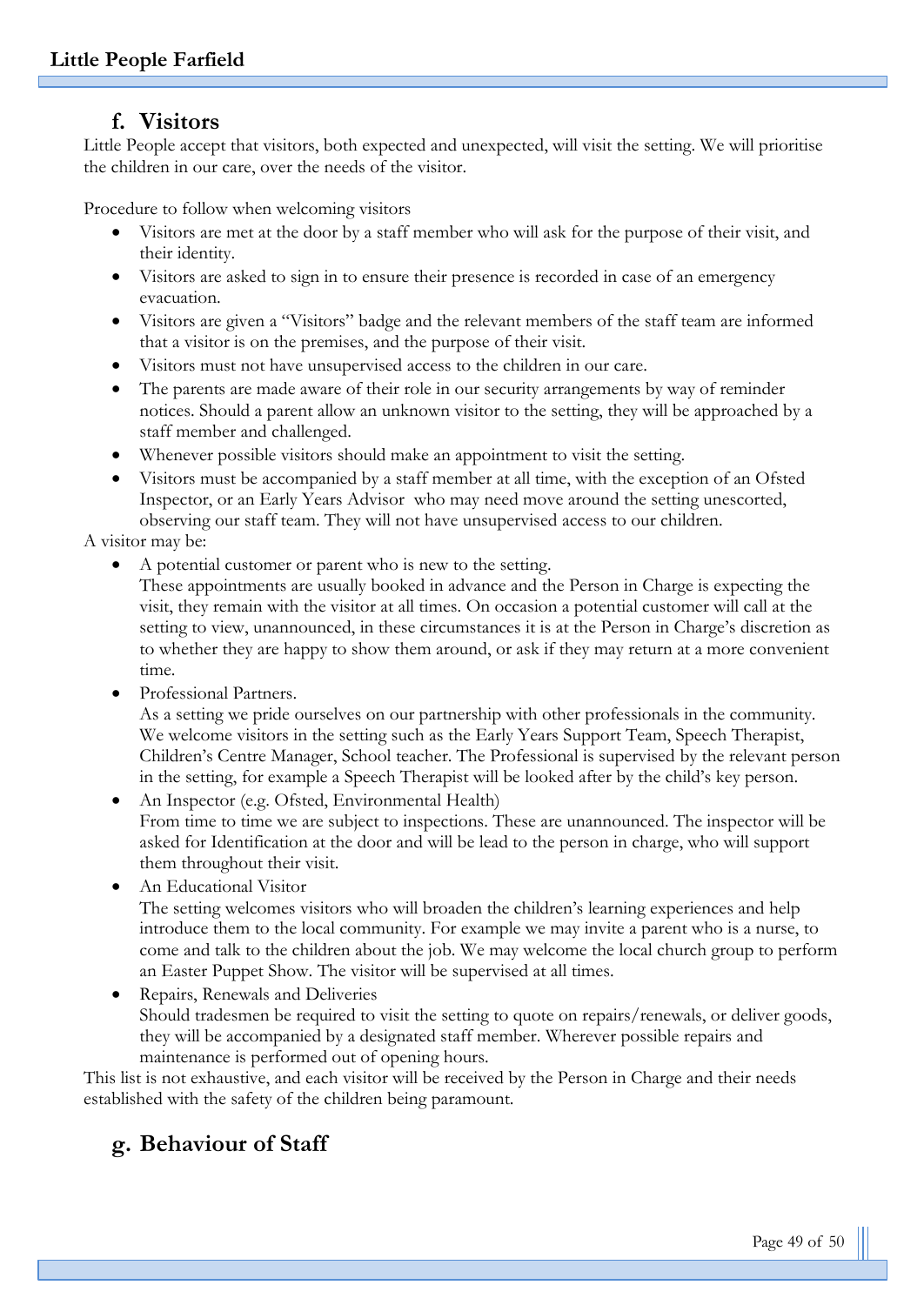## f. Visitors

Little People accept that visitors, both expected and unexpected, will visit the setting. We will prioritise the children in our care, over the needs of the visitor.

Procedure to follow when welcoming visitors

- Visitors are met at the door by a staff member who will ask for the purpose of their visit, and their identity.
- Visitors are asked to sign in to ensure their presence is recorded in case of an emergency evacuation.
- Visitors are given a "Visitors" badge and the relevant members of the staff team are informed that a visitor is on the premises, and the purpose of their visit.
- Visitors must not have unsupervised access to the children in our care.
- The parents are made aware of their role in our security arrangements by way of reminder notices. Should a parent allow an unknown visitor to the setting, they will be approached by a staff member and challenged.
- Whenever possible visitors should make an appointment to visit the setting.
- Visitors must be accompanied by a staff member at all time, with the exception of an Ofsted Inspector, or an Early Years Advisor who may need move around the setting unescorted, observing our staff team. They will not have unsupervised access to our children.

A visitor may be:

- A potential customer or parent who is new to the setting.
  These appointments are usually booked in advance and the Person in Charge is expecting the visit, they remain with the visitor at all times. On occasion a potential customer will call at the setting to view, unannounced, in these circumstances it is at the Person in Charge's discretion as to whether they are happy to show them around, or ask if they may return at a more convenient time.
- Professional Partners.
  As a setting we pride ourselves on our partnership with other professionals in the community. We welcome visitors in the setting such as the Early Years Support Team, Speech Therapist, Children's Centre Manager, School teacher. The Professional is supervised by the relevant person in the setting, for example a Speech Therapist will be looked after by the child's key person.
- An Inspector (e.g. Ofsted, Environmental Health)
  From time to time we are subject to inspections. These are unannounced. The inspector will be asked for Identification at the door and will be lead to the person in charge, who will support them throughout their visit.
- An Educational Visitor
  The setting welcomes visitors who will broaden the children's learning experiences and help introduce them to the local community. For example we may invite a parent who is a nurse, to come and talk to the children about the job. We may welcome the local church group to perform an Easter Puppet Show. The visitor will be supervised at all times.
- Repairs, Renewals and Deliveries
  Should tradesmen be required to visit the setting to quote on repairs/renewals, or deliver goods, they will be accompanied by a designated staff member. Wherever possible repairs and maintenance is performed out of opening hours.

This list is not exhaustive, and each visitor will be received by the Person in Charge and their needs established with the safety of the children being paramount.

## g. Behaviour of Staff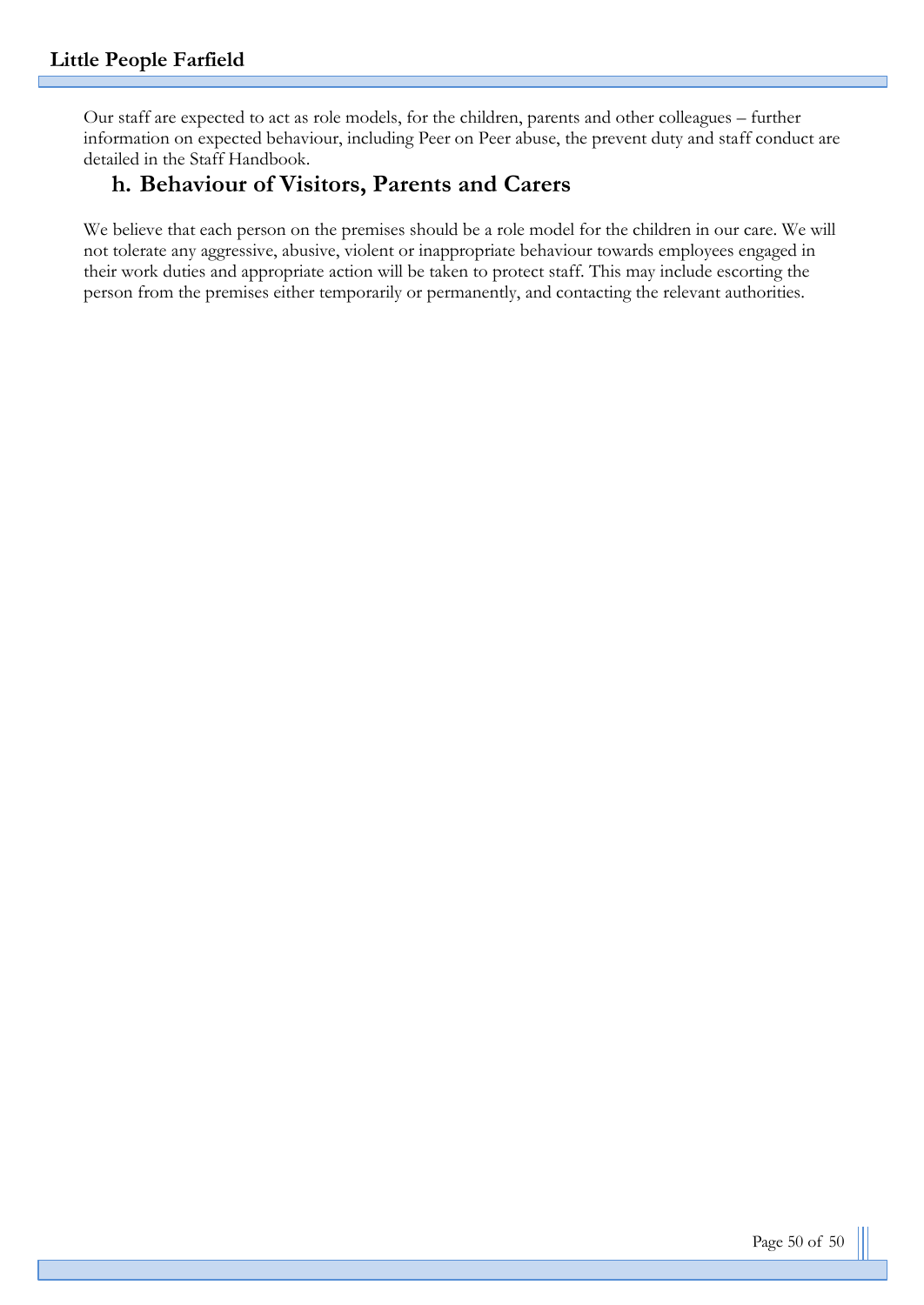Our staff are expected to act as role models, for the children, parents and other colleagues – further information on expected behaviour, including Peer on Peer abuse, the prevent duty and staff conduct are detailed in the Staff Handbook.

## h. Behaviour of Visitors, Parents and Carers

We believe that each person on the premises should be a role model for the children in our care. We will not tolerate any aggressive, abusive, violent or inappropriate behaviour towards employees engaged in their work duties and appropriate action will be taken to protect staff. This may include escorting the person from the premises either temporarily or permanently, and contacting the relevant authorities.